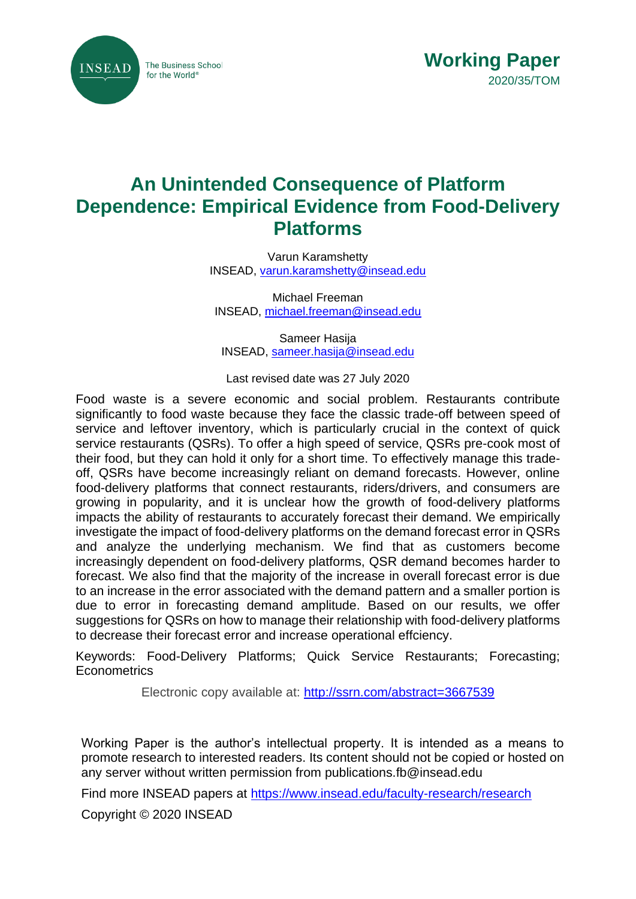Working Paper
2020/35/TOM

# An Unintended Consequence of Platform Dependence: Empirical Evidence from Food-Delivery Platforms

Varun Karamshetty
INSEAD, varun.karamshetty@insead.edu

Michael Freeman
INSEAD, michael.freeman@insead.edu

Sameer Hasija
INSEAD, sameer.hasija@insead.edu

Last revised date was 27 July 2020

Food waste is a severe economic and social problem. Restaurants contribute significantly to food waste because they face the classic trade-off between speed of service and leftover inventory, which is particularly crucial in the context of quick service restaurants (QSRs). To offer a high speed of service, QSRs pre-cook most of their food, but they can hold it only for a short time. To effectively manage this trade-off, QSRs have become increasingly reliant on demand forecasts. However, online food-delivery platforms that connect restaurants, riders/drivers, and consumers are growing in popularity, and it is unclear how the growth of food-delivery platforms impacts the ability of restaurants to accurately forecast their demand. We empirically investigate the impact of food-delivery platforms on the demand forecast error in QSRs and analyze the underlying mechanism. We find that as customers become increasingly dependent on food-delivery platforms, QSR demand becomes harder to forecast. We also find that the majority of the increase in overall forecast error is due to an increase in the error associated with the demand pattern and a smaller portion is due to error in forecasting demand amplitude. Based on our results, we offer suggestions for QSRs on how to manage their relationship with food-delivery platforms to decrease their forecast error and increase operational effciency.

Keywords: Food-Delivery Platforms; Quick Service Restaurants; Forecasting; Econometrics

Electronic copy available at: http://ssrn.com/abstract=3667539

Working Paper is the author's intellectual property. It is intended as a means to promote research to interested readers. Its content should not be copied or hosted on any server without written permission from publications.fb@insead.edu

Find more INSEAD papers at https://www.insead.edu/faculty-research/research

Copyright © 2020 INSEAD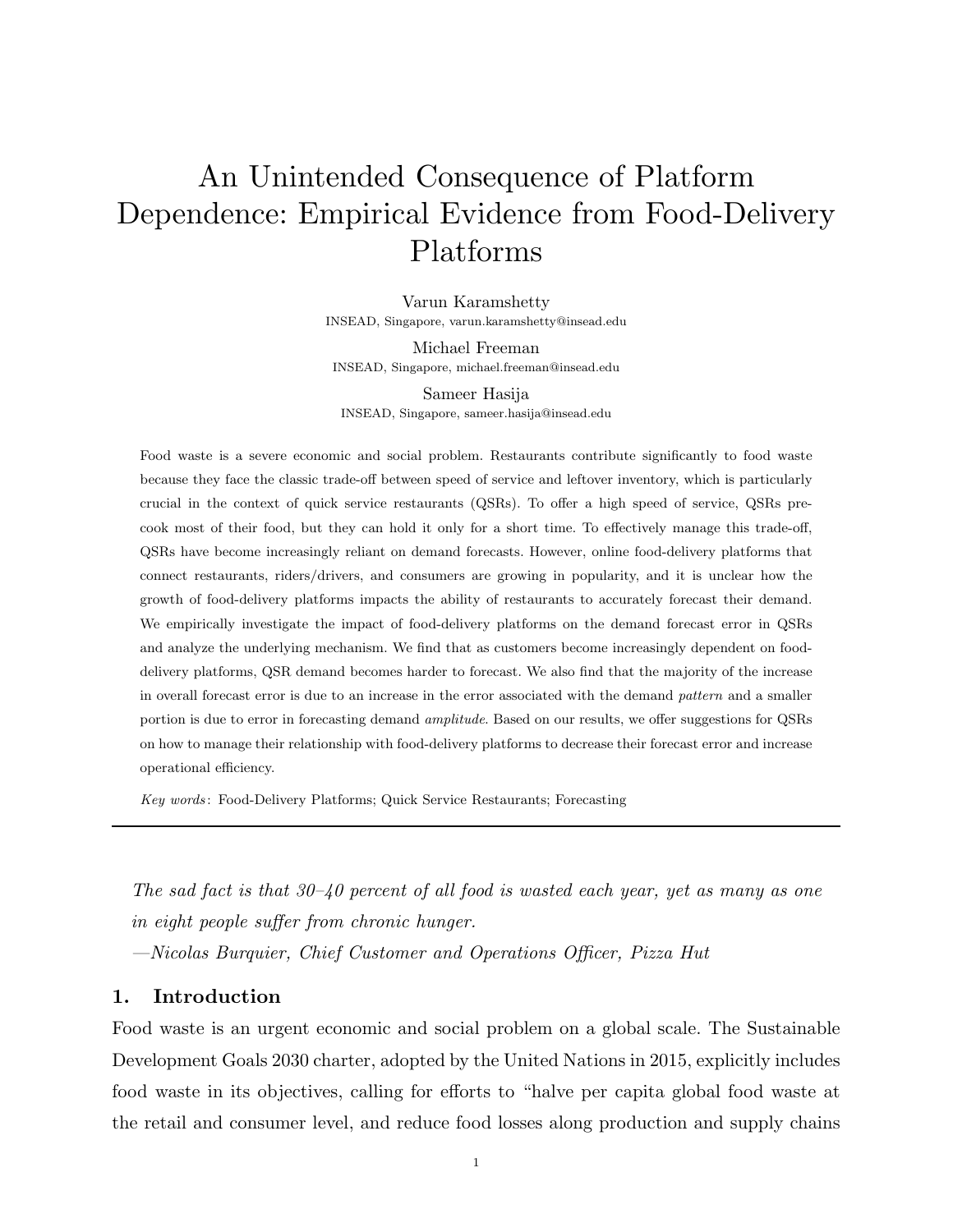# An Unintended Consequence of Platform Dependence: Empirical Evidence from Food-Delivery Platforms

Varun Karamshetty
INSEAD, Singapore, varun.karamshetty@insead.edu

Michael Freeman
INSEAD, Singapore, michael.freeman@insead.edu

Sameer Hasija
INSEAD, Singapore, sameer.hasija@insead.edu

Food waste is a severe economic and social problem. Restaurants contribute significantly to food waste because they face the classic trade-off between speed of service and leftover inventory, which is particularly crucial in the context of quick service restaurants (QSRs). To offer a high speed of service, QSRs pre-cook most of their food, but they can hold it only for a short time. To effectively manage this trade-off, QSRs have become increasingly reliant on demand forecasts. However, online food-delivery platforms that connect restaurants, riders/drivers, and consumers are growing in popularity, and it is unclear how the growth of food-delivery platforms impacts the ability of restaurants to accurately forecast their demand. We empirically investigate the impact of food-delivery platforms on the demand forecast error in QSRs and analyze the underlying mechanism. We find that as customers become increasingly dependent on food-delivery platforms, QSR demand becomes harder to forecast. We also find that the majority of the increase in overall forecast error is due to an increase in the error associated with the demand *pattern* and a smaller portion is due to error in forecasting demand *amplitude*. Based on our results, we offer suggestions for QSRs on how to manage their relationship with food-delivery platforms to decrease their forecast error and increase operational efficiency.

*Key words*: Food-Delivery Platforms; Quick Service Restaurants; Forecasting

---

*The sad fact is that 30–40 percent of all food is wasted each year, yet as many as one in eight people suffer from chronic hunger.*
*—Nicolas Burquier, Chief Customer and Operations Officer, Pizza Hut*

## 1. Introduction

Food waste is an urgent economic and social problem on a global scale. The Sustainable Development Goals 2030 charter, adopted by the United Nations in 2015, explicitly includes food waste in its objectives, calling for efforts to "halve per capita global food waste at the retail and consumer level, and reduce food losses along production and supply chains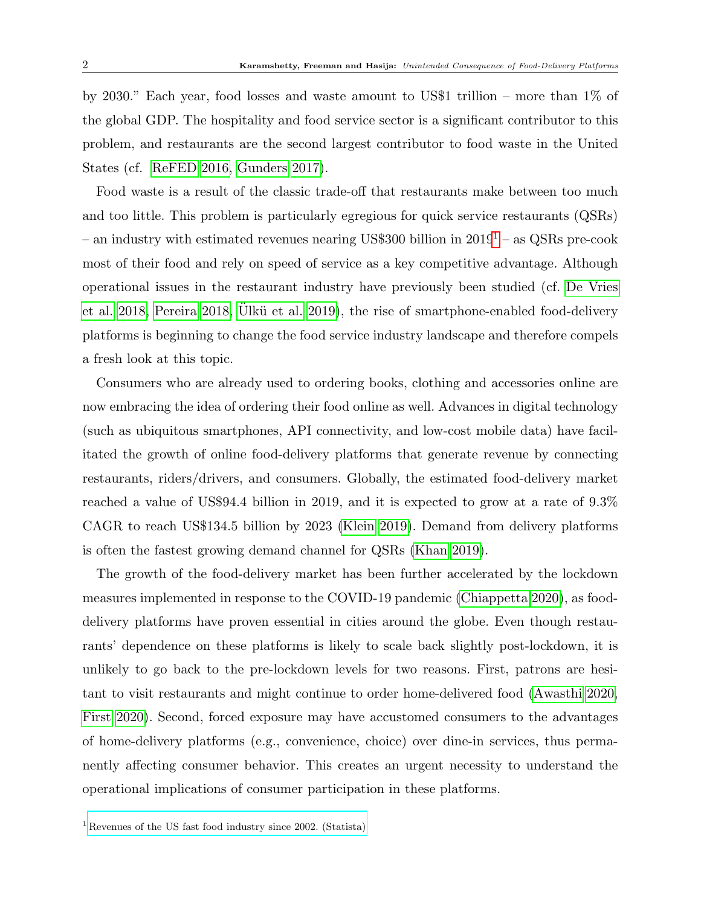by 2030." Each year, food losses and waste amount to US$1 trillion – more than 1% of the global GDP. The hospitality and food service sector is a significant contributor to this problem, and restaurants are the second largest contributor to food waste in the United States (cf. ReFED 2016, Gunders 2017).

Food waste is a result of the classic trade-off that restaurants make between too much and too little. This problem is particularly egregious for quick service restaurants (QSRs) – an industry with estimated revenues nearing US$300 billion in 2019[1] – as QSRs pre-cook most of their food and rely on speed of service as a key competitive advantage. Although operational issues in the restaurant industry have previously been studied (cf. De Vries et al. 2018, Pereira 2018, Ülkü et al. 2019), the rise of smartphone-enabled food-delivery platforms is beginning to change the food service industry landscape and therefore compels a fresh look at this topic.

Consumers who are already used to ordering books, clothing and accessories online are now embracing the idea of ordering their food online as well. Advances in digital technology (such as ubiquitous smartphones, API connectivity, and low-cost mobile data) have facilitated the growth of online food-delivery platforms that generate revenue by connecting restaurants, riders/drivers, and consumers. Globally, the estimated food-delivery market reached a value of US$94.4 billion in 2019, and it is expected to grow at a rate of 9.3% CAGR to reach US$134.5 billion by 2023 (Klein 2019). Demand from delivery platforms is often the fastest growing demand channel for QSRs (Khan 2019).

The growth of the food-delivery market has been further accelerated by the lockdown measures implemented in response to the COVID-19 pandemic (Chiappetta 2020), as food-delivery platforms have proven essential in cities around the globe. Even though restaurants' dependence on these platforms is likely to scale back slightly post-lockdown, it is unlikely to go back to the pre-lockdown levels for two reasons. First, patrons are hesitant to visit restaurants and might continue to order home-delivered food (Awasthi 2020, First 2020). Second, forced exposure may have accustomed consumers to the advantages of home-delivery platforms (e.g., convenience, choice) over dine-in services, thus permanently affecting consumer behavior. This creates an urgent necessity to understand the operational implications of consumer participation in these platforms.

[1] Revenues of the US fast food industry since 2002. (Statista)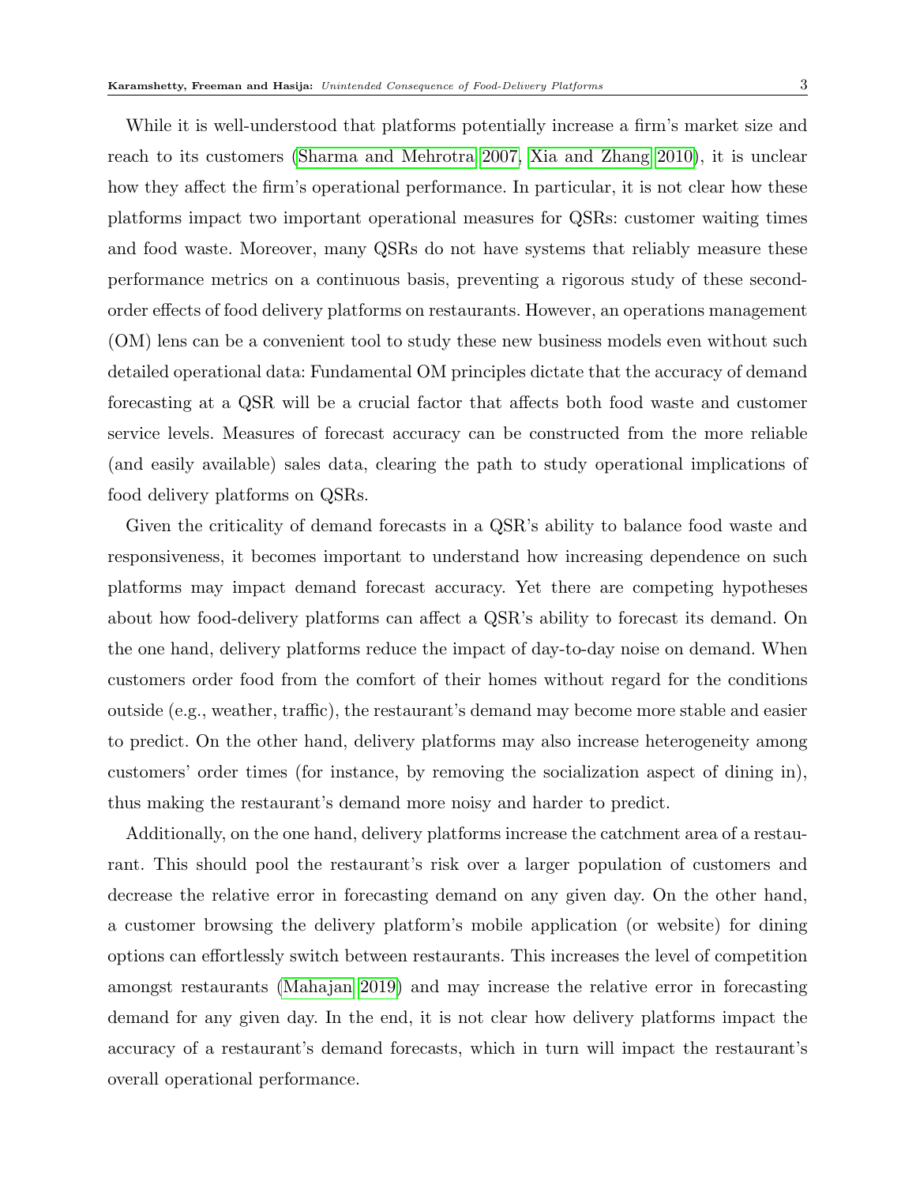While it is well-understood that platforms potentially increase a firm's market size and reach to its customers (Sharma and Mehrotra 2007, Xia and Zhang 2010), it is unclear how they affect the firm's operational performance. In particular, it is not clear how these platforms impact two important operational measures for QSRs: customer waiting times and food waste. Moreover, many QSRs do not have systems that reliably measure these performance metrics on a continuous basis, preventing a rigorous study of these second-order effects of food delivery platforms on restaurants. However, an operations management (OM) lens can be a convenient tool to study these new business models even without such detailed operational data: Fundamental OM principles dictate that the accuracy of demand forecasting at a QSR will be a crucial factor that affects both food waste and customer service levels. Measures of forecast accuracy can be constructed from the more reliable (and easily available) sales data, clearing the path to study operational implications of food delivery platforms on QSRs.

Given the criticality of demand forecasts in a QSR's ability to balance food waste and responsiveness, it becomes important to understand how increasing dependence on such platforms may impact demand forecast accuracy. Yet there are competing hypotheses about how food-delivery platforms can affect a QSR's ability to forecast its demand. On the one hand, delivery platforms reduce the impact of day-to-day noise on demand. When customers order food from the comfort of their homes without regard for the conditions outside (e.g., weather, traffic), the restaurant's demand may become more stable and easier to predict. On the other hand, delivery platforms may also increase heterogeneity among customers' order times (for instance, by removing the socialization aspect of dining in), thus making the restaurant's demand more noisy and harder to predict.

Additionally, on the one hand, delivery platforms increase the catchment area of a restaurant. This should pool the restaurant's risk over a larger population of customers and decrease the relative error in forecasting demand on any given day. On the other hand, a customer browsing the delivery platform's mobile application (or website) for dining options can effortlessly switch between restaurants. This increases the level of competition amongst restaurants (Mahajan 2019) and may increase the relative error in forecasting demand for any given day. In the end, it is not clear how delivery platforms impact the accuracy of a restaurant's demand forecasts, which in turn will impact the restaurant's overall operational performance.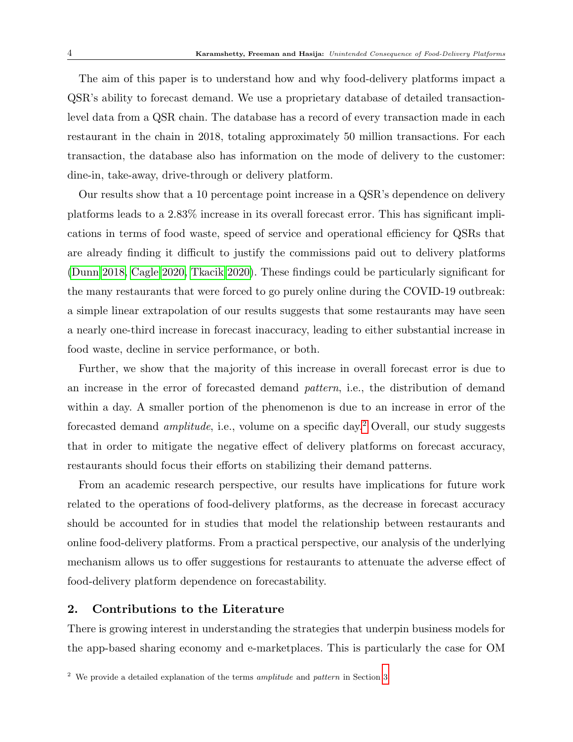The aim of this paper is to understand how and why food-delivery platforms impact a QSR's ability to forecast demand. We use a proprietary database of detailed transaction-level data from a QSR chain. The database has a record of every transaction made in each restaurant in the chain in 2018, totaling approximately 50 million transactions. For each transaction, the database also has information on the mode of delivery to the customer: dine-in, take-away, drive-through or delivery platform.

Our results show that a 10 percentage point increase in a QSR's dependence on delivery platforms leads to a 2.83% increase in its overall forecast error. This has significant implications in terms of food waste, speed of service and operational efficiency for QSRs that are already finding it difficult to justify the commissions paid out to delivery platforms (Dunn 2018, Cagle 2020, Tkacik 2020). These findings could be particularly significant for the many restaurants that were forced to go purely online during the COVID-19 outbreak: a simple linear extrapolation of our results suggests that some restaurants may have seen a nearly one-third increase in forecast inaccuracy, leading to either substantial increase in food waste, decline in service performance, or both.

Further, we show that the majority of this increase in overall forecast error is due to an increase in the error of forecasted demand *pattern*, i.e., the distribution of demand within a day. A smaller portion of the phenomenon is due to an increase in error of the forecasted demand *amplitude*, i.e., volume on a specific day.[2] Overall, our study suggests that in order to mitigate the negative effect of delivery platforms on forecast accuracy, restaurants should focus their efforts on stabilizing their demand patterns.

From an academic research perspective, our results have implications for future work related to the operations of food-delivery platforms, as the decrease in forecast accuracy should be accounted for in studies that model the relationship between restaurants and online food-delivery platforms. From a practical perspective, our analysis of the underlying mechanism allows us to offer suggestions for restaurants to attenuate the adverse effect of food-delivery platform dependence on forecastability.

## 2. Contributions to the Literature

There is growing interest in understanding the strategies that underpin business models for the app-based sharing economy and e-marketplaces. This is particularly the case for OM

[2] We provide a detailed explanation of the terms *amplitude* and *pattern* in Section 3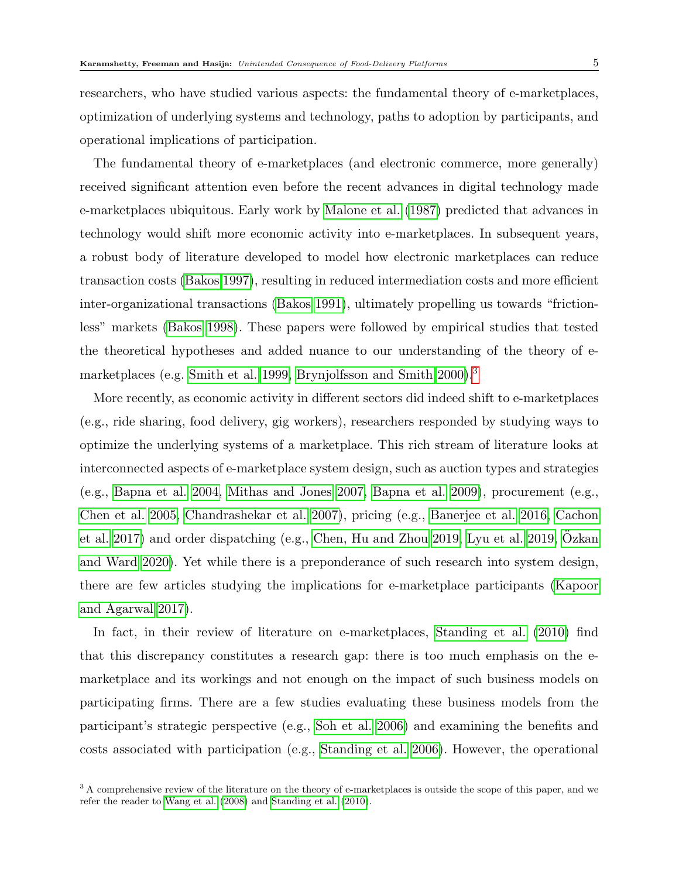researchers, who have studied various aspects: the fundamental theory of e-marketplaces, optimization of underlying systems and technology, paths to adoption by participants, and operational implications of participation.

The fundamental theory of e-marketplaces (and electronic commerce, more generally) received significant attention even before the recent advances in digital technology made e-marketplaces ubiquitous. Early work by Malone et al. (1987) predicted that advances in technology would shift more economic activity into e-marketplaces. In subsequent years, a robust body of literature developed to model how electronic marketplaces can reduce transaction costs (Bakos 1997), resulting in reduced intermediation costs and more efficient inter-organizational transactions (Bakos 1991), ultimately propelling us towards "frictionless" markets (Bakos 1998). These papers were followed by empirical studies that tested the theoretical hypotheses and added nuance to our understanding of the theory of e-marketplaces (e.g. Smith et al. 1999, Brynjolfsson and Smith 2000).[3]

More recently, as economic activity in different sectors did indeed shift to e-marketplaces (e.g., ride sharing, food delivery, gig workers), researchers responded by studying ways to optimize the underlying systems of a marketplace. This rich stream of literature looks at interconnected aspects of e-marketplace system design, such as auction types and strategies (e.g., Bapna et al. 2004, Mithas and Jones 2007, Bapna et al. 2009), procurement (e.g., Chen et al. 2005, Chandrashekar et al. 2007), pricing (e.g., Banerjee et al. 2016, Cachon et al. 2017) and order dispatching (e.g., Chen, Hu and Zhou 2019, Lyu et al. 2019, Özkan and Ward 2020). Yet while there is a preponderance of such research into system design, there are few articles studying the implications for e-marketplace participants (Kapoor and Agarwal 2017).

In fact, in their review of literature on e-marketplaces, Standing et al. (2010) find that this discrepancy constitutes a research gap: there is too much emphasis on the e-marketplace and its workings and not enough on the impact of such business models on participating firms. There are a few studies evaluating these business models from the participant's strategic perspective (e.g., Soh et al. 2006) and examining the benefits and costs associated with participation (e.g., Standing et al. 2006). However, the operational

[3] A comprehensive review of the literature on the theory of e-marketplaces is outside the scope of this paper, and we refer the reader to Wang et al. (2008) and Standing et al. (2010).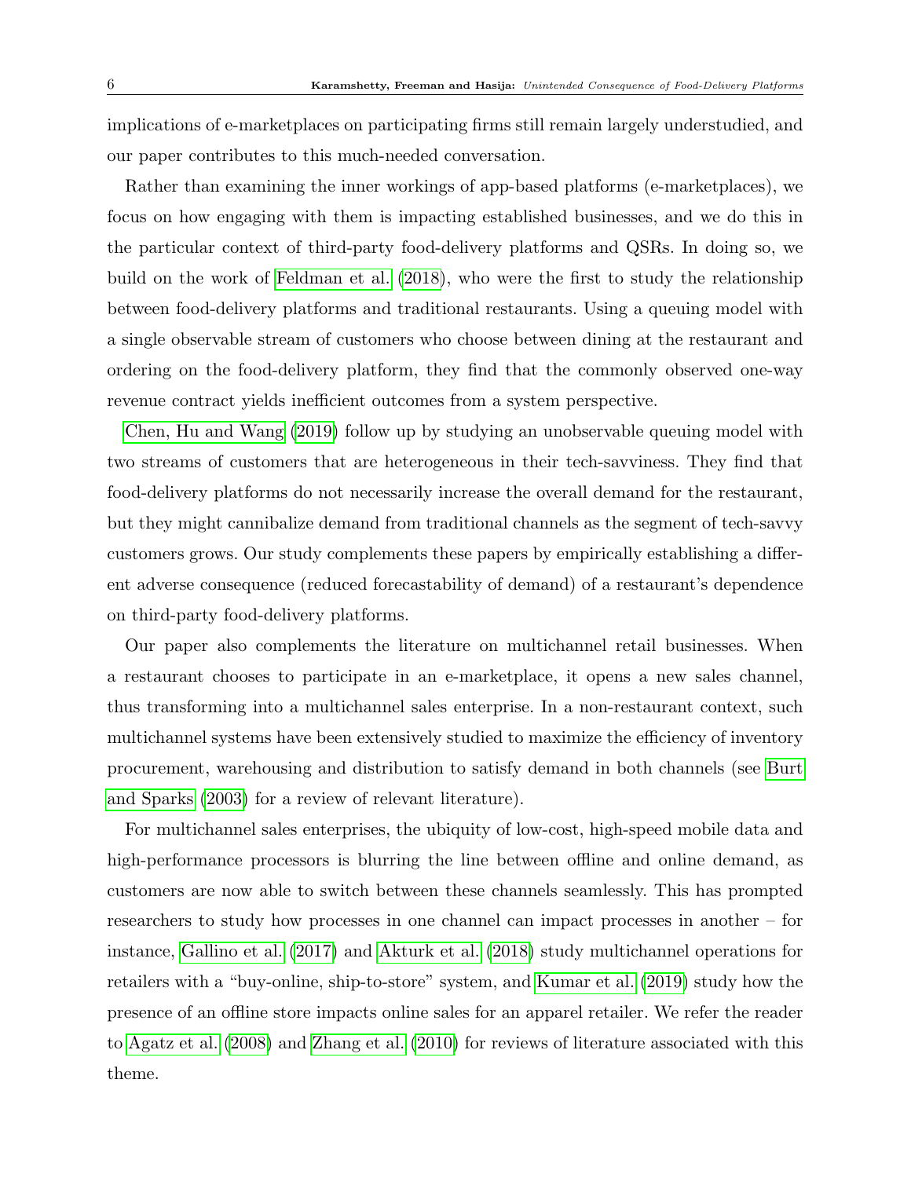implications of e-marketplaces on participating firms still remain largely understudied, and our paper contributes to this much-needed conversation.

Rather than examining the inner workings of app-based platforms (e-marketplaces), we focus on how engaging with them is impacting established businesses, and we do this in the particular context of third-party food-delivery platforms and QSRs. In doing so, we build on the work of Feldman et al. (2018), who were the first to study the relationship between food-delivery platforms and traditional restaurants. Using a queuing model with a single observable stream of customers who choose between dining at the restaurant and ordering on the food-delivery platform, they find that the commonly observed one-way revenue contract yields inefficient outcomes from a system perspective.

Chen, Hu and Wang (2019) follow up by studying an unobservable queuing model with two streams of customers that are heterogeneous in their tech-savviness. They find that food-delivery platforms do not necessarily increase the overall demand for the restaurant, but they might cannibalize demand from traditional channels as the segment of tech-savvy customers grows. Our study complements these papers by empirically establishing a different adverse consequence (reduced forecastability of demand) of a restaurant's dependence on third-party food-delivery platforms.

Our paper also complements the literature on multichannel retail businesses. When a restaurant chooses to participate in an e-marketplace, it opens a new sales channel, thus transforming into a multichannel sales enterprise. In a non-restaurant context, such multichannel systems have been extensively studied to maximize the efficiency of inventory procurement, warehousing and distribution to satisfy demand in both channels (see Burt and Sparks (2003) for a review of relevant literature).

For multichannel sales enterprises, the ubiquity of low-cost, high-speed mobile data and high-performance processors is blurring the line between offline and online demand, as customers are now able to switch between these channels seamlessly. This has prompted researchers to study how processes in one channel can impact processes in another – for instance, Gallino et al. (2017) and Akturk et al. (2018) study multichannel operations for retailers with a "buy-online, ship-to-store" system, and Kumar et al. (2019) study how the presence of an offline store impacts online sales for an apparel retailer. We refer the reader to Agatz et al. (2008) and Zhang et al. (2010) for reviews of literature associated with this theme.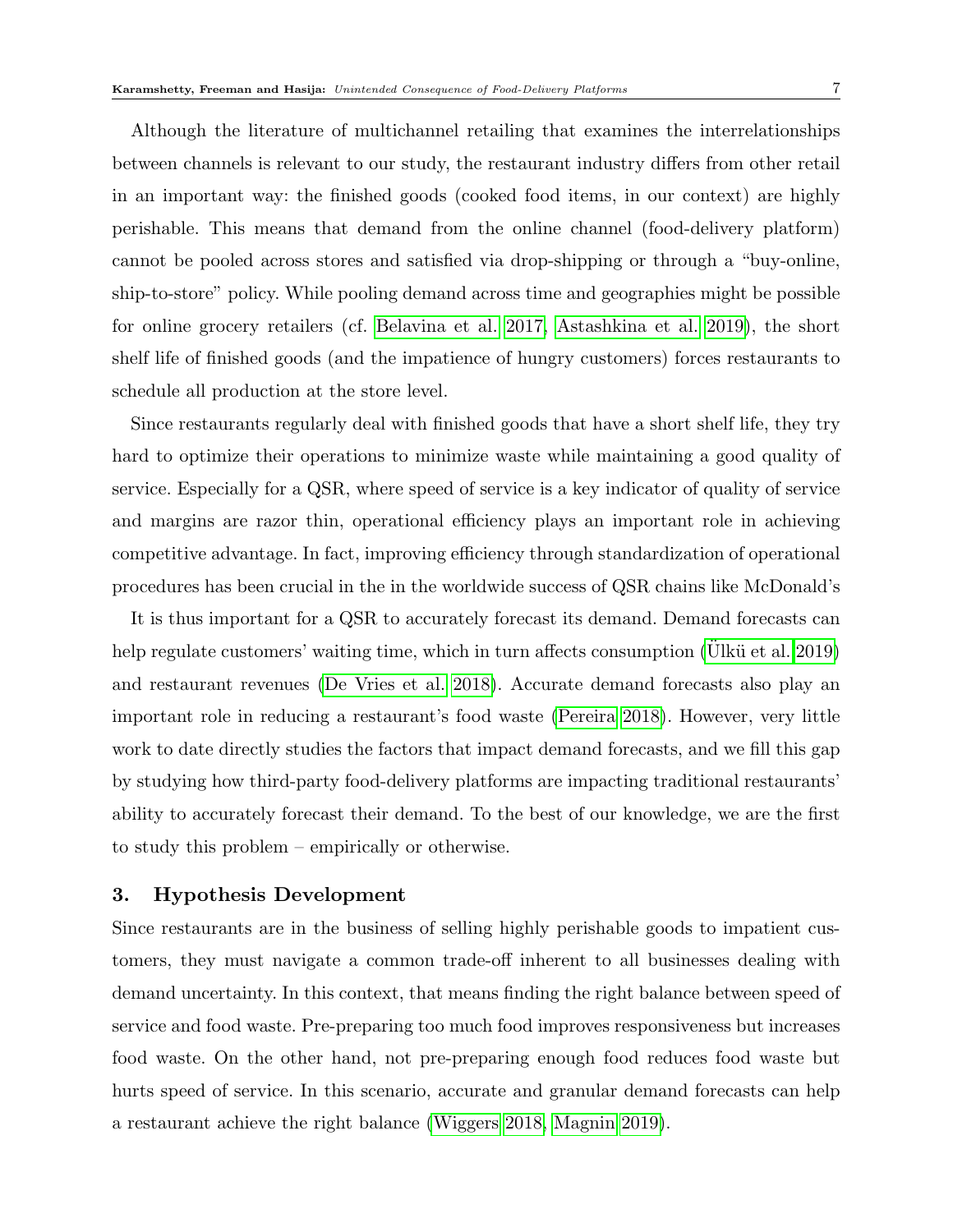Although the literature of multichannel retailing that examines the interrelationships between channels is relevant to our study, the restaurant industry differs from other retail in an important way: the finished goods (cooked food items, in our context) are highly perishable. This means that demand from the online channel (food-delivery platform) cannot be pooled across stores and satisfied via drop-shipping or through a "buy-online, ship-to-store" policy. While pooling demand across time and geographies might be possible for online grocery retailers (cf. Belavina et al. 2017, Astashkina et al. 2019), the short shelf life of finished goods (and the impatience of hungry customers) forces restaurants to schedule all production at the store level.

Since restaurants regularly deal with finished goods that have a short shelf life, they try hard to optimize their operations to minimize waste while maintaining a good quality of service. Especially for a QSR, where speed of service is a key indicator of quality of service and margins are razor thin, operational efficiency plays an important role in achieving competitive advantage. In fact, improving efficiency through standardization of operational procedures has been crucial in the in the worldwide success of QSR chains like McDonald's

It is thus important for a QSR to accurately forecast its demand. Demand forecasts can help regulate customers' waiting time, which in turn affects consumption (Ülkü et al. 2019) and restaurant revenues (De Vries et al. 2018). Accurate demand forecasts also play an important role in reducing a restaurant's food waste (Pereira 2018). However, very little work to date directly studies the factors that impact demand forecasts, and we fill this gap by studying how third-party food-delivery platforms are impacting traditional restaurants' ability to accurately forecast their demand. To the best of our knowledge, we are the first to study this problem – empirically or otherwise.

## 3. Hypothesis Development

Since restaurants are in the business of selling highly perishable goods to impatient customers, they must navigate a common trade-off inherent to all businesses dealing with demand uncertainty. In this context, that means finding the right balance between speed of service and food waste. Pre-preparing too much food improves responsiveness but increases food waste. On the other hand, not pre-preparing enough food reduces food waste but hurts speed of service. In this scenario, accurate and granular demand forecasts can help a restaurant achieve the right balance (Wiggers 2018, Magnin 2019).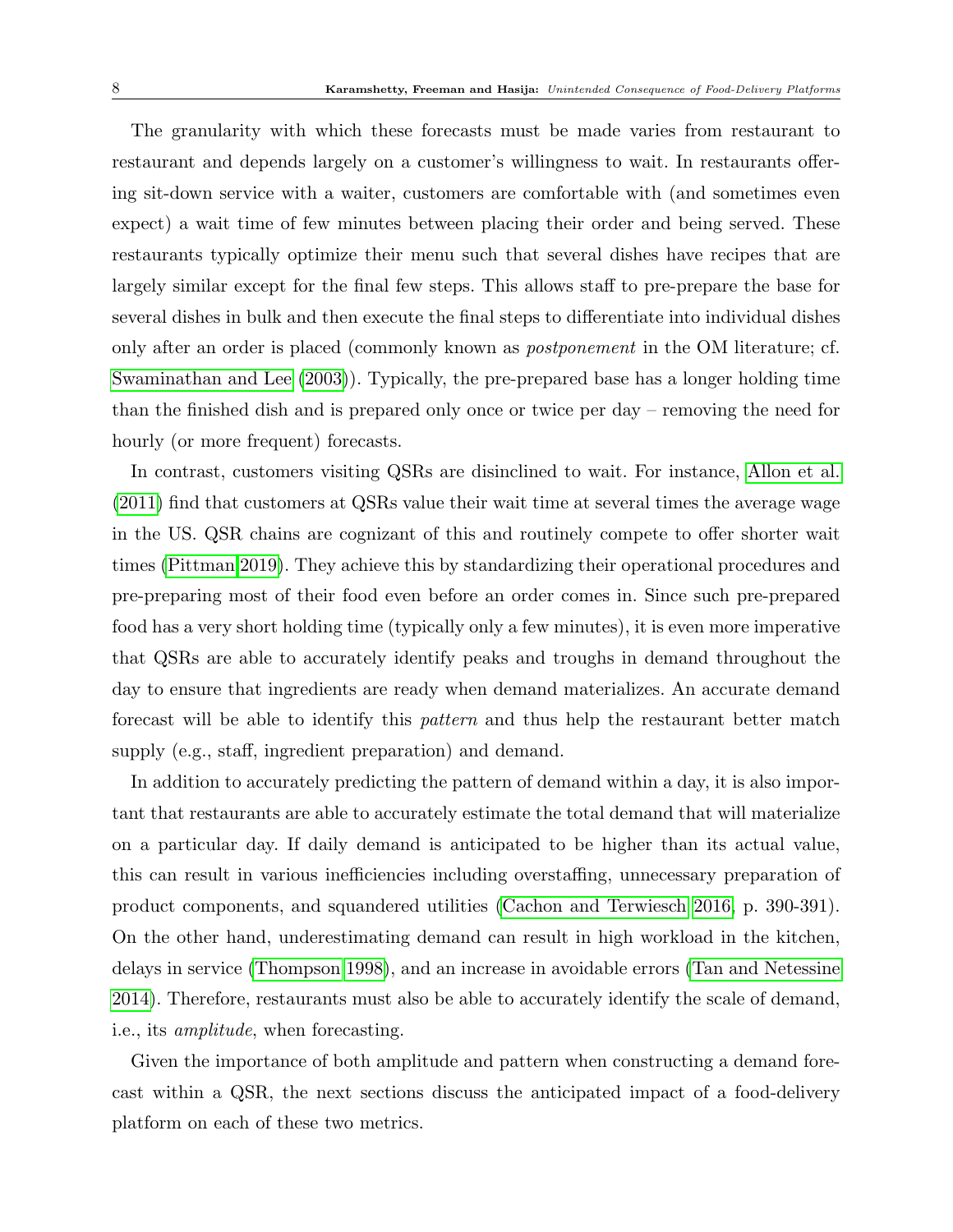The granularity with which these forecasts must be made varies from restaurant to restaurant and depends largely on a customer's willingness to wait. In restaurants offering sit-down service with a waiter, customers are comfortable with (and sometimes even expect) a wait time of few minutes between placing their order and being served. These restaurants typically optimize their menu such that several dishes have recipes that are largely similar except for the final few steps. This allows staff to pre-prepare the base for several dishes in bulk and then execute the final steps to differentiate into individual dishes only after an order is placed (commonly known as *postponement* in the OM literature; cf. Swaminathan and Lee (2003)). Typically, the pre-prepared base has a longer holding time than the finished dish and is prepared only once or twice per day – removing the need for hourly (or more frequent) forecasts.

In contrast, customers visiting QSRs are disinclined to wait. For instance, Allon et al. (2011) find that customers at QSRs value their wait time at several times the average wage in the US. QSR chains are cognizant of this and routinely compete to offer shorter wait times (Pittman 2019). They achieve this by standardizing their operational procedures and pre-preparing most of their food even before an order comes in. Since such pre-prepared food has a very short holding time (typically only a few minutes), it is even more imperative that QSRs are able to accurately identify peaks and troughs in demand throughout the day to ensure that ingredients are ready when demand materializes. An accurate demand forecast will be able to identify this *pattern* and thus help the restaurant better match supply (e.g., staff, ingredient preparation) and demand.

In addition to accurately predicting the pattern of demand within a day, it is also important that restaurants are able to accurately estimate the total demand that will materialize on a particular day. If daily demand is anticipated to be higher than its actual value, this can result in various inefficiencies including overstaffing, unnecessary preparation of product components, and squandered utilities (Cachon and Terwiesch 2016, p. 390-391). On the other hand, underestimating demand can result in high workload in the kitchen, delays in service (Thompson 1998), and an increase in avoidable errors (Tan and Netessine 2014). Therefore, restaurants must also be able to accurately identify the scale of demand, i.e., its *amplitude*, when forecasting.

Given the importance of both amplitude and pattern when constructing a demand forecast within a QSR, the next sections discuss the anticipated impact of a food-delivery platform on each of these two metrics.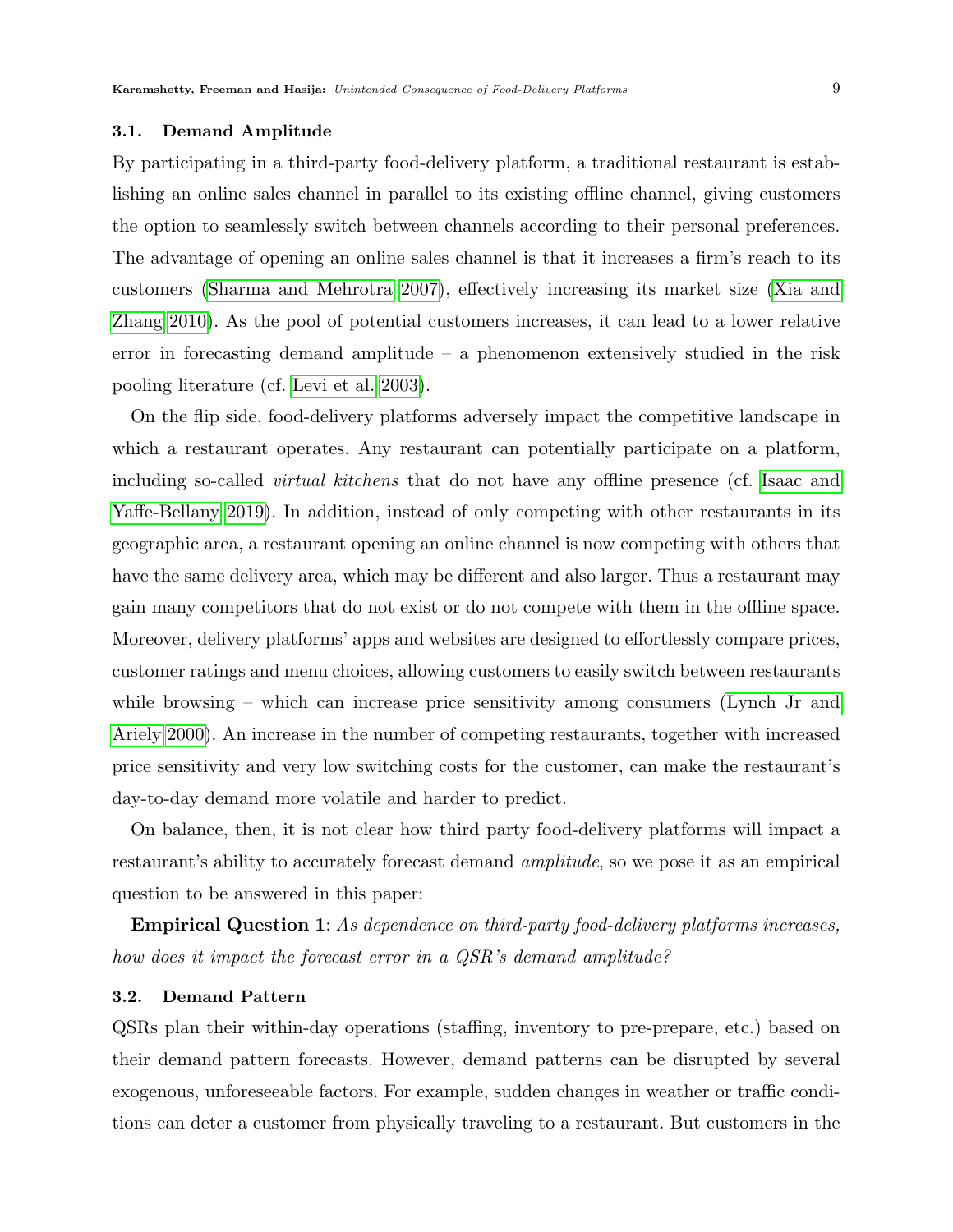### 3.1. Demand Amplitude

By participating in a third-party food-delivery platform, a traditional restaurant is establishing an online sales channel in parallel to its existing offline channel, giving customers the option to seamlessly switch between channels according to their personal preferences. The advantage of opening an online sales channel is that it increases a firm's reach to its customers (Sharma and Mehrotra 2007), effectively increasing its market size (Xia and Zhang 2010). As the pool of potential customers increases, it can lead to a lower relative error in forecasting demand amplitude – a phenomenon extensively studied in the risk pooling literature (cf. Levi et al. 2003).

On the flip side, food-delivery platforms adversely impact the competitive landscape in which a restaurant operates. Any restaurant can potentially participate on a platform, including so-called *virtual kitchens* that do not have any offline presence (cf. Isaac and Yaffe-Bellany 2019). In addition, instead of only competing with other restaurants in its geographic area, a restaurant opening an online channel is now competing with others that have the same delivery area, which may be different and also larger. Thus a restaurant may gain many competitors that do not exist or do not compete with them in the offline space. Moreover, delivery platforms' apps and websites are designed to effortlessly compare prices, customer ratings and menu choices, allowing customers to easily switch between restaurants while browsing – which can increase price sensitivity among consumers (Lynch Jr and Ariely 2000). An increase in the number of competing restaurants, together with increased price sensitivity and very low switching costs for the customer, can make the restaurant's day-to-day demand more volatile and harder to predict.

On balance, then, it is not clear how third party food-delivery platforms will impact a restaurant's ability to accurately forecast demand *amplitude*, so we pose it as an empirical question to be answered in this paper:

**Empirical Question 1**: *As dependence on third-party food-delivery platforms increases, how does it impact the forecast error in a QSR's demand amplitude?*

### 3.2. Demand Pattern

QSRs plan their within-day operations (staffing, inventory to pre-prepare, etc.) based on their demand pattern forecasts. However, demand patterns can be disrupted by several exogenous, unforeseeable factors. For example, sudden changes in weather or traffic conditions can deter a customer from physically traveling to a restaurant. But customers in the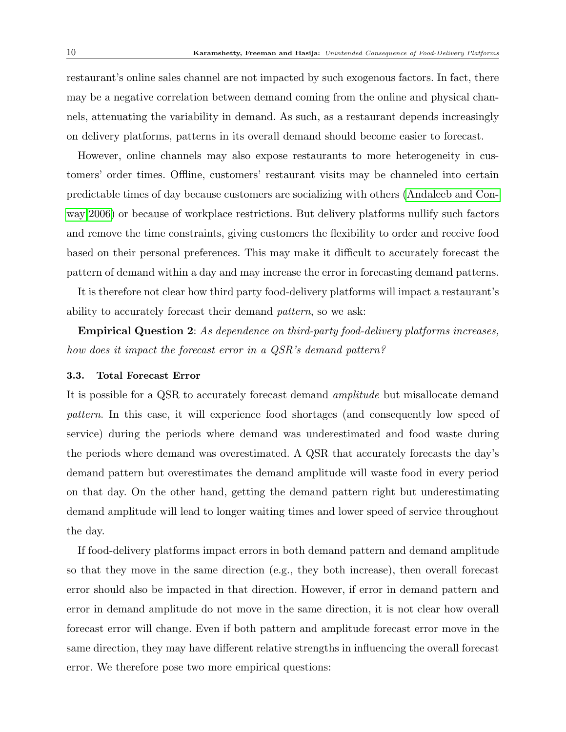restaurant's online sales channel are not impacted by such exogenous factors. In fact, there may be a negative correlation between demand coming from the online and physical channels, attenuating the variability in demand. As such, as a restaurant depends increasingly on delivery platforms, patterns in its overall demand should become easier to forecast.

However, online channels may also expose restaurants to more heterogeneity in customers' order times. Offline, customers' restaurant visits may be channeled into certain predictable times of day because customers are socializing with others (Andaleeb and Conway 2006) or because of workplace restrictions. But delivery platforms nullify such factors and remove the time constraints, giving customers the flexibility to order and receive food based on their personal preferences. This may make it difficult to accurately forecast the pattern of demand within a day and may increase the error in forecasting demand patterns.

It is therefore not clear how third party food-delivery platforms will impact a restaurant's ability to accurately forecast their demand *pattern*, so we ask:

**Empirical Question 2**: *As dependence on third-party food-delivery platforms increases, how does it impact the forecast error in a QSR's demand pattern?*

### 3.3. Total Forecast Error

It is possible for a QSR to accurately forecast demand *amplitude* but misallocate demand *pattern*. In this case, it will experience food shortages (and consequently low speed of service) during the periods where demand was underestimated and food waste during the periods where demand was overestimated. A QSR that accurately forecasts the day's demand pattern but overestimates the demand amplitude will waste food in every period on that day. On the other hand, getting the demand pattern right but underestimating demand amplitude will lead to longer waiting times and lower speed of service throughout the day.

If food-delivery platforms impact errors in both demand pattern and demand amplitude so that they move in the same direction (e.g., they both increase), then overall forecast error should also be impacted in that direction. However, if error in demand pattern and error in demand amplitude do not move in the same direction, it is not clear how overall forecast error will change. Even if both pattern and amplitude forecast error move in the same direction, they may have different relative strengths in influencing the overall forecast error. We therefore pose two more empirical questions: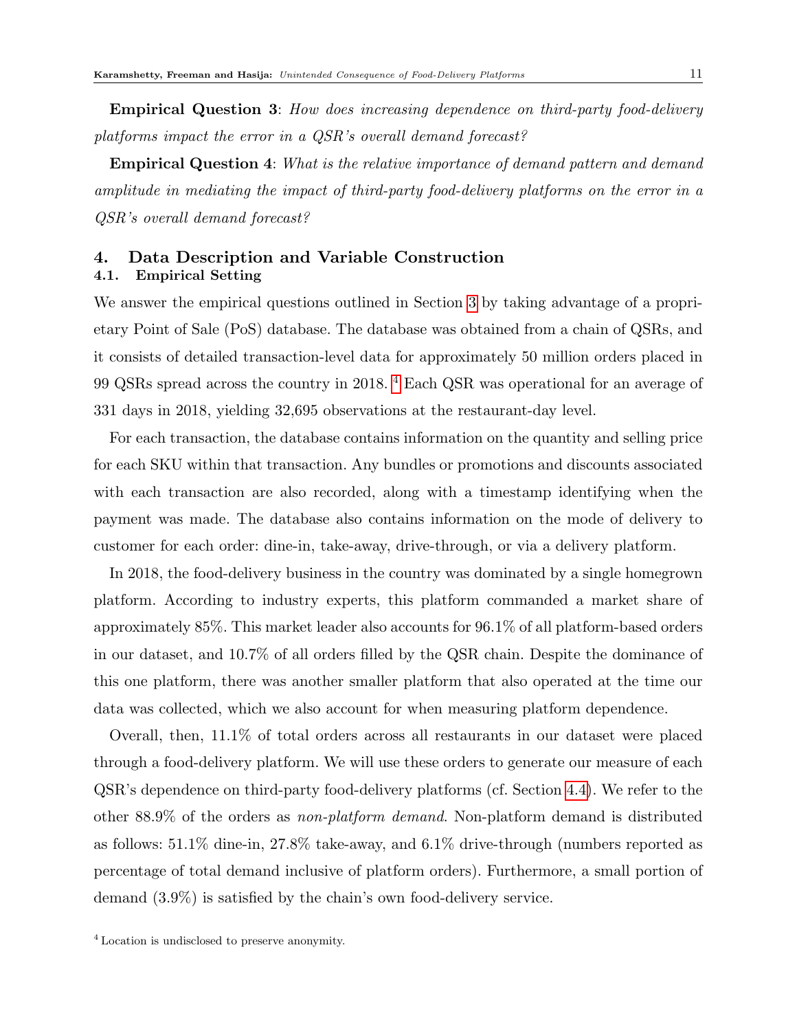**Empirical Question 3**: *How does increasing dependence on third-party food-delivery platforms impact the error in a QSR's overall demand forecast?*

**Empirical Question 4**: *What is the relative importance of demand pattern and demand amplitude in mediating the impact of third-party food-delivery platforms on the error in a QSR's overall demand forecast?*

## 4. Data Description and Variable Construction

### 4.1. Empirical Setting

We answer the empirical questions outlined in Section 3 by taking advantage of a proprietary Point of Sale (PoS) database. The database was obtained from a chain of QSRs, and it consists of detailed transaction-level data for approximately 50 million orders placed in 99 QSRs spread across the country in 2018. [4] Each QSR was operational for an average of 331 days in 2018, yielding 32,695 observations at the restaurant-day level.

For each transaction, the database contains information on the quantity and selling price for each SKU within that transaction. Any bundles or promotions and discounts associated with each transaction are also recorded, along with a timestamp identifying when the payment was made. The database also contains information on the mode of delivery to customer for each order: dine-in, take-away, drive-through, or via a delivery platform.

In 2018, the food-delivery business in the country was dominated by a single homegrown platform. According to industry experts, this platform commanded a market share of approximately 85%. This market leader also accounts for 96.1% of all platform-based orders in our dataset, and 10.7% of all orders filled by the QSR chain. Despite the dominance of this one platform, there was another smaller platform that also operated at the time our data was collected, which we also account for when measuring platform dependence.

Overall, then, 11.1% of total orders across all restaurants in our dataset were placed through a food-delivery platform. We will use these orders to generate our measure of each QSR's dependence on third-party food-delivery platforms (cf. Section 4.4). We refer to the other 88.9% of the orders as *non-platform demand*. Non-platform demand is distributed as follows: 51.1% dine-in, 27.8% take-away, and 6.1% drive-through (numbers reported as percentage of total demand inclusive of platform orders). Furthermore, a small portion of demand (3.9%) is satisfied by the chain's own food-delivery service.

[4] Location is undisclosed to preserve anonymity.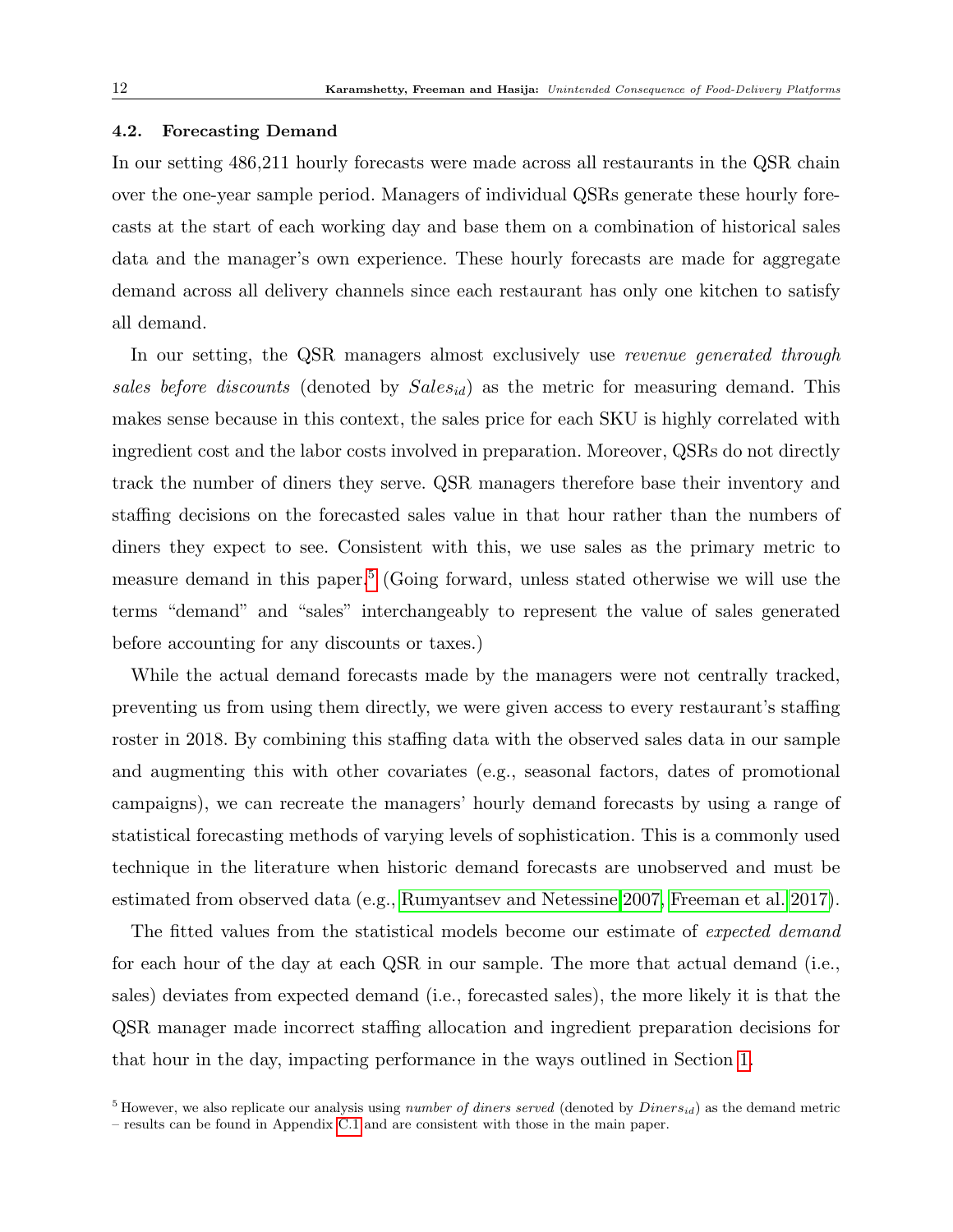### 4.2. Forecasting Demand

In our setting 486,211 hourly forecasts were made across all restaurants in the QSR chain over the one-year sample period. Managers of individual QSRs generate these hourly forecasts at the start of each working day and base them on a combination of historical sales data and the manager's own experience. These hourly forecasts are made for aggregate demand across all delivery channels since each restaurant has only one kitchen to satisfy all demand.

In our setting, the QSR managers almost exclusively use *revenue generated through sales before discounts* (denoted by $Sales_{id}$) as the metric for measuring demand. This makes sense because in this context, the sales price for each SKU is highly correlated with ingredient cost and the labor costs involved in preparation. Moreover, QSRs do not directly track the number of diners they serve. QSR managers therefore base their inventory and staffing decisions on the forecasted sales value in that hour rather than the numbers of diners they expect to see. Consistent with this, we use sales as the primary metric to measure demand in this paper.[5] (Going forward, unless stated otherwise we will use the terms "demand" and "sales" interchangeably to represent the value of sales generated before accounting for any discounts or taxes.)

While the actual demand forecasts made by the managers were not centrally tracked, preventing us from using them directly, we were given access to every restaurant's staffing roster in 2018. By combining this staffing data with the observed sales data in our sample and augmenting this with other covariates (e.g., seasonal factors, dates of promotional campaigns), we can recreate the managers' hourly demand forecasts by using a range of statistical forecasting methods of varying levels of sophistication. This is a commonly used technique in the literature when historic demand forecasts are unobserved and must be estimated from observed data (e.g., Rumyantsev and Netessine 2007, Freeman et al. 2017).

The fitted values from the statistical models become our estimate of *expected demand* for each hour of the day at each QSR in our sample. The more that actual demand (i.e., sales) deviates from expected demand (i.e., forecasted sales), the more likely it is that the QSR manager made incorrect staffing allocation and ingredient preparation decisions for that hour in the day, impacting performance in the ways outlined in Section 1.

[5] However, we also replicate our analysis using *number of diners served* (denoted by $Diners_{id}$) as the demand metric – results can be found in Appendix C.1 and are consistent with those in the main paper.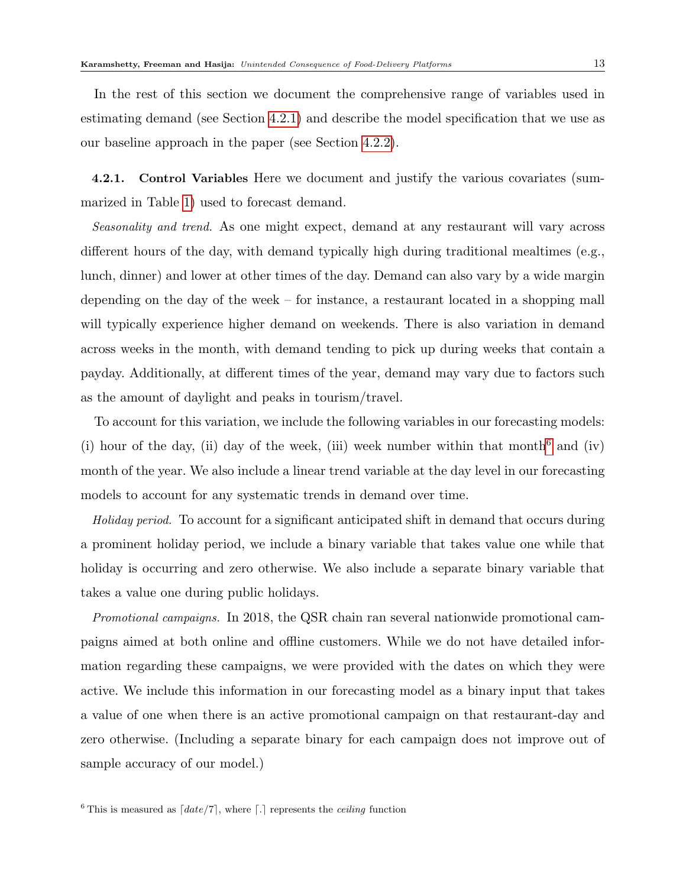In the rest of this section we document the comprehensive range of variables used in estimating demand (see Section 4.2.1) and describe the model specification that we use as our baseline approach in the paper (see Section 4.2.2).

#### 4.2.1. Control Variables

Here we document and justify the various covariates (summarized in Table 1) used to forecast demand.

*Seasonality and trend.* As one might expect, demand at any restaurant will vary across different hours of the day, with demand typically high during traditional mealtimes (e.g., lunch, dinner) and lower at other times of the day. Demand can also vary by a wide margin depending on the day of the week – for instance, a restaurant located in a shopping mall will typically experience higher demand on weekends. There is also variation in demand across weeks in the month, with demand tending to pick up during weeks that contain a payday. Additionally, at different times of the year, demand may vary due to factors such as the amount of daylight and peaks in tourism/travel.

To account for this variation, we include the following variables in our forecasting models: (i) hour of the day, (ii) day of the week, (iii) week number within that month[6] and (iv) month of the year. We also include a linear trend variable at the day level in our forecasting models to account for any systematic trends in demand over time.

*Holiday period.* To account for a significant anticipated shift in demand that occurs during a prominent holiday period, we include a binary variable that takes value one while that holiday is occurring and zero otherwise. We also include a separate binary variable that takes a value one during public holidays.

*Promotional campaigns.* In 2018, the QSR chain ran several nationwide promotional campaigns aimed at both online and offline customers. While we do not have detailed information regarding these campaigns, we were provided with the dates on which they were active. We include this information in our forecasting model as a binary input that takes a value of one when there is an active promotional campaign on that restaurant-day and zero otherwise. (Including a separate binary for each campaign does not improve out of sample accuracy of our model.)

[6] This is measured as $\lceil date/7 \rceil$, where $\lceil . \rceil$ represents the *ceiling* function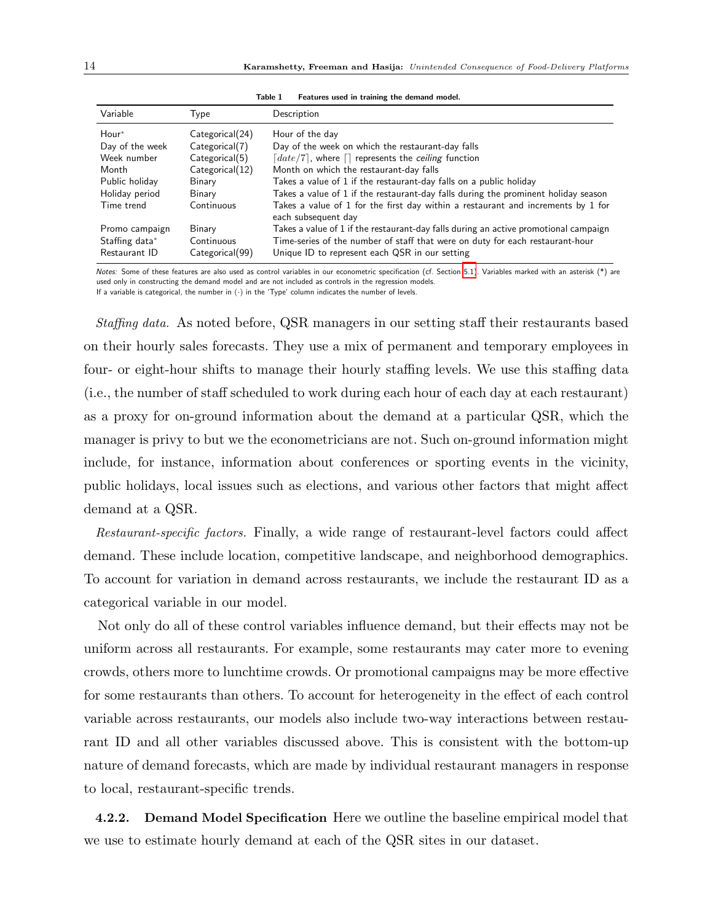**Table 1 Features used in training the demand model.**

| Variable | Type | Description |
|---|---|---|
| Hour* | Categorical(24) | Hour of the day |
| Day of the week | Categorical(7) | Day of the week on which the restaurant-day falls |
| Week number | Categorical(5) | $\lceil date/7 \rceil$, where $\lceil\rceil$ represents the *ceiling* function |
| Month | Categorical(12) | Month on which the restaurant-day falls |
| Public holiday | Binary | Takes a value of 1 if the restaurant-day falls on a public holiday |
| Holiday period | Binary | Takes a value of 1 if the restaurant-day falls during the prominent holiday season |
| Time trend | Continuous | Takes a value of 1 for the first day within a restaurant and increments by 1 for each subsequent day |
| Promo campaign | Binary | Takes a value of 1 if the restaurant-day falls during an active promotional campaign |
| Staffing data* | Continuous | Time-series of the number of staff that were on duty for each restaurant-hour |
| Restaurant ID | Categorical(99) | Unique ID to represent each QSR in our setting |

*Notes:* Some of these features are also used as control variables in our econometric specification (cf. Section 5.1). Variables marked with an asterisk (*) are used only in constructing the demand model and are not included as controls in the regression models.
If a variable is categorical, the number in (·) in the 'Type' column indicates the number of levels.

*Staffing data.* As noted before, QSR managers in our setting staff their restaurants based on their hourly sales forecasts. They use a mix of permanent and temporary employees in four- or eight-hour shifts to manage their hourly staffing levels. We use this staffing data (i.e., the number of staff scheduled to work during each hour of each day at each restaurant) as a proxy for on-ground information about the demand at a particular QSR, which the manager is privy to but we the econometricians are not. Such on-ground information might include, for instance, information about conferences or sporting events in the vicinity, public holidays, local issues such as elections, and various other factors that might affect demand at a QSR.

*Restaurant-specific factors.* Finally, a wide range of restaurant-level factors could affect demand. These include location, competitive landscape, and neighborhood demographics. To account for variation in demand across restaurants, we include the restaurant ID as a categorical variable in our model.

Not only do all of these control variables influence demand, but their effects may not be uniform across all restaurants. For example, some restaurants may cater more to evening crowds, others more to lunchtime crowds. Or promotional campaigns may be more effective for some restaurants than others. To account for heterogeneity in the effect of each control variable across restaurants, our models also include two-way interactions between restaurant ID and all other variables discussed above. This is consistent with the bottom-up nature of demand forecasts, which are made by individual restaurant managers in response to local, restaurant-specific trends.

#### 4.2.2. Demand Model Specification

Here we outline the baseline empirical model that we use to estimate hourly demand at each of the QSR sites in our dataset.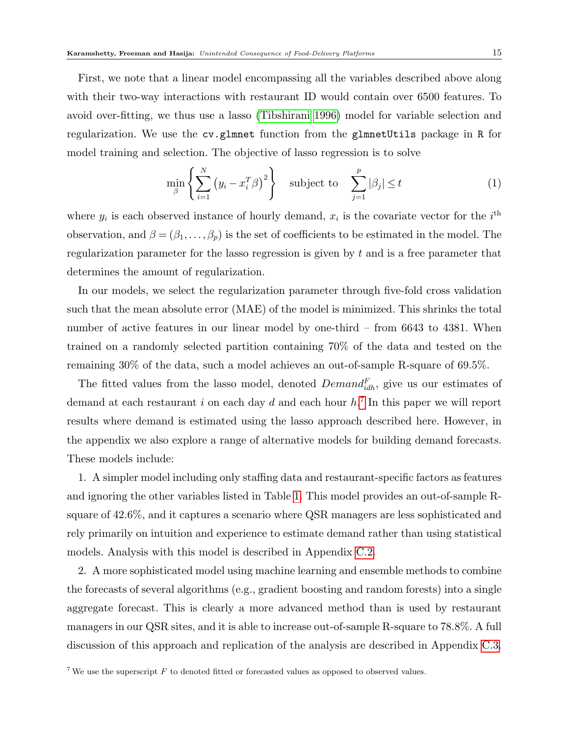First, we note that a linear model encompassing all the variables described above along with their two-way interactions with restaurant ID would contain over 6500 features. To avoid over-fitting, we thus use a lasso (Tibshirani 1996) model for variable selection and regularization. We use the `cv.glmnet` function from the `glmnetUtils` package in `R` for model training and selection. The objective of lasso regression is to solve

$$\min_{\beta} \left\{ \sum_{i=1}^{N} \left( y_i - x_i^T \beta \right)^2 \right\} \quad \text{subject to} \quad \sum_{j=1}^{p} |\beta_j| \leq t \tag{1}$$

where $y_i$ is each observed instance of hourly demand, $x_i$ is the covariate vector for the $i^{\text{th}}$ observation, and $\beta = (\beta_1, \ldots, \beta_p)$ is the set of coefficients to be estimated in the model. The regularization parameter for the lasso regression is given by $t$ and is a free parameter that determines the amount of regularization.

In our models, we select the regularization parameter through five-fold cross validation such that the mean absolute error (MAE) of the model is minimized. This shrinks the total number of active features in our linear model by one-third – from 6643 to 4381. When trained on a randomly selected partition containing 70% of the data and tested on the remaining 30% of the data, such a model achieves an out-of-sample R-square of 69.5%.

The fitted values from the lasso model, denoted $Demand^F_{idh}$, give us our estimates of demand at each restaurant $i$ on each day $d$ and each hour $h$.[7] In this paper we will report results where demand is estimated using the lasso approach described here. However, in the appendix we also explore a range of alternative models for building demand forecasts. These models include:

1. A simpler model including only staffing data and restaurant-specific factors as features and ignoring the other variables listed in Table 1. This model provides an out-of-sample R-square of 42.6%, and it captures a scenario where QSR managers are less sophisticated and rely primarily on intuition and experience to estimate demand rather than using statistical models. Analysis with this model is described in Appendix C.2.

2. A more sophisticated model using machine learning and ensemble methods to combine the forecasts of several algorithms (e.g., gradient boosting and random forests) into a single aggregate forecast. This is clearly a more advanced method than is used by restaurant managers in our QSR sites, and it is able to increase out-of-sample R-square to 78.8%. A full discussion of this approach and replication of the analysis are described in Appendix C.3.

[7] We use the superscript $F$ to denoted fitted or forecasted values as opposed to observed values.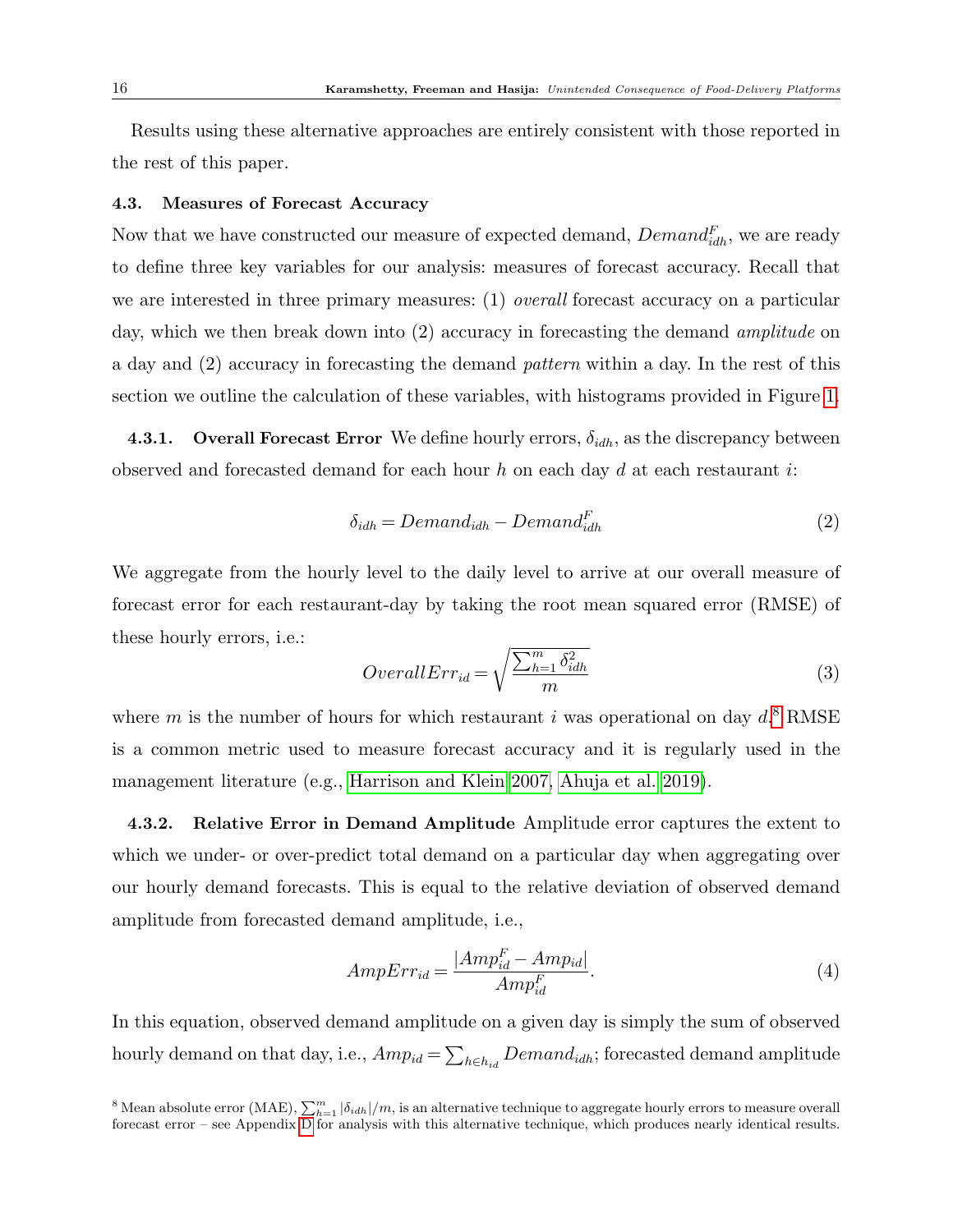Results using these alternative approaches are entirely consistent with those reported in the rest of this paper.

### 4.3. Measures of Forecast Accuracy

Now that we have constructed our measure of expected demand, $Demand^F_{idh}$, we are ready to define three key variables for our analysis: measures of forecast accuracy. Recall that we are interested in three primary measures: (1) *overall* forecast accuracy on a particular day, which we then break down into (2) accuracy in forecasting the demand *amplitude* on a day and (2) accuracy in forecasting the demand *pattern* within a day. In the rest of this section we outline the calculation of these variables, with histograms provided in Figure 1.

**4.3.1. Overall Forecast Error** We define hourly errors, $\delta_{idh}$, as the discrepancy between observed and forecasted demand for each hour $h$ on each day $d$ at each restaurant $i$:

$$\delta_{idh} = Demand_{idh} - Demand^F_{idh} \tag{2}$$

We aggregate from the hourly level to the daily level to arrive at our overall measure of forecast error for each restaurant-day by taking the root mean squared error (RMSE) of these hourly errors, i.e.:

$$OverallErr_{id} = \sqrt{\frac{\sum_{h=1}^{m} \delta^2_{idh}}{m}} \tag{3}$$

where $m$ is the number of hours for which restaurant $i$ was operational on day $d$.[8] RMSE is a common metric used to measure forecast accuracy and it is regularly used in the management literature (e.g., Harrison and Klein 2007, Ahuja et al. 2019).

**4.3.2. Relative Error in Demand Amplitude** Amplitude error captures the extent to which we under- or over-predict total demand on a particular day when aggregating over our hourly demand forecasts. This is equal to the relative deviation of observed demand amplitude from forecasted demand amplitude, i.e.,

$$AmpErr_{id} = \frac{|Amp^F_{id} - Amp_{id}|}{Amp^F_{id}}. \tag{4}$$

In this equation, observed demand amplitude on a given day is simply the sum of observed hourly demand on that day, i.e., $Amp_{id} = \sum_{h \in h_{id}} Demand_{idh}$; forecasted demand amplitude

[8] Mean absolute error (MAE), $\sum_{h=1}^{m} |\delta_{idh}|/m$, is an alternative technique to aggregate hourly errors to measure overall forecast error – see Appendix D for analysis with this alternative technique, which produces nearly identical results.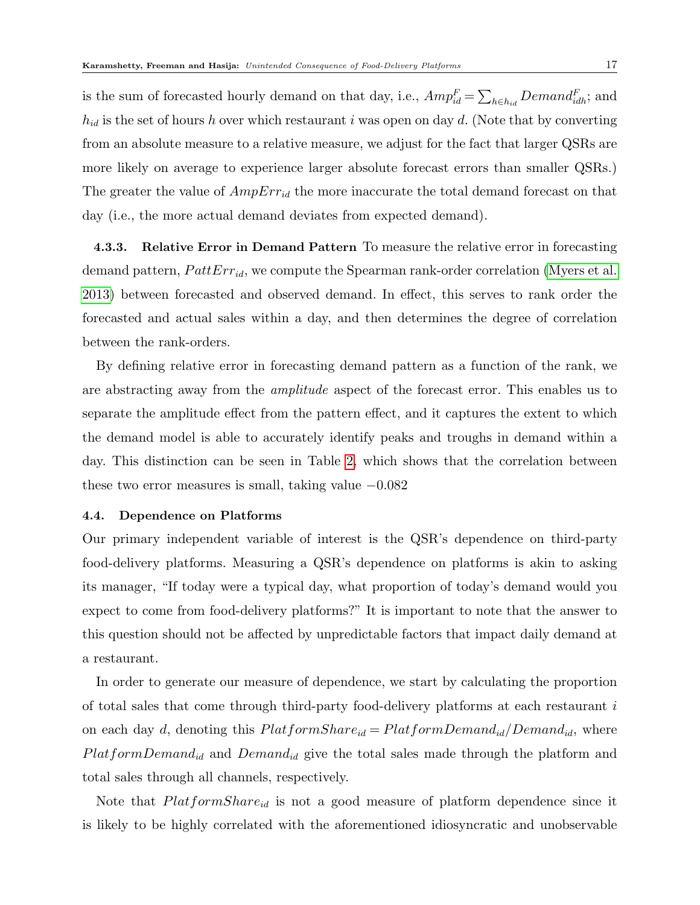is the sum of forecasted hourly demand on that day, i.e., $Amp^F_{id} = \sum_{h \in h_{id}} Demand^F_{idh}$; and $h_{id}$ is the set of hours $h$ over which restaurant $i$ was open on day $d$. (Note that by converting from an absolute measure to a relative measure, we adjust for the fact that larger QSRs are more likely on average to experience larger absolute forecast errors than smaller QSRs.) The greater the value of $AmpErr_{id}$ the more inaccurate the total demand forecast on that day (i.e., the more actual demand deviates from expected demand).

#### 4.3.3. Relative Error in Demand Pattern

To measure the relative error in forecasting demand pattern, $PattErr_{id}$, we compute the Spearman rank-order correlation (Myers et al. 2013) between forecasted and observed demand. In effect, this serves to rank order the forecasted and actual sales within a day, and then determines the degree of correlation between the rank-orders.

By defining relative error in forecasting demand pattern as a function of the rank, we are abstracting away from the *amplitude* aspect of the forecast error. This enables us to separate the amplitude effect from the pattern effect, and it captures the extent to which the demand model is able to accurately identify peaks and troughs in demand within a day. This distinction can be seen in Table 2, which shows that the correlation between these two error measures is small, taking value $-0.082$

### 4.4. Dependence on Platforms

Our primary independent variable of interest is the QSR's dependence on third-party food-delivery platforms. Measuring a QSR's dependence on platforms is akin to asking its manager, "If today were a typical day, what proportion of today's demand would you expect to come from food-delivery platforms?" It is important to note that the answer to this question should not be affected by unpredictable factors that impact daily demand at a restaurant.

In order to generate our measure of dependence, we start by calculating the proportion of total sales that come through third-party food-delivery platforms at each restaurant $i$ on each day $d$, denoting this $PlatformShare_{id} = PlatformDemand_{id}/Demand_{id}$, where $PlatformDemand_{id}$ and $Demand_{id}$ give the total sales made through the platform and total sales through all channels, respectively.

Note that $PlatformShare_{id}$ is not a good measure of platform dependence since it is likely to be highly correlated with the aforementioned idiosyncratic and unobservable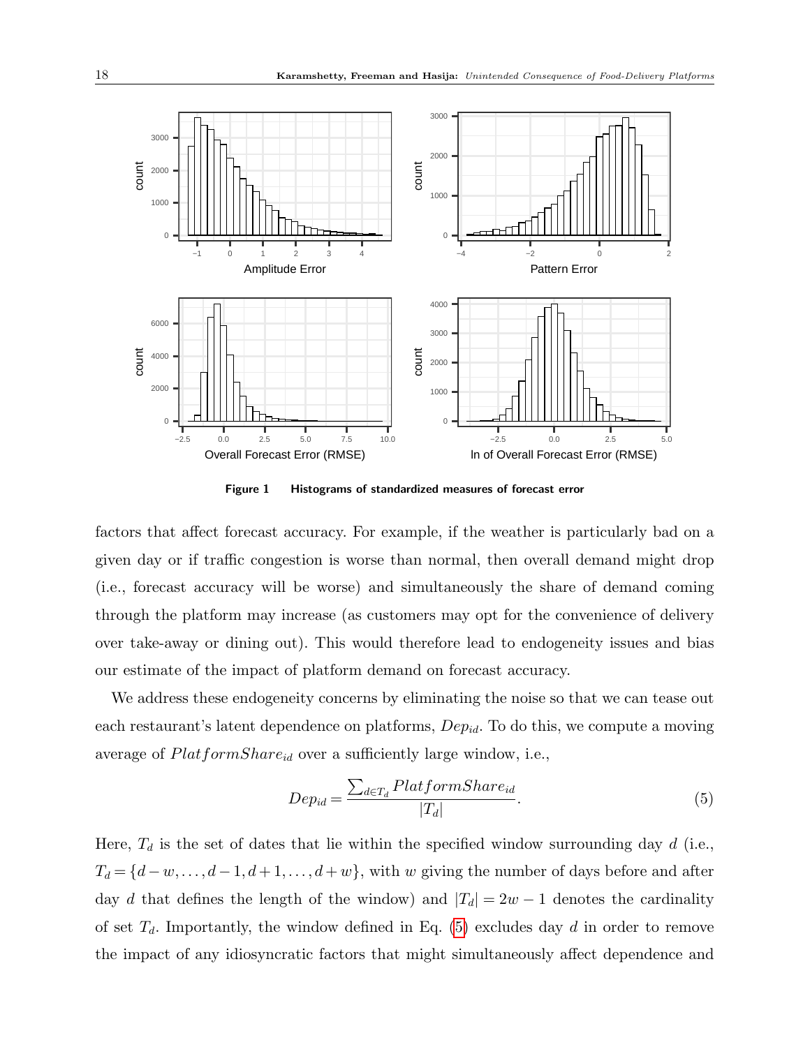**Figure 1 Histograms of standardized measures of forecast error**

factors that affect forecast accuracy. For example, if the weather is particularly bad on a given day or if traffic congestion is worse than normal, then overall demand might drop (i.e., forecast accuracy will be worse) and simultaneously the share of demand coming through the platform may increase (as customers may opt for the convenience of delivery over take-away or dining out). This would therefore lead to endogeneity issues and bias our estimate of the impact of platform demand on forecast accuracy.

We address these endogeneity concerns by eliminating the noise so that we can tease out each restaurant's latent dependence on platforms, $Dep_{id}$. To do this, we compute a moving average of $PlatformShare_{id}$ over a sufficiently large window, i.e.,

$$Dep_{id} = \frac{\sum_{d \in T_d} PlatformShare_{id}}{|T_d|}. \tag{5}$$

Here, $T_d$ is the set of dates that lie within the specified window surrounding day $d$ (i.e., $T_d = \{d-w, \ldots, d-1, d+1, \ldots, d+w\}$, with $w$ giving the number of days before and after day $d$ that defines the length of the window) and $|T_d| = 2w - 1$ denotes the cardinality of set $T_d$. Importantly, the window defined in Eq. (5) excludes day $d$ in order to remove the impact of any idiosyncratic factors that might simultaneously affect dependence and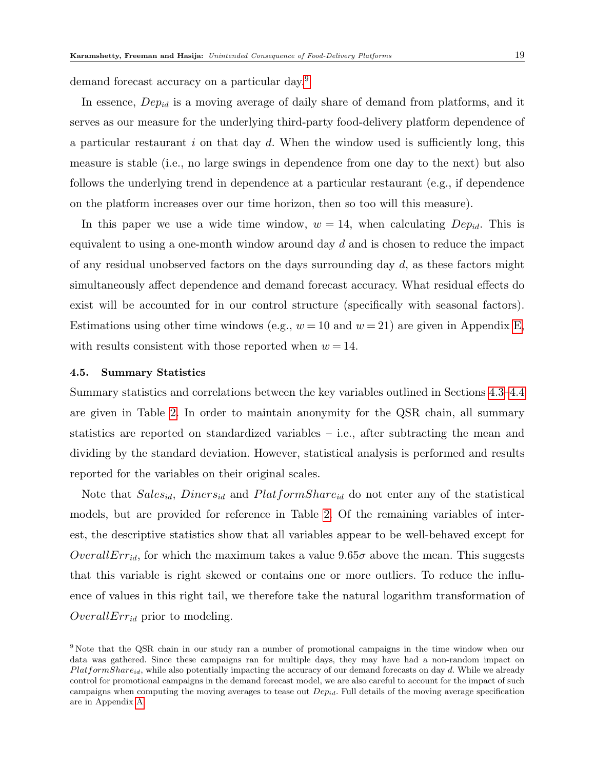demand forecast accuracy on a particular day.[9]

In essence, $Dep_{id}$ is a moving average of daily share of demand from platforms, and it serves as our measure for the underlying third-party food-delivery platform dependence of a particular restaurant $i$ on that day $d$. When the window used is sufficiently long, this measure is stable (i.e., no large swings in dependence from one day to the next) but also follows the underlying trend in dependence at a particular restaurant (e.g., if dependence on the platform increases over our time horizon, then so too will this measure).

In this paper we use a wide time window, $w = 14$, when calculating $Dep_{id}$. This is equivalent to using a one-month window around day $d$ and is chosen to reduce the impact of any residual unobserved factors on the days surrounding day $d$, as these factors might simultaneously affect dependence and demand forecast accuracy. What residual effects do exist will be accounted for in our control structure (specifically with seasonal factors). Estimations using other time windows (e.g., $w = 10$ and $w = 21$) are given in Appendix E, with results consistent with those reported when $w = 14$.

### 4.5. Summary Statistics

Summary statistics and correlations between the key variables outlined in Sections 4.3–4.4 are given in Table 2. In order to maintain anonymity for the QSR chain, all summary statistics are reported on standardized variables – i.e., after subtracting the mean and dividing by the standard deviation. However, statistical analysis is performed and results reported for the variables on their original scales.

Note that $Sales_{id}$, $Diners_{id}$ and $PlatformShare_{id}$ do not enter any of the statistical models, but are provided for reference in Table 2. Of the remaining variables of interest, the descriptive statistics show that all variables appear to be well-behaved except for $OverallErr_{id}$, for which the maximum takes a value $9.65\sigma$ above the mean. This suggests that this variable is right skewed or contains one or more outliers. To reduce the influence of values in this right tail, we therefore take the natural logarithm transformation of $OverallErr_{id}$ prior to modeling.

[9] Note that the QSR chain in our study ran a number of promotional campaigns in the time window when our data was gathered. Since these campaigns ran for multiple days, they may have had a non-random impact on $PlatformShare_{id}$, while also potentially impacting the accuracy of our demand forecasts on day $d$. While we already control for promotional campaigns in the demand forecast model, we are also careful to account for the impact of such campaigns when computing the moving averages to tease out $Dep_{id}$. Full details of the moving average specification are in Appendix A.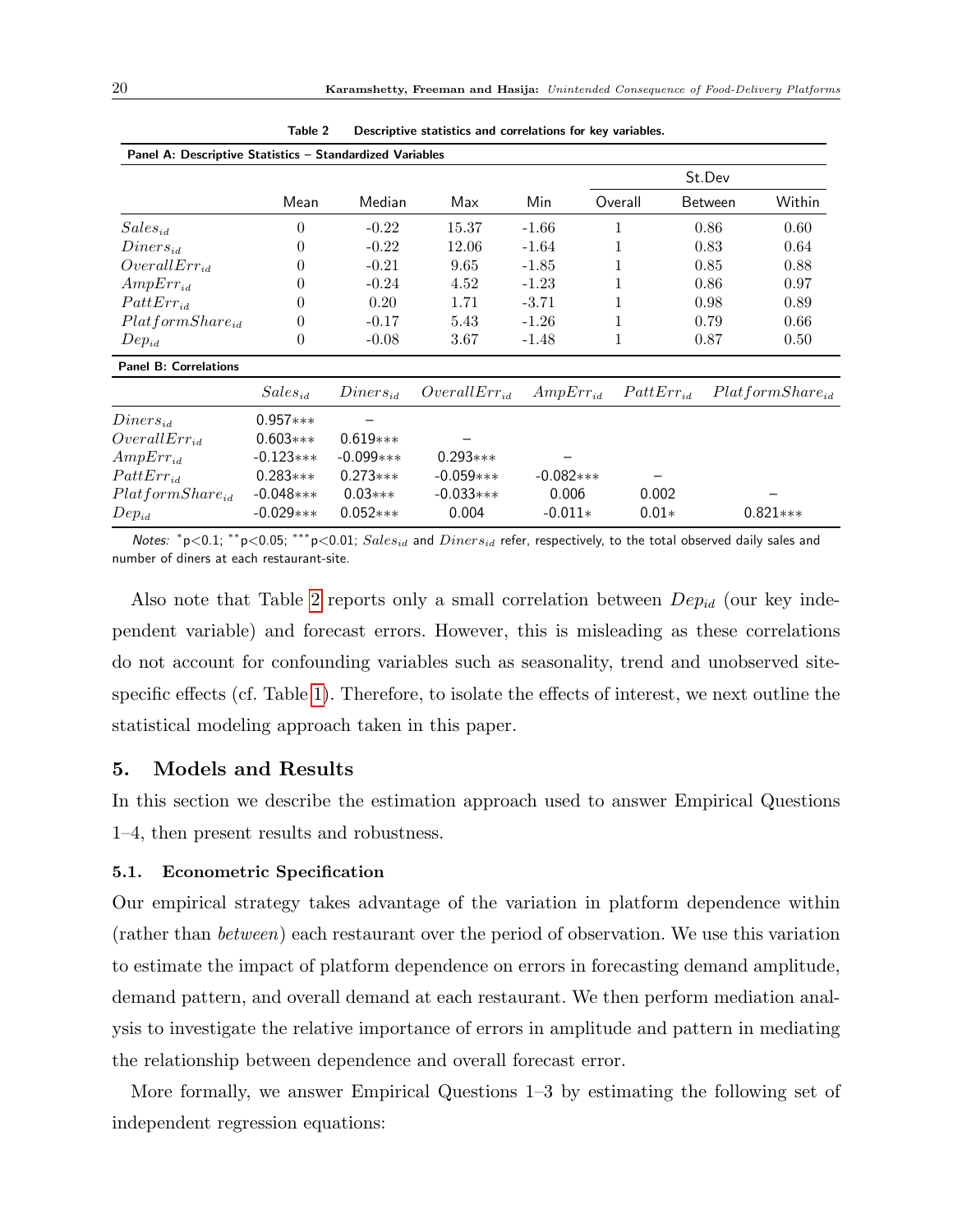**Table 2** Descriptive statistics and correlations for key variables.

**Panel A: Descriptive Statistics – Standardized Variables**

| | Mean | Median | Max | Min | St.Dev Overall | St.Dev Between | St.Dev Within |
|---|---|---|---|---|---|---|---|
| $Sales_{id}$ | 0 | -0.22 | 15.37 | -1.66 | 1 | 0.86 | 0.60 |
| $Diners_{id}$ | 0 | -0.22 | 12.06 | -1.64 | 1 | 0.83 | 0.64 |
| $OverallErr_{id}$ | 0 | -0.21 | 9.65 | -1.85 | 1 | 0.85 | 0.88 |
| $AmpErr_{id}$ | 0 | -0.24 | 4.52 | -1.23 | 1 | 0.86 | 0.97 |
| $PattErr_{id}$ | 0 | 0.20 | 1.71 | -3.71 | 1 | 0.98 | 0.89 |
| $PlatformShare_{id}$ | 0 | -0.17 | 5.43 | -1.26 | 1 | 0.79 | 0.66 |
| $Dep_{id}$ | 0 | -0.08 | 3.67 | -1.48 | 1 | 0.87 | 0.50 |

**Panel B: Correlations**

| | $Sales_{id}$ | $Diners_{id}$ | $OverallErr_{id}$ | $AmpErr_{id}$ | $PattErr_{id}$ | $PlatformShare_{id}$ |
|---|---|---|---|---|---|---|
| $Diners_{id}$ | 0.957*** | – | | | | |
| $OverallErr_{id}$ | 0.603*** | 0.619*** | – | | | |
| $AmpErr_{id}$ | -0.123*** | -0.099*** | 0.293*** | – | | |
| $PattErr_{id}$ | 0.283*** | 0.273*** | -0.059*** | -0.082*** | – | |
| $PlatformShare_{id}$ | -0.048*** | 0.03*** | -0.033*** | 0.006 | 0.002 | – |
| $Dep_{id}$ | -0.029*** | 0.052*** | 0.004 | -0.011* | 0.01* | 0.821*** |

*Notes:* *p<0.1; **p<0.05; ***p<0.01; $Sales_{id}$ and $Diners_{id}$ refer, respectively, to the total observed daily sales and number of diners at each restaurant-site.

Also note that Table 2 reports only a small correlation between $Dep_{id}$ (our key independent variable) and forecast errors. However, this is misleading as these correlations do not account for confounding variables such as seasonality, trend and unobserved site-specific effects (cf. Table 1). Therefore, to isolate the effects of interest, we next outline the statistical modeling approach taken in this paper.

## 5. Models and Results

In this section we describe the estimation approach used to answer Empirical Questions 1–4, then present results and robustness.

### 5.1. Econometric Specification

Our empirical strategy takes advantage of the variation in platform dependence within (rather than *between*) each restaurant over the period of observation. We use this variation to estimate the impact of platform dependence on errors in forecasting demand amplitude, demand pattern, and overall demand at each restaurant. We then perform mediation analysis to investigate the relative importance of errors in amplitude and pattern in mediating the relationship between dependence and overall forecast error.

More formally, we answer Empirical Questions 1–3 by estimating the following set of independent regression equations: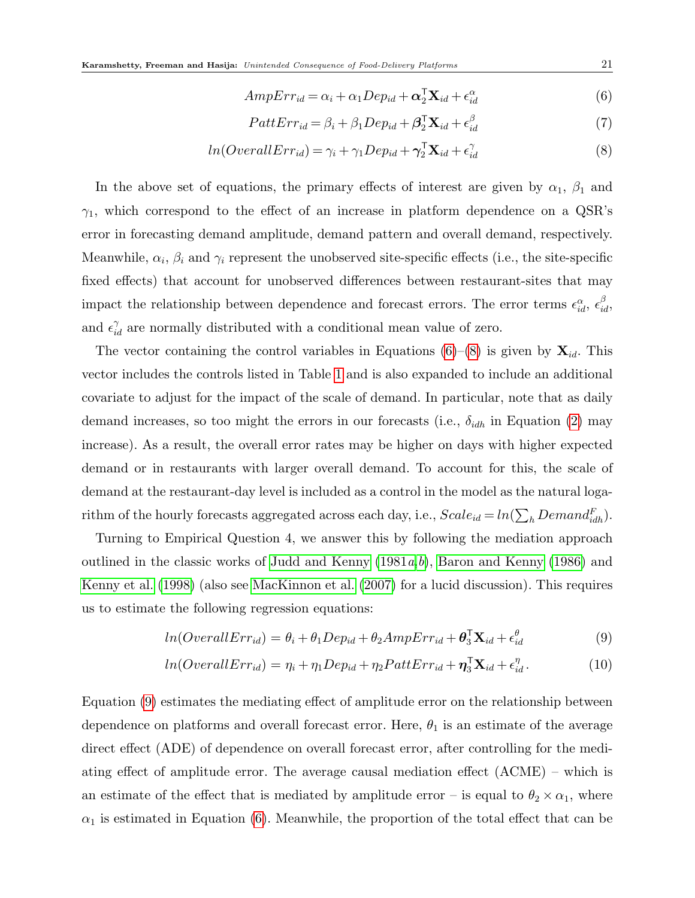$$AmpErr_{id} = \alpha_i + \alpha_1 Dep_{id} + \boldsymbol{\alpha}_2^{\intercal}\mathbf{X}_{id} + \epsilon_{id}^{\alpha} \tag{6}$$

$$PattErr_{id} = \beta_i + \beta_1 Dep_{id} + \boldsymbol{\beta}_2^{\intercal}\mathbf{X}_{id} + \epsilon_{id}^{\beta} \tag{7}$$

$$ln(OverallErr_{id}) = \gamma_i + \gamma_1 Dep_{id} + \boldsymbol{\gamma}_2^{\intercal}\mathbf{X}_{id} + \epsilon_{id}^{\gamma} \tag{8}$$

In the above set of equations, the primary effects of interest are given by $\alpha_1$, $\beta_1$ and $\gamma_1$, which correspond to the effect of an increase in platform dependence on a QSR's error in forecasting demand amplitude, demand pattern and overall demand, respectively. Meanwhile, $\alpha_i$, $\beta_i$ and $\gamma_i$ represent the unobserved site-specific effects (i.e., the site-specific fixed effects) that account for unobserved differences between restaurant-sites that may impact the relationship between dependence and forecast errors. The error terms $\epsilon_{id}^{\alpha}$, $\epsilon_{id}^{\beta}$, and $\epsilon_{id}^{\gamma}$ are normally distributed with a conditional mean value of zero.

The vector containing the control variables in Equations (6)–(8) is given by $\mathbf{X}_{id}$. This vector includes the controls listed in Table 1 and is also expanded to include an additional covariate to adjust for the impact of the scale of demand. In particular, note that as daily demand increases, so too might the errors in our forecasts (i.e., $\delta_{idh}$ in Equation (2) may increase). As a result, the overall error rates may be higher on days with higher expected demand or in restaurants with larger overall demand. To account for this, the scale of demand at the restaurant-day level is included as a control in the model as the natural logarithm of the hourly forecasts aggregated across each day, i.e., $Scale_{id} = ln(\sum_h Demand_{idh}^F)$.

Turning to Empirical Question 4, we answer this by following the mediation approach outlined in the classic works of Judd and Kenny (1981a,b), Baron and Kenny (1986) and Kenny et al. (1998) (also see MacKinnon et al. (2007) for a lucid discussion). This requires us to estimate the following regression equations:

$$ln(OverallErr_{id}) = \theta_i + \theta_1 Dep_{id} + \theta_2 AmpErr_{id} + \boldsymbol{\theta}_3^{\intercal}\mathbf{X}_{id} + \epsilon_{id}^{\theta} \tag{9}$$

$$ln(OverallErr_{id}) = \eta_i + \eta_1 Dep_{id} + \eta_2 PattErr_{id} + \boldsymbol{\eta}_3^{\intercal}\mathbf{X}_{id} + \epsilon_{id}^{\eta}. \tag{10}$$

Equation (9) estimates the mediating effect of amplitude error on the relationship between dependence on platforms and overall forecast error. Here, $\theta_1$ is an estimate of the average direct effect (ADE) of dependence on overall forecast error, after controlling for the mediating effect of amplitude error. The average causal mediation effect (ACME) – which is an estimate of the effect that is mediated by amplitude error – is equal to $\theta_2 \times \alpha_1$, where $\alpha_1$ is estimated in Equation (6). Meanwhile, the proportion of the total effect that can be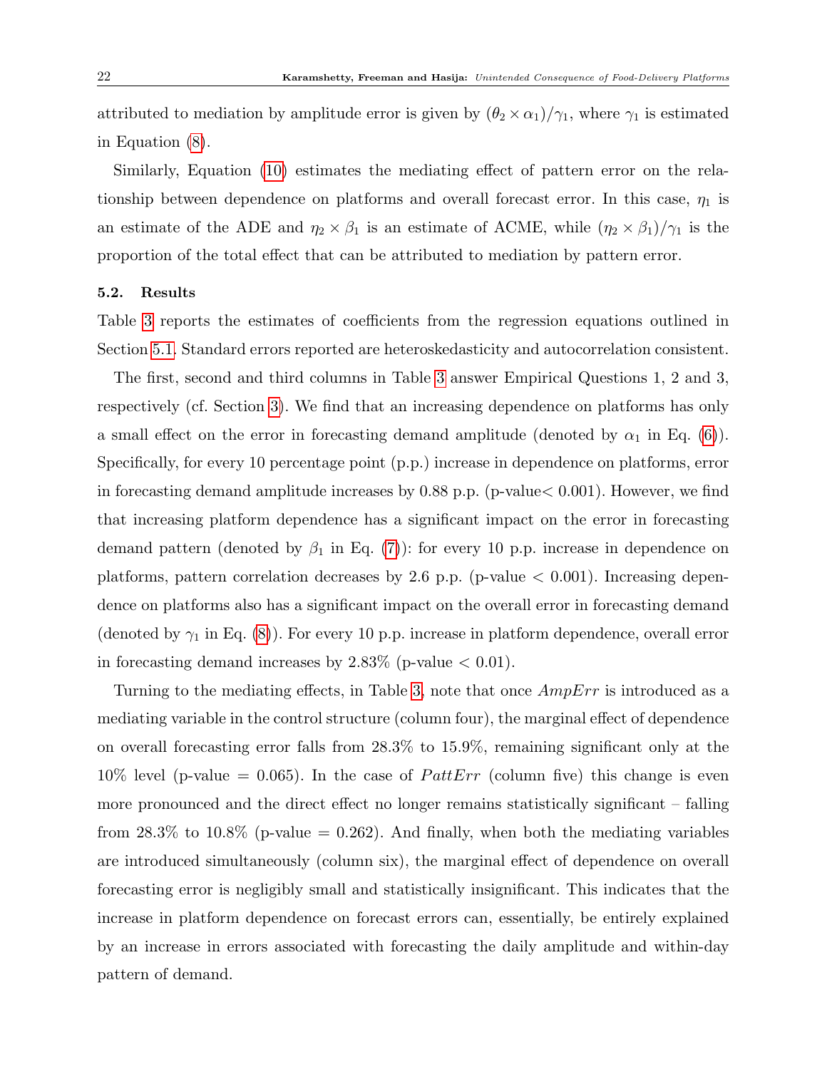attributed to mediation by amplitude error is given by $(\theta_2 \times \alpha_1)/\gamma_1$, where $\gamma_1$ is estimated in Equation (8).

Similarly, Equation (10) estimates the mediating effect of pattern error on the relationship between dependence on platforms and overall forecast error. In this case, $\eta_1$ is an estimate of the ADE and $\eta_2 \times \beta_1$ is an estimate of ACME, while $(\eta_2 \times \beta_1)/\gamma_1$ is the proportion of the total effect that can be attributed to mediation by pattern error.

### 5.2. Results

Table 3 reports the estimates of coefficients from the regression equations outlined in Section 5.1. Standard errors reported are heteroskedasticity and autocorrelation consistent.

The first, second and third columns in Table 3 answer Empirical Questions 1, 2 and 3, respectively (cf. Section 3). We find that an increasing dependence on platforms has only a small effect on the error in forecasting demand amplitude (denoted by $\alpha_1$ in Eq. (6)). Specifically, for every 10 percentage point (p.p.) increase in dependence on platforms, error in forecasting demand amplitude increases by 0.88 p.p. (p-value $< 0.001$). However, we find that increasing platform dependence has a significant impact on the error in forecasting demand pattern (denoted by $\beta_1$ in Eq. (7)): for every 10 p.p. increase in dependence on platforms, pattern correlation decreases by 2.6 p.p. (p-value $< 0.001$). Increasing dependence on platforms also has a significant impact on the overall error in forecasting demand (denoted by $\gamma_1$ in Eq. (8)). For every 10 p.p. increase in platform dependence, overall error in forecasting demand increases by 2.83% (p-value $< 0.01$).

Turning to the mediating effects, in Table 3, note that once *AmpErr* is introduced as a mediating variable in the control structure (column four), the marginal effect of dependence on overall forecasting error falls from 28.3% to 15.9%, remaining significant only at the 10% level (p-value = 0.065). In the case of *PattErr* (column five) this change is even more pronounced and the direct effect no longer remains statistically significant – falling from 28.3% to 10.8% (p-value = 0.262). And finally, when both the mediating variables are introduced simultaneously (column six), the marginal effect of dependence on overall forecasting error is negligibly small and statistically insignificant. This indicates that the increase in platform dependence on forecast errors can, essentially, be entirely explained by an increase in errors associated with forecasting the daily amplitude and within-day pattern of demand.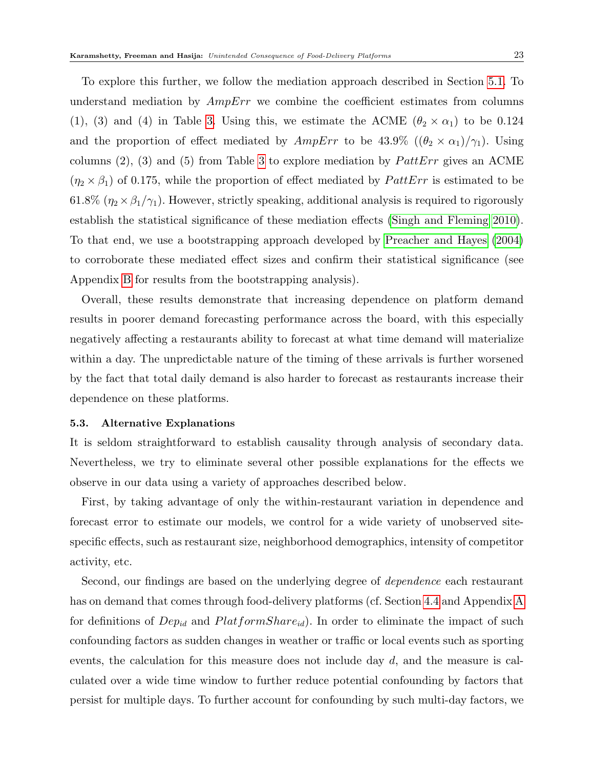To explore this further, we follow the mediation approach described in Section 5.1. To understand mediation by $AmpErr$ we combine the coefficient estimates from columns (1), (3) and (4) in Table 3. Using this, we estimate the ACME ($\theta_2 \times \alpha_1$) to be 0.124 and the proportion of effect mediated by $AmpErr$ to be 43.9% ($(\theta_2 \times \alpha_1)/\gamma_1$). Using columns (2), (3) and (5) from Table 3 to explore mediation by $PattErr$ gives an ACME ($\eta_2 \times \beta_1$) of 0.175, while the proportion of effect mediated by $PattErr$ is estimated to be 61.8% ($\eta_2 \times \beta_1/\gamma_1$). However, strictly speaking, additional analysis is required to rigorously establish the statistical significance of these mediation effects (Singh and Fleming 2010). To that end, we use a bootstrapping approach developed by Preacher and Hayes (2004) to corroborate these mediated effect sizes and confirm their statistical significance (see Appendix B for results from the bootstrapping analysis).

Overall, these results demonstrate that increasing dependence on platform demand results in poorer demand forecasting performance across the board, with this especially negatively affecting a restaurants ability to forecast at what time demand will materialize within a day. The unpredictable nature of the timing of these arrivals is further worsened by the fact that total daily demand is also harder to forecast as restaurants increase their dependence on these platforms.

### 5.3. Alternative Explanations

It is seldom straightforward to establish causality through analysis of secondary data. Nevertheless, we try to eliminate several other possible explanations for the effects we observe in our data using a variety of approaches described below.

First, by taking advantage of only the within-restaurant variation in dependence and forecast error to estimate our models, we control for a wide variety of unobserved site-specific effects, such as restaurant size, neighborhood demographics, intensity of competitor activity, etc.

Second, our findings are based on the underlying degree of *dependence* each restaurant has on demand that comes through food-delivery platforms (cf. Section 4.4 and Appendix A for definitions of $Dep_{id}$ and $PlatformShare_{id}$). In order to eliminate the impact of such confounding factors as sudden changes in weather or traffic or local events such as sporting events, the calculation for this measure does not include day $d$, and the measure is calculated over a wide time window to further reduce potential confounding by factors that persist for multiple days. To further account for confounding by such multi-day factors, we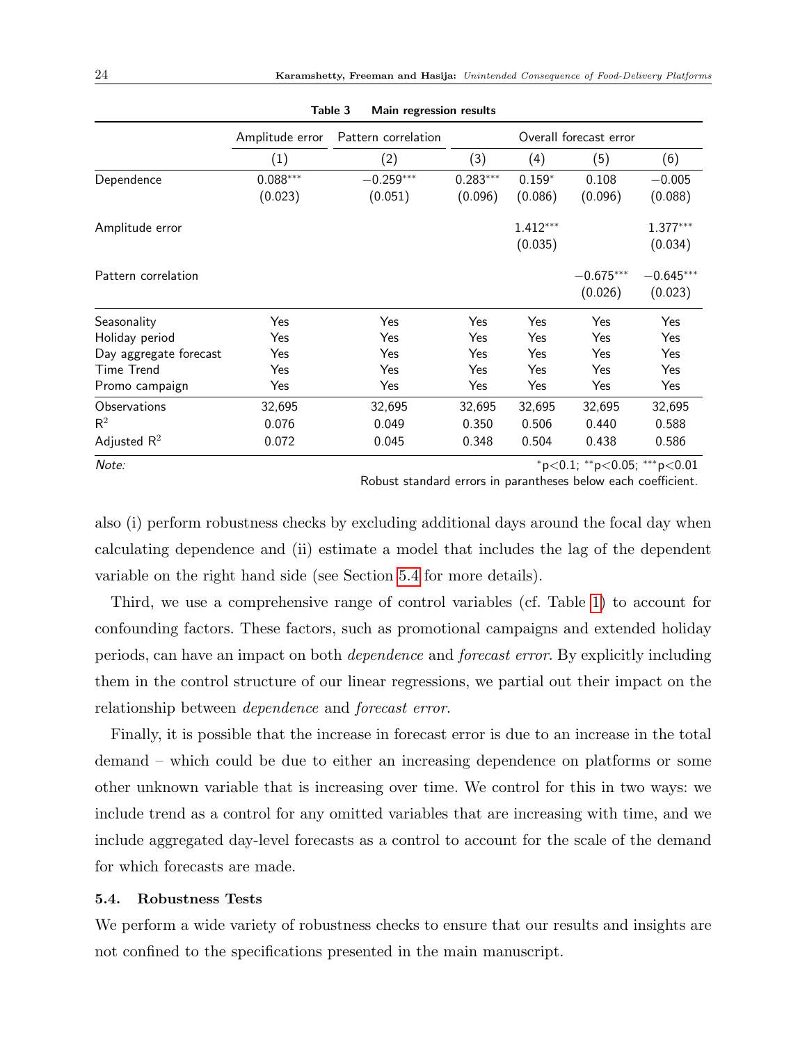**Table 3 Main regression results**

| | Amplitude error | Pattern correlation | Overall forecast error | | | |
|---|---|---|---|---|---|---|
| | (1) | (2) | (3) | (4) | (5) | (6) |
| Dependence | 0.088*** | −0.259*** | 0.283*** | 0.159* | 0.108 | −0.005 |
| | (0.023) | (0.051) | (0.096) | (0.086) | (0.096) | (0.088) |
| Amplitude error | | | | 1.412*** | | 1.377*** |
| | | | | (0.035) | | (0.034) |
| Pattern correlation | | | | | −0.675*** | −0.645*** |
| | | | | | (0.026) | (0.023) |
| Seasonality | Yes | Yes | Yes | Yes | Yes | Yes |
| Holiday period | Yes | Yes | Yes | Yes | Yes | Yes |
| Day aggregate forecast | Yes | Yes | Yes | Yes | Yes | Yes |
| Time Trend | Yes | Yes | Yes | Yes | Yes | Yes |
| Promo campaign | Yes | Yes | Yes | Yes | Yes | Yes |
| Observations | 32,695 | 32,695 | 32,695 | 32,695 | 32,695 | 32,695 |
| $R^2$ | 0.076 | 0.049 | 0.350 | 0.506 | 0.440 | 0.588 |
| Adjusted $R^2$ | 0.072 | 0.045 | 0.348 | 0.504 | 0.438 | 0.586 |

*Note:* *p<0.1; **p<0.05; ***p<0.01
Robust standard errors in parantheses below each coefficient.

also (i) perform robustness checks by excluding additional days around the focal day when calculating dependence and (ii) estimate a model that includes the lag of the dependent variable on the right hand side (see Section 5.4 for more details).

Third, we use a comprehensive range of control variables (cf. Table 1) to account for confounding factors. These factors, such as promotional campaigns and extended holiday periods, can have an impact on both *dependence* and *forecast error*. By explicitly including them in the control structure of our linear regressions, we partial out their impact on the relationship between *dependence* and *forecast error*.

Finally, it is possible that the increase in forecast error is due to an increase in the total demand – which could be due to either an increasing dependence on platforms or some other unknown variable that is increasing over time. We control for this in two ways: we include trend as a control for any omitted variables that are increasing with time, and we include aggregated day-level forecasts as a control to account for the scale of the demand for which forecasts are made.

### 5.4. Robustness Tests

We perform a wide variety of robustness checks to ensure that our results and insights are not confined to the specifications presented in the main manuscript.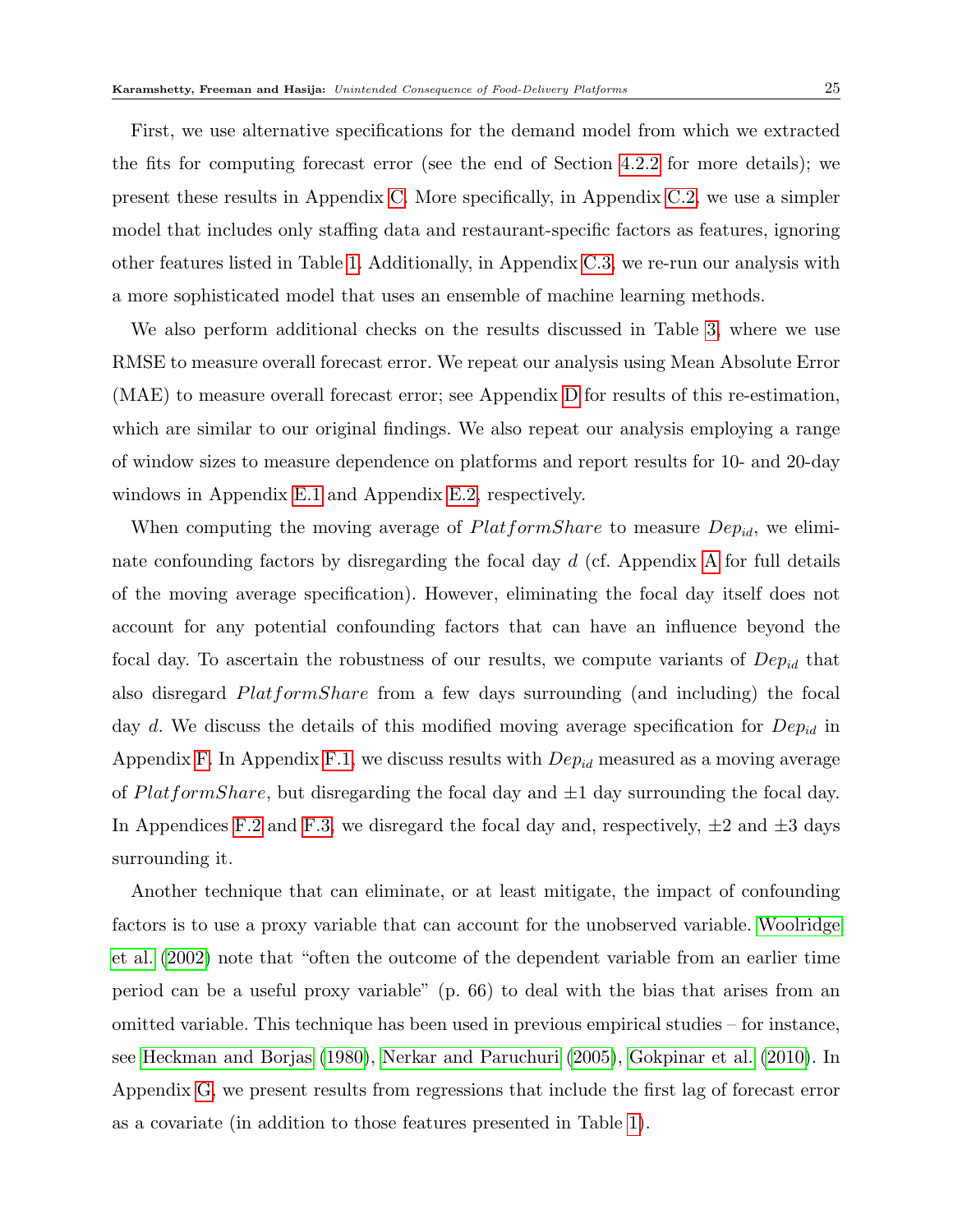First, we use alternative specifications for the demand model from which we extracted the fits for computing forecast error (see the end of Section 4.2.2 for more details); we present these results in Appendix C. More specifically, in Appendix C.2, we use a simpler model that includes only staffing data and restaurant-specific factors as features, ignoring other features listed in Table 1. Additionally, in Appendix C.3, we re-run our analysis with a more sophisticated model that uses an ensemble of machine learning methods.

We also perform additional checks on the results discussed in Table 3, where we use RMSE to measure overall forecast error. We repeat our analysis using Mean Absolute Error (MAE) to measure overall forecast error; see Appendix D for results of this re-estimation, which are similar to our original findings. We also repeat our analysis employing a range of window sizes to measure dependence on platforms and report results for 10- and 20-day windows in Appendix E.1 and Appendix E.2, respectively.

When computing the moving average of $PlatformShare$ to measure $Dep_{id}$, we eliminate confounding factors by disregarding the focal day $d$ (cf. Appendix A for full details of the moving average specification). However, eliminating the focal day itself does not account for any potential confounding factors that can have an influence beyond the focal day. To ascertain the robustness of our results, we compute variants of $Dep_{id}$ that also disregard $PlatformShare$ from a few days surrounding (and including) the focal day $d$. We discuss the details of this modified moving average specification for $Dep_{id}$ in Appendix F. In Appendix F.1, we discuss results with $Dep_{id}$ measured as a moving average of $PlatformShare$, but disregarding the focal day and $\pm 1$ day surrounding the focal day. In Appendices F.2 and F.3, we disregard the focal day and, respectively, $\pm 2$ and $\pm 3$ days surrounding it.

Another technique that can eliminate, or at least mitigate, the impact of confounding factors is to use a proxy variable that can account for the unobserved variable. Woolridge et al. (2002) note that "often the outcome of the dependent variable from an earlier time period can be a useful proxy variable" (p. 66) to deal with the bias that arises from an omitted variable. This technique has been used in previous empirical studies – for instance, see Heckman and Borjas (1980), Nerkar and Paruchuri (2005), Gokpinar et al. (2010). In Appendix G, we present results from regressions that include the first lag of forecast error as a covariate (in addition to those features presented in Table 1).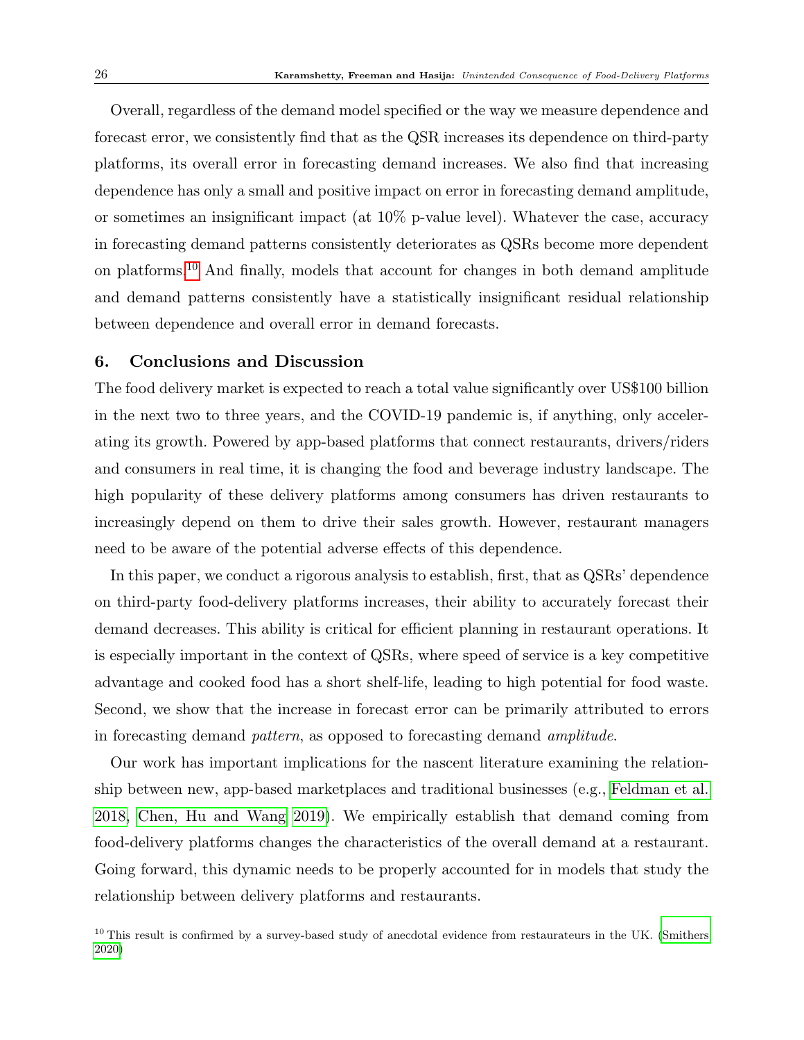Overall, regardless of the demand model specified or the way we measure dependence and forecast error, we consistently find that as the QSR increases its dependence on third-party platforms, its overall error in forecasting demand increases. We also find that increasing dependence has only a small and positive impact on error in forecasting demand amplitude, or sometimes an insignificant impact (at 10% p-value level). Whatever the case, accuracy in forecasting demand patterns consistently deteriorates as QSRs become more dependent on platforms.[10] And finally, models that account for changes in both demand amplitude and demand patterns consistently have a statistically insignificant residual relationship between dependence and overall error in demand forecasts.

## 6. Conclusions and Discussion

The food delivery market is expected to reach a total value significantly over US$100 billion in the next two to three years, and the COVID-19 pandemic is, if anything, only accelerating its growth. Powered by app-based platforms that connect restaurants, drivers/riders and consumers in real time, it is changing the food and beverage industry landscape. The high popularity of these delivery platforms among consumers has driven restaurants to increasingly depend on them to drive their sales growth. However, restaurant managers need to be aware of the potential adverse effects of this dependence.

In this paper, we conduct a rigorous analysis to establish, first, that as QSRs' dependence on third-party food-delivery platforms increases, their ability to accurately forecast their demand decreases. This ability is critical for efficient planning in restaurant operations. It is especially important in the context of QSRs, where speed of service is a key competitive advantage and cooked food has a short shelf-life, leading to high potential for food waste. Second, we show that the increase in forecast error can be primarily attributed to errors in forecasting demand *pattern*, as opposed to forecasting demand *amplitude*.

Our work has important implications for the nascent literature examining the relationship between new, app-based marketplaces and traditional businesses (e.g., Feldman et al. 2018, Chen, Hu and Wang 2019). We empirically establish that demand coming from food-delivery platforms changes the characteristics of the overall demand at a restaurant. Going forward, this dynamic needs to be properly accounted for in models that study the relationship between delivery platforms and restaurants.

[10] This result is confirmed by a survey-based study of anecdotal evidence from restaurateurs in the UK. (Smithers 2020)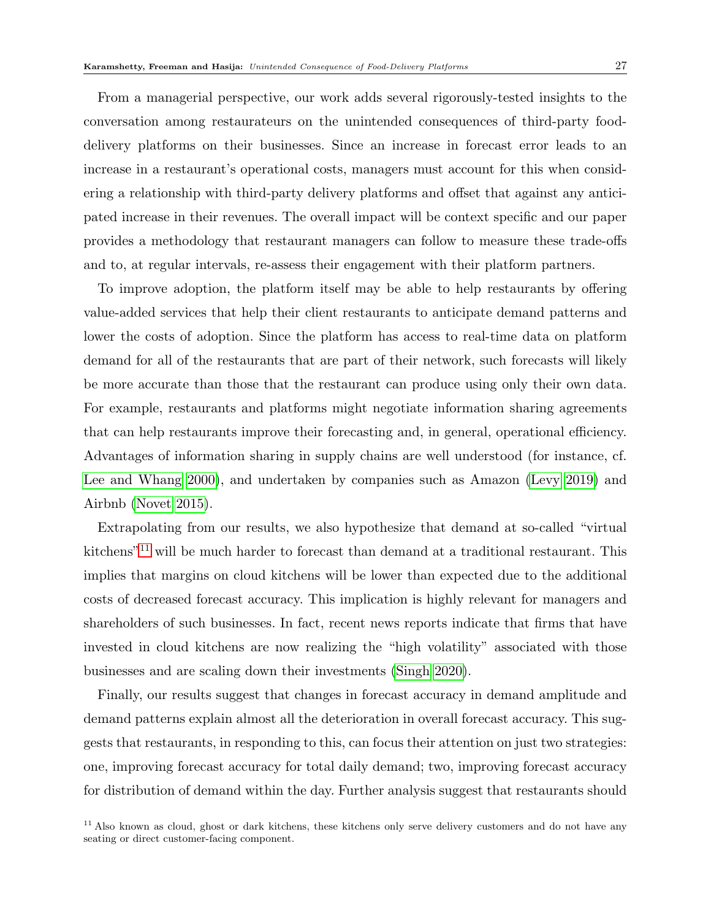From a managerial perspective, our work adds several rigorously-tested insights to the conversation among restaurateurs on the unintended consequences of third-party food-delivery platforms on their businesses. Since an increase in forecast error leads to an increase in a restaurant's operational costs, managers must account for this when considering a relationship with third-party delivery platforms and offset that against any anticipated increase in their revenues. The overall impact will be context specific and our paper provides a methodology that restaurant managers can follow to measure these trade-offs and to, at regular intervals, re-assess their engagement with their platform partners.

To improve adoption, the platform itself may be able to help restaurants by offering value-added services that help their client restaurants to anticipate demand patterns and lower the costs of adoption. Since the platform has access to real-time data on platform demand for all of the restaurants that are part of their network, such forecasts will likely be more accurate than those that the restaurant can produce using only their own data. For example, restaurants and platforms might negotiate information sharing agreements that can help restaurants improve their forecasting and, in general, operational efficiency. Advantages of information sharing in supply chains are well understood (for instance, cf. Lee and Whang 2000), and undertaken by companies such as Amazon (Levy 2019) and Airbnb (Novet 2015).

Extrapolating from our results, we also hypothesize that demand at so-called "virtual kitchens"[11] will be much harder to forecast than demand at a traditional restaurant. This implies that margins on cloud kitchens will be lower than expected due to the additional costs of decreased forecast accuracy. This implication is highly relevant for managers and shareholders of such businesses. In fact, recent news reports indicate that firms that have invested in cloud kitchens are now realizing the "high volatility" associated with those businesses and are scaling down their investments (Singh 2020).

Finally, our results suggest that changes in forecast accuracy in demand amplitude and demand patterns explain almost all the deterioration in overall forecast accuracy. This suggests that restaurants, in responding to this, can focus their attention on just two strategies: one, improving forecast accuracy for total daily demand; two, improving forecast accuracy for distribution of demand within the day. Further analysis suggest that restaurants should

[11] Also known as cloud, ghost or dark kitchens, these kitchens only serve delivery customers and do not have any seating or direct customer-facing component.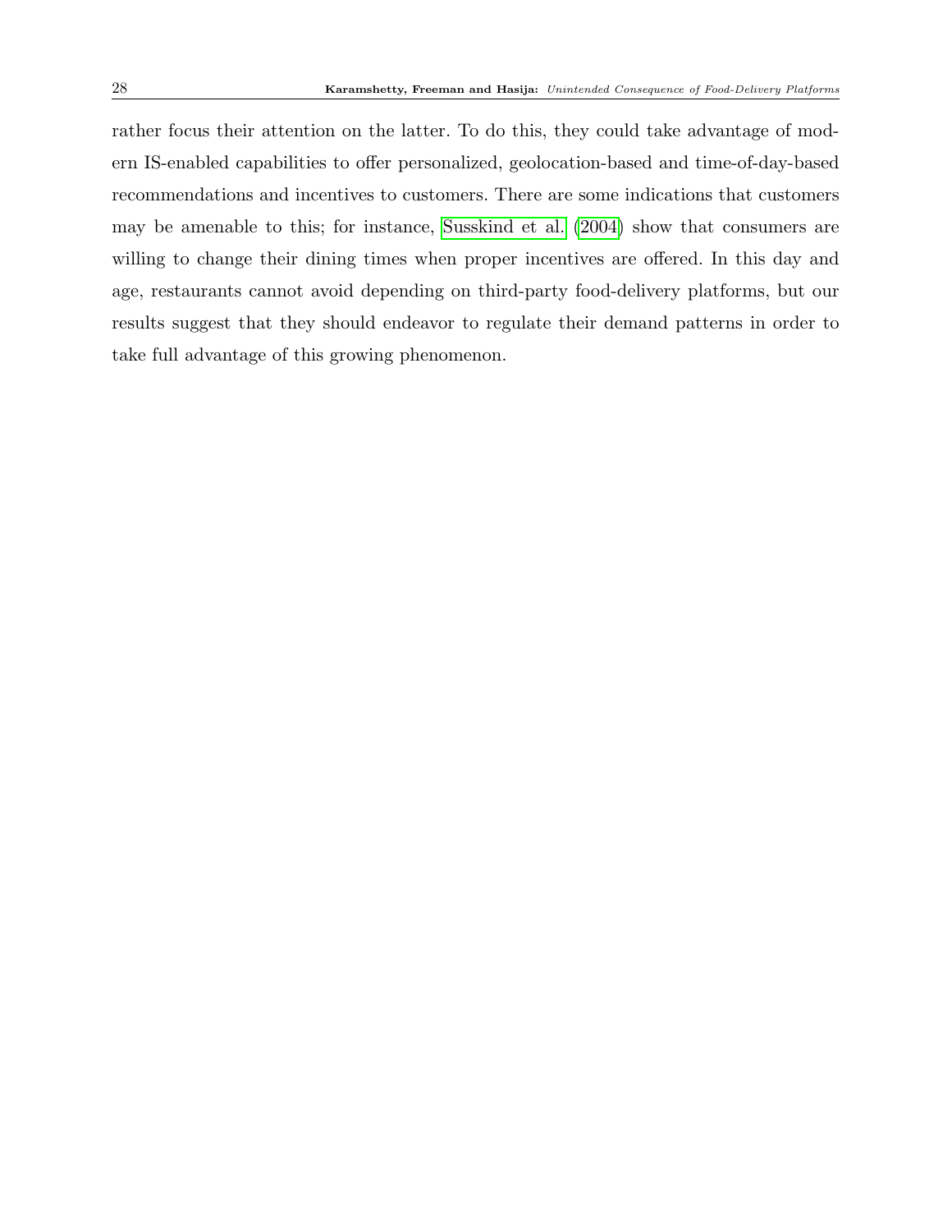rather focus their attention on the latter. To do this, they could take advantage of modern IS-enabled capabilities to offer personalized, geolocation-based and time-of-day-based recommendations and incentives to customers. There are some indications that customers may be amenable to this; for instance, Susskind et al. (2004) show that consumers are willing to change their dining times when proper incentives are offered. In this day and age, restaurants cannot avoid depending on third-party food-delivery platforms, but our results suggest that they should endeavor to regulate their demand patterns in order to take full advantage of this growing phenomenon.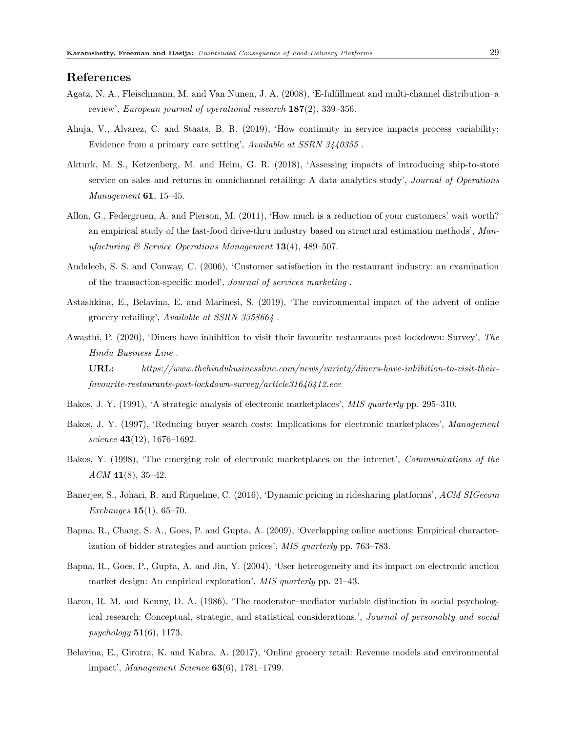## References

Agatz, N. A., Fleischmann, M. and Van Nunen, J. A. (2008), 'E-fulfillment and multi-channel distribution–a review', *European journal of operational research* **187**(2), 339–356.

Ahuja, V., Alvarez, C. and Staats, B. R. (2019), 'How continuity in service impacts process variability: Evidence from a primary care setting', *Available at SSRN 3440355* .

Akturk, M. S., Ketzenberg, M. and Heim, G. R. (2018), 'Assessing impacts of introducing ship-to-store service on sales and returns in omnichannel retailing: A data analytics study', *Journal of Operations Management* **61**, 15–45.

Allon, G., Federgruen, A. and Pierson, M. (2011), 'How much is a reduction of your customers' wait worth? an empirical study of the fast-food drive-thru industry based on structural estimation methods', *Manufacturing & Service Operations Management* **13**(4), 489–507.

Andaleeb, S. S. and Conway, C. (2006), 'Customer satisfaction in the restaurant industry: an examination of the transaction-specific model', *Journal of services marketing* .

Astashkina, E., Belavina, E. and Marinesi, S. (2019), 'The environmental impact of the advent of online grocery retailing', *Available at SSRN 3358664* .

Awasthi, P. (2020), 'Diners have inhibition to visit their favourite restaurants post lockdown: Survey', *The Hindu Business Line* .

**URL:** *https://www.thehindubusinessline.com/news/variety/diners-have-inhibition-to-visit-their-favourite-restaurants-post-lockdown-survey/article31640412.ece*

Bakos, J. Y. (1991), 'A strategic analysis of electronic marketplaces', *MIS quarterly* pp. 295–310.

Bakos, J. Y. (1997), 'Reducing buyer search costs: Implications for electronic marketplaces', *Management science* **43**(12), 1676–1692.

Bakos, Y. (1998), 'The emerging role of electronic marketplaces on the internet', *Communications of the ACM* **41**(8), 35–42.

Banerjee, S., Johari, R. and Riquelme, C. (2016), 'Dynamic pricing in ridesharing platforms', *ACM SIGecom Exchanges* **15**(1), 65–70.

Bapna, R., Chang, S. A., Goes, P. and Gupta, A. (2009), 'Overlapping online auctions: Empirical characterization of bidder strategies and auction prices', *MIS quarterly* pp. 763–783.

Bapna, R., Goes, P., Gupta, A. and Jin, Y. (2004), 'User heterogeneity and its impact on electronic auction market design: An empirical exploration', *MIS quarterly* pp. 21–43.

Baron, R. M. and Kenny, D. A. (1986), 'The moderator–mediator variable distinction in social psychological research: Conceptual, strategic, and statistical considerations.', *Journal of personality and social psychology* **51**(6), 1173.

Belavina, E., Girotra, K. and Kabra, A. (2017), 'Online grocery retail: Revenue models and environmental impact', *Management Science* **63**(6), 1781–1799.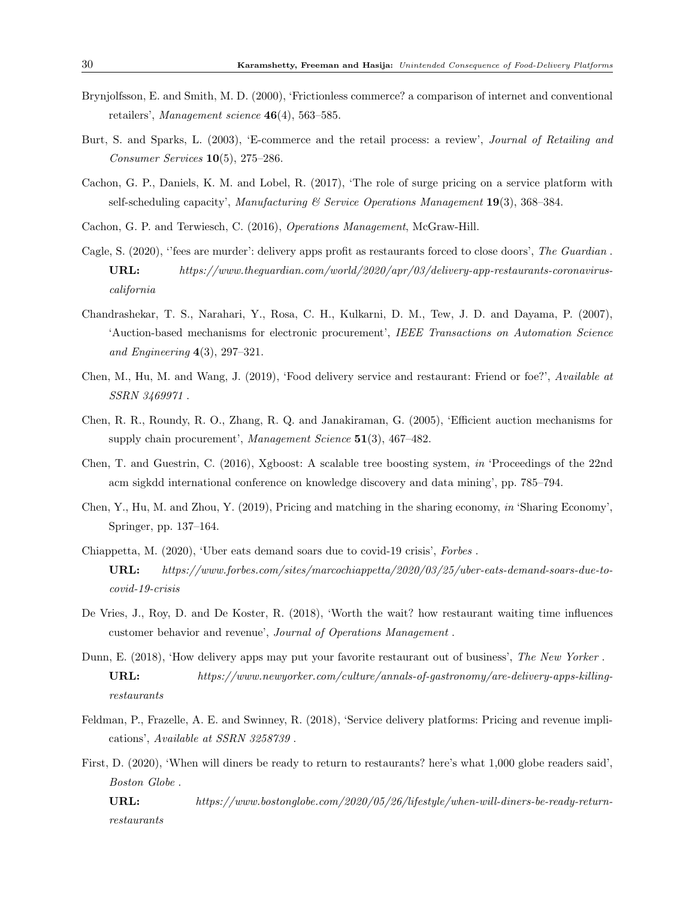Brynjolfsson, E. and Smith, M. D. (2000), 'Frictionless commerce? a comparison of internet and conventional retailers', *Management science* **46**(4), 563–585.

Burt, S. and Sparks, L. (2003), 'E-commerce and the retail process: a review', *Journal of Retailing and Consumer Services* **10**(5), 275–286.

Cachon, G. P., Daniels, K. M. and Lobel, R. (2017), 'The role of surge pricing on a service platform with self-scheduling capacity', *Manufacturing & Service Operations Management* **19**(3), 368–384.

Cachon, G. P. and Terwiesch, C. (2016), *Operations Management*, McGraw-Hill.

Cagle, S. (2020), ''fees are murder': delivery apps profit as restaurants forced to close doors', *The Guardian* .
**URL:** *https://www.theguardian.com/world/2020/apr/03/delivery-app-restaurants-coronavirus-california*

Chandrashekar, T. S., Narahari, Y., Rosa, C. H., Kulkarni, D. M., Tew, J. D. and Dayama, P. (2007), 'Auction-based mechanisms for electronic procurement', *IEEE Transactions on Automation Science and Engineering* **4**(3), 297–321.

Chen, M., Hu, M. and Wang, J. (2019), 'Food delivery service and restaurant: Friend or foe?', *Available at SSRN 3469971* .

Chen, R. R., Roundy, R. O., Zhang, R. Q. and Janakiraman, G. (2005), 'Efficient auction mechanisms for supply chain procurement', *Management Science* **51**(3), 467–482.

Chen, T. and Guestrin, C. (2016), Xgboost: A scalable tree boosting system, *in* 'Proceedings of the 22nd acm sigkdd international conference on knowledge discovery and data mining', pp. 785–794.

Chen, Y., Hu, M. and Zhou, Y. (2019), Pricing and matching in the sharing economy, *in* 'Sharing Economy', Springer, pp. 137–164.

Chiappetta, M. (2020), 'Uber eats demand soars due to covid-19 crisis', *Forbes* .
**URL:** *https://www.forbes.com/sites/marcochiappetta/2020/03/25/uber-eats-demand-soars-due-to-covid-19-crisis*

De Vries, J., Roy, D. and De Koster, R. (2018), 'Worth the wait? how restaurant waiting time influences customer behavior and revenue', *Journal of Operations Management* .

Dunn, E. (2018), 'How delivery apps may put your favorite restaurant out of business', *The New Yorker* .
**URL:** *https://www.newyorker.com/culture/annals-of-gastronomy/are-delivery-apps-killing-restaurants*

Feldman, P., Frazelle, A. E. and Swinney, R. (2018), 'Service delivery platforms: Pricing and revenue implications', *Available at SSRN 3258739* .

First, D. (2020), 'When will diners be ready to return to restaurants? here's what 1,000 globe readers said', *Boston Globe* .
**URL:** *https://www.bostonglobe.com/2020/05/26/lifestyle/when-will-diners-be-ready-return-restaurants*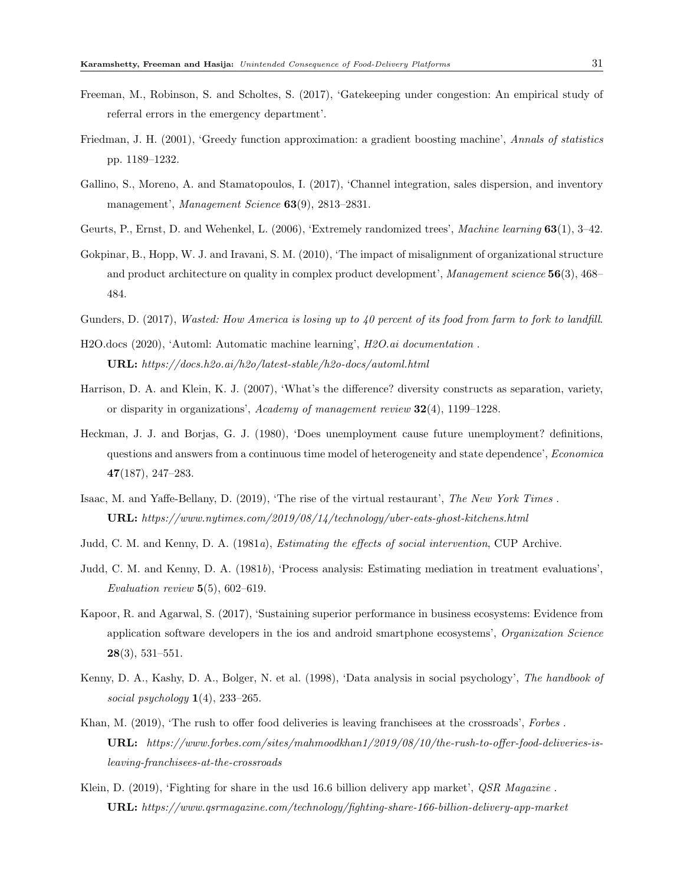Freeman, M., Robinson, S. and Scholtes, S. (2017), 'Gatekeeping under congestion: An empirical study of referral errors in the emergency department'.

Friedman, J. H. (2001), 'Greedy function approximation: a gradient boosting machine', *Annals of statistics* pp. 1189–1232.

Gallino, S., Moreno, A. and Stamatopoulos, I. (2017), 'Channel integration, sales dispersion, and inventory management', *Management Science* **63**(9), 2813–2831.

Geurts, P., Ernst, D. and Wehenkel, L. (2006), 'Extremely randomized trees', *Machine learning* **63**(1), 3–42.

Gokpinar, B., Hopp, W. J. and Iravani, S. M. (2010), 'The impact of misalignment of organizational structure and product architecture on quality in complex product development', *Management science* **56**(3), 468–484.

Gunders, D. (2017), *Wasted: How America is losing up to 40 percent of its food from farm to fork to landfill*.

H2O.docs (2020), 'Automl: Automatic machine learning', *H2O.ai documentation* .
**URL:** *https://docs.h2o.ai/h2o/latest-stable/h2o-docs/automl.html*

Harrison, D. A. and Klein, K. J. (2007), 'What's the difference? diversity constructs as separation, variety, or disparity in organizations', *Academy of management review* **32**(4), 1199–1228.

Heckman, J. J. and Borjas, G. J. (1980), 'Does unemployment cause future unemployment? definitions, questions and answers from a continuous time model of heterogeneity and state dependence', *Economica* **47**(187), 247–283.

Isaac, M. and Yaffe-Bellany, D. (2019), 'The rise of the virtual restaurant', *The New York Times* .
**URL:** *https://www.nytimes.com/2019/08/14/technology/uber-eats-ghost-kitchens.html*

Judd, C. M. and Kenny, D. A. (1981*a*), *Estimating the effects of social intervention*, CUP Archive.

Judd, C. M. and Kenny, D. A. (1981*b*), 'Process analysis: Estimating mediation in treatment evaluations', *Evaluation review* **5**(5), 602–619.

Kapoor, R. and Agarwal, S. (2017), 'Sustaining superior performance in business ecosystems: Evidence from application software developers in the ios and android smartphone ecosystems', *Organization Science* **28**(3), 531–551.

Kenny, D. A., Kashy, D. A., Bolger, N. et al. (1998), 'Data analysis in social psychology', *The handbook of social psychology* **1**(4), 233–265.

Khan, M. (2019), 'The rush to offer food deliveries is leaving franchisees at the crossroads', *Forbes* .
**URL:** *https://www.forbes.com/sites/mahmoodkhan1/2019/08/10/the-rush-to-offer-food-deliveries-is-leaving-franchisees-at-the-crossroads*

Klein, D. (2019), 'Fighting for share in the usd 16.6 billion delivery app market', *QSR Magazine* .
**URL:** *https://www.qsrmagazine.com/technology/fighting-share-166-billion-delivery-app-market*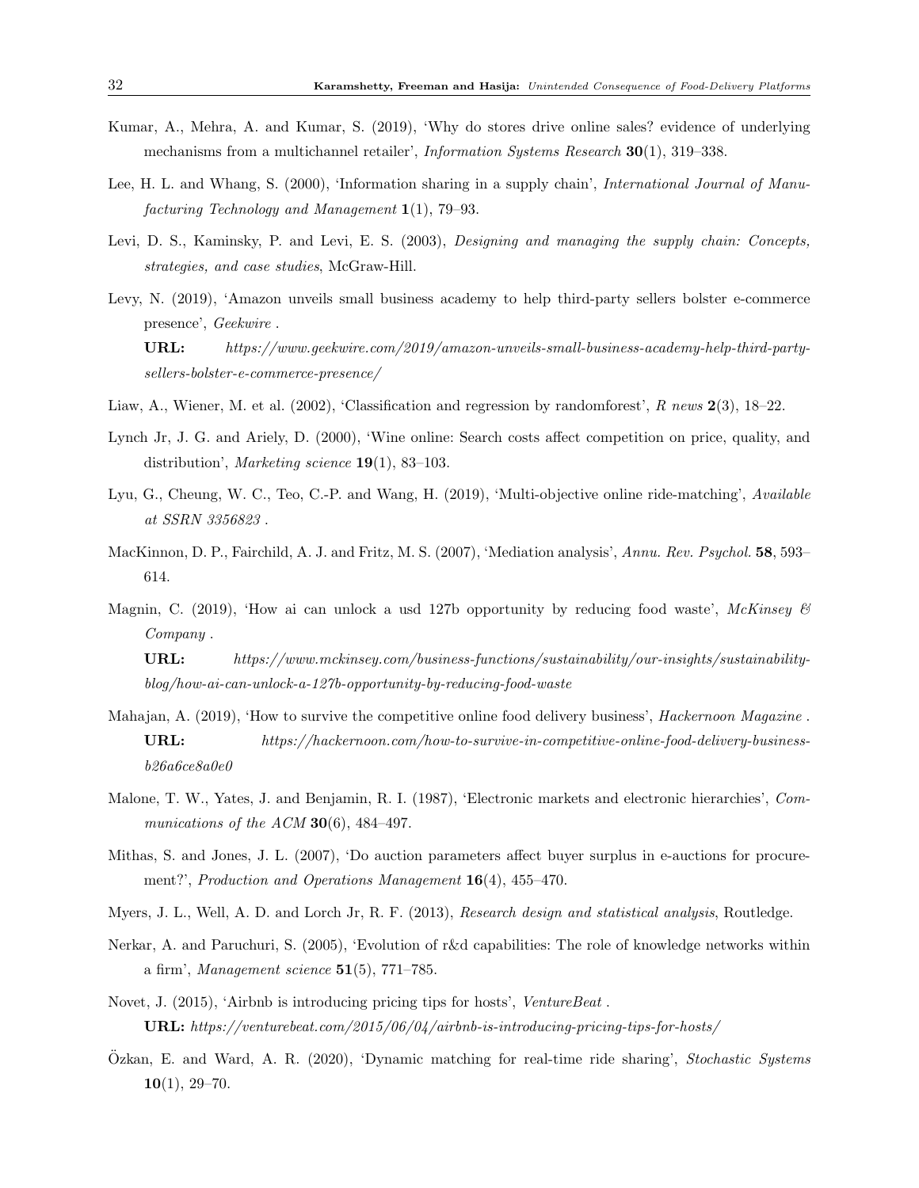Kumar, A., Mehra, A. and Kumar, S. (2019), 'Why do stores drive online sales? evidence of underlying mechanisms from a multichannel retailer', *Information Systems Research* **30**(1), 319–338.

Lee, H. L. and Whang, S. (2000), 'Information sharing in a supply chain', *International Journal of Manufacturing Technology and Management* **1**(1), 79–93.

Levi, D. S., Kaminsky, P. and Levi, E. S. (2003), *Designing and managing the supply chain: Concepts, strategies, and case studies*, McGraw-Hill.

Levy, N. (2019), 'Amazon unveils small business academy to help third-party sellers bolster e-commerce presence', *Geekwire* .
**URL:** *https://www.geekwire.com/2019/amazon-unveils-small-business-academy-help-third-party-sellers-bolster-e-commerce-presence/*

Liaw, A., Wiener, M. et al. (2002), 'Classification and regression by randomforest', *R news* **2**(3), 18–22.

Lynch Jr, J. G. and Ariely, D. (2000), 'Wine online: Search costs affect competition on price, quality, and distribution', *Marketing science* **19**(1), 83–103.

Lyu, G., Cheung, W. C., Teo, C.-P. and Wang, H. (2019), 'Multi-objective online ride-matching', *Available at SSRN 3356823* .

MacKinnon, D. P., Fairchild, A. J. and Fritz, M. S. (2007), 'Mediation analysis', *Annu. Rev. Psychol.* **58**, 593–614.

Magnin, C. (2019), 'How ai can unlock a usd 127b opportunity by reducing food waste', *McKinsey & Company* .
**URL:** *https://www.mckinsey.com/business-functions/sustainability/our-insights/sustainability-blog/how-ai-can-unlock-a-127b-opportunity-by-reducing-food-waste*

Mahajan, A. (2019), 'How to survive the competitive online food delivery business', *Hackernoon Magazine* .
**URL:** *https://hackernoon.com/how-to-survive-in-competitive-online-food-delivery-business-b26a6ce8a0e0*

Malone, T. W., Yates, J. and Benjamin, R. I. (1987), 'Electronic markets and electronic hierarchies', *Communications of the ACM* **30**(6), 484–497.

Mithas, S. and Jones, J. L. (2007), 'Do auction parameters affect buyer surplus in e-auctions for procurement?', *Production and Operations Management* **16**(4), 455–470.

Myers, J. L., Well, A. D. and Lorch Jr, R. F. (2013), *Research design and statistical analysis*, Routledge.

Nerkar, A. and Paruchuri, S. (2005), 'Evolution of r&d capabilities: The role of knowledge networks within a firm', *Management science* **51**(5), 771–785.

Novet, J. (2015), 'Airbnb is introducing pricing tips for hosts', *VentureBeat* .
**URL:** *https://venturebeat.com/2015/06/04/airbnb-is-introducing-pricing-tips-for-hosts/*

Özkan, E. and Ward, A. R. (2020), 'Dynamic matching for real-time ride sharing', *Stochastic Systems* **10**(1), 29–70.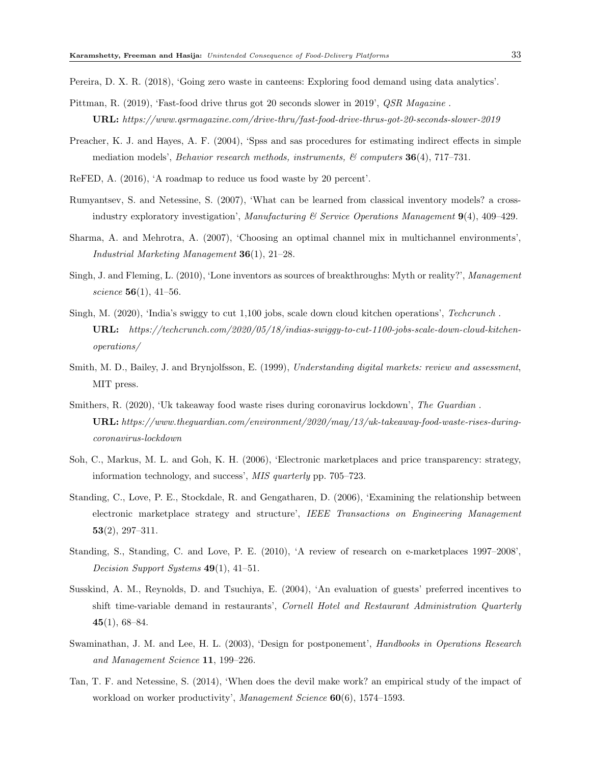Pereira, D. X. R. (2018), 'Going zero waste in canteens: Exploring food demand using data analytics'.

Pittman, R. (2019), 'Fast-food drive thrus got 20 seconds slower in 2019', *QSR Magazine* .
**URL:** *https://www.qsrmagazine.com/drive-thru/fast-food-drive-thrus-got-20-seconds-slower-2019*

Preacher, K. J. and Hayes, A. F. (2004), 'Spss and sas procedures for estimating indirect effects in simple mediation models', *Behavior research methods, instruments, & computers* **36**(4), 717–731.

ReFED, A. (2016), 'A roadmap to reduce us food waste by 20 percent'.

Rumyantsev, S. and Netessine, S. (2007), 'What can be learned from classical inventory models? a cross-industry exploratory investigation', *Manufacturing & Service Operations Management* **9**(4), 409–429.

Sharma, A. and Mehrotra, A. (2007), 'Choosing an optimal channel mix in multichannel environments', *Industrial Marketing Management* **36**(1), 21–28.

Singh, J. and Fleming, L. (2010), 'Lone inventors as sources of breakthroughs: Myth or reality?', *Management science* **56**(1), 41–56.

Singh, M. (2020), 'India's swiggy to cut 1,100 jobs, scale down cloud kitchen operations', *Techcrunch* .
**URL:** *https://techcrunch.com/2020/05/18/indias-swiggy-to-cut-1100-jobs-scale-down-cloud-kitchen-operations/*

Smith, M. D., Bailey, J. and Brynjolfsson, E. (1999), *Understanding digital markets: review and assessment*, MIT press.

Smithers, R. (2020), 'Uk takeaway food waste rises during coronavirus lockdown', *The Guardian* .
**URL:** *https://www.theguardian.com/environment/2020/may/13/uk-takeaway-food-waste-rises-during-coronavirus-lockdown*

Soh, C., Markus, M. L. and Goh, K. H. (2006), 'Electronic marketplaces and price transparency: strategy, information technology, and success', *MIS quarterly* pp. 705–723.

Standing, C., Love, P. E., Stockdale, R. and Gengatharen, D. (2006), 'Examining the relationship between electronic marketplace strategy and structure', *IEEE Transactions on Engineering Management* **53**(2), 297–311.

Standing, S., Standing, C. and Love, P. E. (2010), 'A review of research on e-marketplaces 1997–2008', *Decision Support Systems* **49**(1), 41–51.

Susskind, A. M., Reynolds, D. and Tsuchiya, E. (2004), 'An evaluation of guests' preferred incentives to shift time-variable demand in restaurants', *Cornell Hotel and Restaurant Administration Quarterly* **45**(1), 68–84.

Swaminathan, J. M. and Lee, H. L. (2003), 'Design for postponement', *Handbooks in Operations Research and Management Science* **11**, 199–226.

Tan, T. F. and Netessine, S. (2014), 'When does the devil make work? an empirical study of the impact of workload on worker productivity', *Management Science* **60**(6), 1574–1593.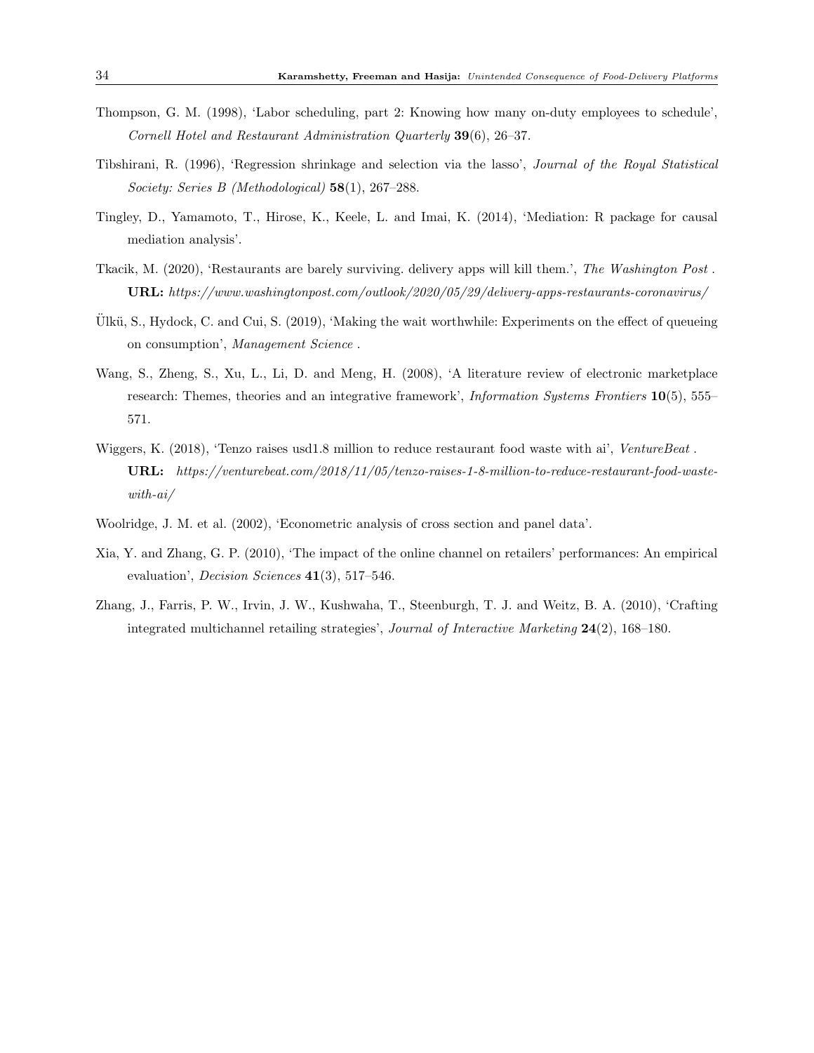Thompson, G. M. (1998), 'Labor scheduling, part 2: Knowing how many on-duty employees to schedule', *Cornell Hotel and Restaurant Administration Quarterly* **39**(6), 26–37.

Tibshirani, R. (1996), 'Regression shrinkage and selection via the lasso', *Journal of the Royal Statistical Society: Series B (Methodological)* **58**(1), 267–288.

Tingley, D., Yamamoto, T., Hirose, K., Keele, L. and Imai, K. (2014), 'Mediation: R package for causal mediation analysis'.

Tkacik, M. (2020), 'Restaurants are barely surviving. delivery apps will kill them.', *The Washington Post* . **URL:** *https://www.washingtonpost.com/outlook/2020/05/29/delivery-apps-restaurants-coronavirus/*

Ülkü, S., Hydock, C. and Cui, S. (2019), 'Making the wait worthwhile: Experiments on the effect of queueing on consumption', *Management Science* .

Wang, S., Zheng, S., Xu, L., Li, D. and Meng, H. (2008), 'A literature review of electronic marketplace research: Themes, theories and an integrative framework', *Information Systems Frontiers* **10**(5), 555–571.

Wiggers, K. (2018), 'Tenzo raises usd1.8 million to reduce restaurant food waste with ai', *VentureBeat* . **URL:** *https://venturebeat.com/2018/11/05/tenzo-raises-1-8-million-to-reduce-restaurant-food-waste-with-ai/*

Woolridge, J. M. et al. (2002), 'Econometric analysis of cross section and panel data'.

Xia, Y. and Zhang, G. P. (2010), 'The impact of the online channel on retailers' performances: An empirical evaluation', *Decision Sciences* **41**(3), 517–546.

Zhang, J., Farris, P. W., Irvin, J. W., Kushwaha, T., Steenburgh, T. J. and Weitz, B. A. (2010), 'Crafting integrated multichannel retailing strategies', *Journal of Interactive Marketing* **24**(2), 168–180.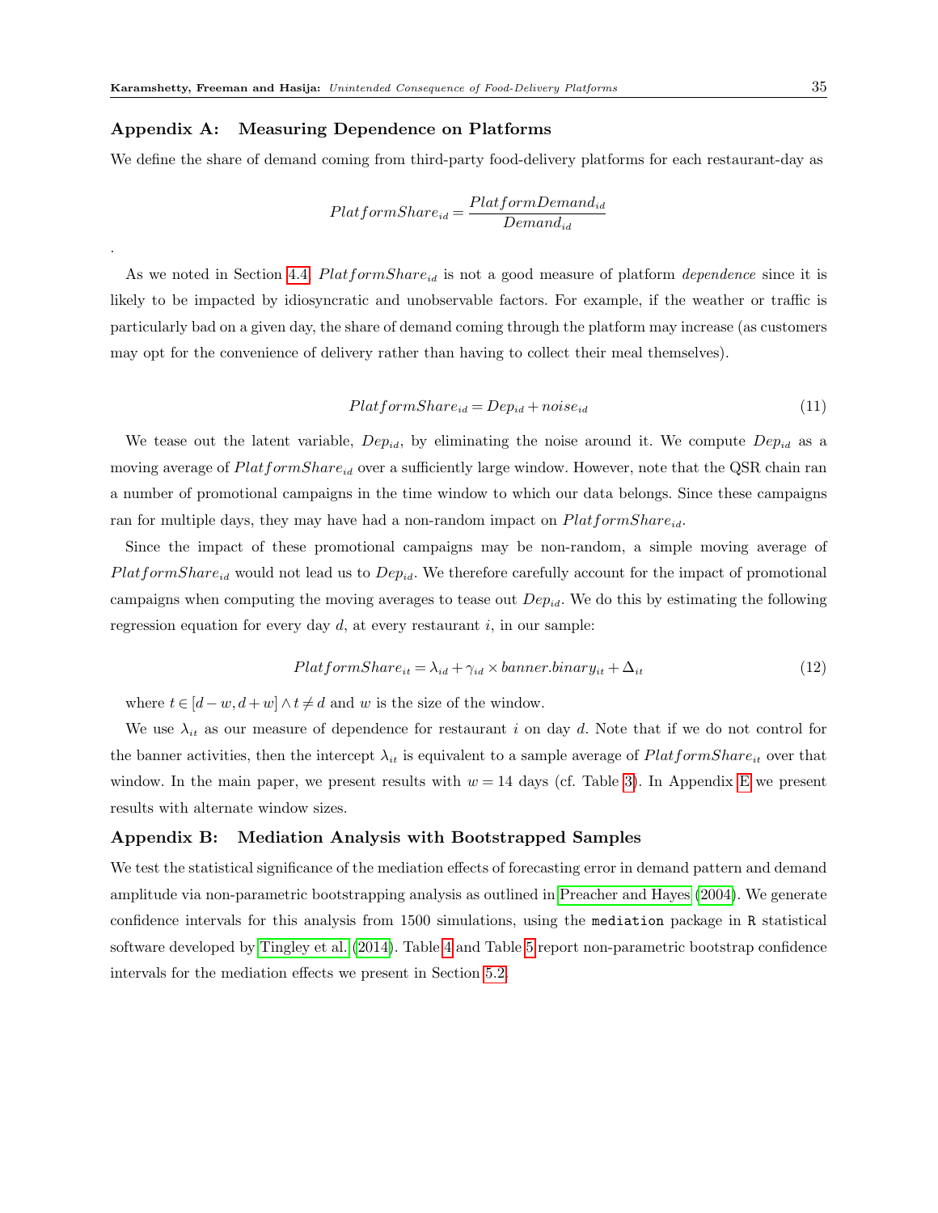## Appendix A: Measuring Dependence on Platforms

We define the share of demand coming from third-party food-delivery platforms for each restaurant-day as

$$PlatformShare_{id} = \frac{PlatformDemand_{id}}{Demand_{id}}$$

.

As we noted in Section 4.4, $PlatformShare_{id}$ is not a good measure of platform *dependence* since it is likely to be impacted by idiosyncratic and unobservable factors. For example, if the weather or traffic is particularly bad on a given day, the share of demand coming through the platform may increase (as customers may opt for the convenience of delivery rather than having to collect their meal themselves).

$$PlatformShare_{id} = Dep_{id} + noise_{id} \tag{11}$$

We tease out the latent variable, $Dep_{id}$, by eliminating the noise around it. We compute $Dep_{id}$ as a moving average of $PlatformShare_{id}$ over a sufficiently large window. However, note that the QSR chain ran a number of promotional campaigns in the time window to which our data belongs. Since these campaigns ran for multiple days, they may have had a non-random impact on $PlatformShare_{id}$.

Since the impact of these promotional campaigns may be non-random, a simple moving average of $PlatformShare_{id}$ would not lead us to $Dep_{id}$. We therefore carefully account for the impact of promotional campaigns when computing the moving averages to tease out $Dep_{id}$. We do this by estimating the following regression equation for every day $d$, at every restaurant $i$, in our sample:

$$PlatformShare_{it} = \lambda_{id} + \gamma_{id} \times banner.binary_{it} + \Delta_{it} \tag{12}$$

where $t \in [d-w, d+w] \wedge t \neq d$ and $w$ is the size of the window.

We use $\lambda_{it}$ as our measure of dependence for restaurant $i$ on day $d$. Note that if we do not control for the banner activities, then the intercept $\lambda_{it}$ is equivalent to a sample average of $PlatformShare_{it}$ over that window. In the main paper, we present results with $w = 14$ days (cf. Table 3). In Appendix E we present results with alternate window sizes.

## Appendix B: Mediation Analysis with Bootstrapped Samples

We test the statistical significance of the mediation effects of forecasting error in demand pattern and demand amplitude via non-parametric bootstrapping analysis as outlined in Preacher and Hayes (2004). We generate confidence intervals for this analysis from 1500 simulations, using the `mediation` package in `R` statistical software developed by Tingley et al. (2014). Table 4 and Table 5 report non-parametric bootstrap confidence intervals for the mediation effects we present in Section 5.2.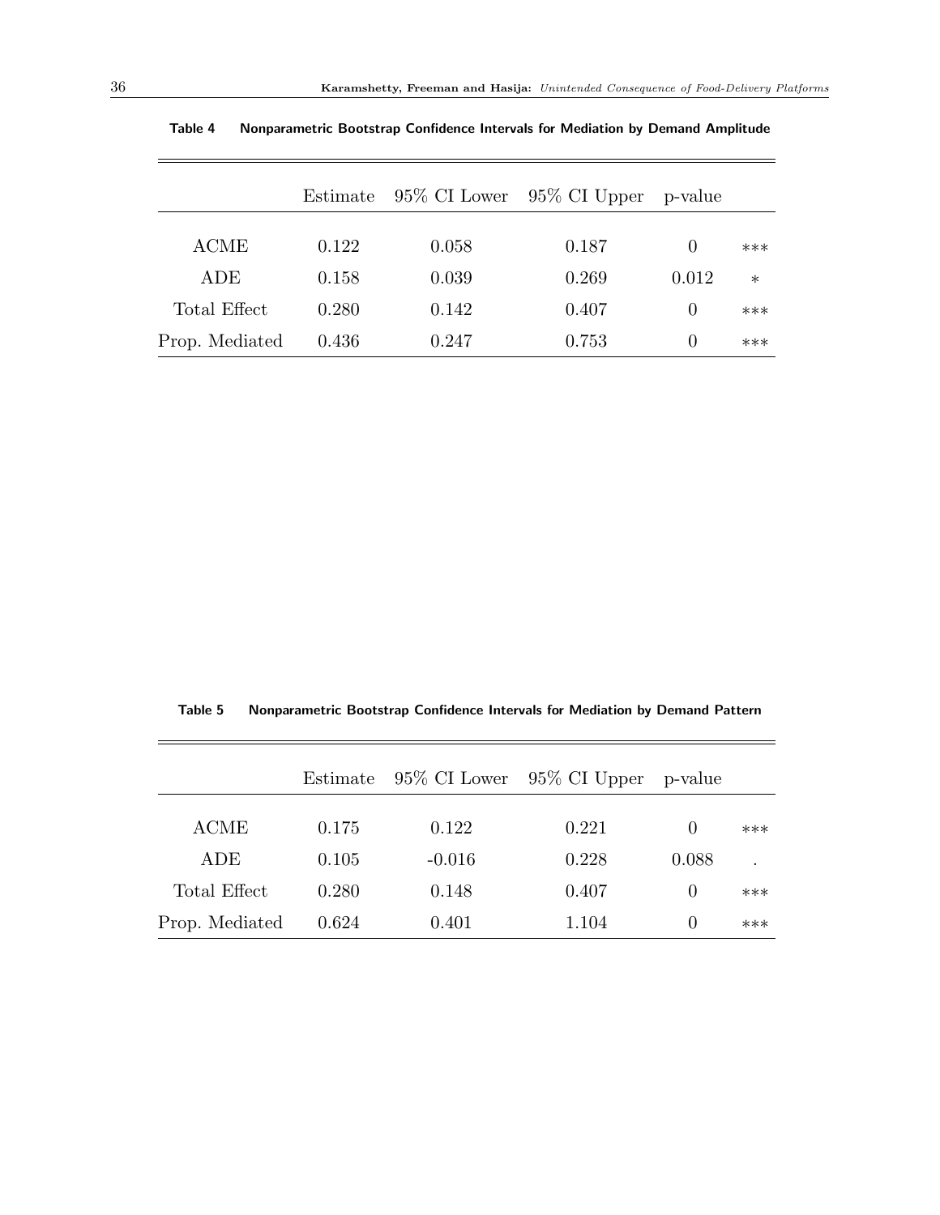**Table 4 Nonparametric Bootstrap Confidence Intervals for Mediation by Demand Amplitude**

| | Estimate | 95% CI Lower | 95% CI Upper | p-value | |
|---|---|---|---|---|---|
| ACME | 0.122 | 0.058 | 0.187 | 0 | *** |
| ADE | 0.158 | 0.039 | 0.269 | 0.012 | * |
| Total Effect | 0.280 | 0.142 | 0.407 | 0 | *** |
| Prop. Mediated | 0.436 | 0.247 | 0.753 | 0 | *** |

**Table 5 Nonparametric Bootstrap Confidence Intervals for Mediation by Demand Pattern**

| | Estimate | 95% CI Lower | 95% CI Upper | p-value | |
|---|---|---|---|---|---|
| ACME | 0.175 | 0.122 | 0.221 | 0 | *** |
| ADE | 0.105 | -0.016 | 0.228 | 0.088 | . |
| Total Effect | 0.280 | 0.148 | 0.407 | 0 | *** |
| Prop. Mediated | 0.624 | 0.401 | 1.104 | 0 | *** |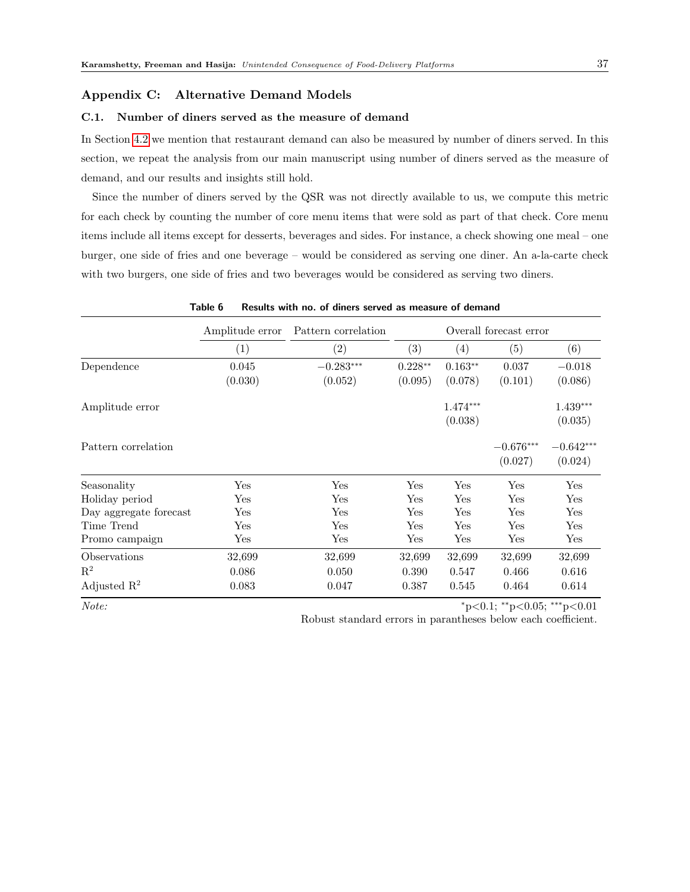## Appendix C: Alternative Demand Models

### C.1. Number of diners served as the measure of demand

In Section 4.2 we mention that restaurant demand can also be measured by number of diners served. In this section, we repeat the analysis from our main manuscript using number of diners served as the measure of demand, and our results and insights still hold.

Since the number of diners served by the QSR was not directly available to us, we compute this metric for each check by counting the number of core menu items that were sold as part of that check. Core menu items include all items except for desserts, beverages and sides. For instance, a check showing one meal – one burger, one side of fries and one beverage – would be considered as serving one diner. An a-la-carte check with two burgers, one side of fries and two beverages would be considered as serving two diners.

**Table 6 Results with no. of diners served as measure of demand**

| | Amplitude error | Pattern correlation | Overall forecast error | | | |
|---|---|---|---|---|---|---|
| | (1) | (2) | (3) | (4) | (5) | (6) |
| Dependence | 0.045 | $-0.283^{***}$ | $0.228^{**}$ | $0.163^{**}$ | 0.037 | $-0.018$ |
| | (0.030) | (0.052) | (0.095) | (0.078) | (0.101) | (0.086) |
| Amplitude error | | | | $1.474^{***}$ | | $1.439^{***}$ |
| | | | | (0.038) | | (0.035) |
| Pattern correlation | | | | | $-0.676^{***}$ | $-0.642^{***}$ |
| | | | | | (0.027) | (0.024) |
| Seasonality | Yes | Yes | Yes | Yes | Yes | Yes |
| Holiday period | Yes | Yes | Yes | Yes | Yes | Yes |
| Day aggregate forecast | Yes | Yes | Yes | Yes | Yes | Yes |
| Time Trend | Yes | Yes | Yes | Yes | Yes | Yes |
| Promo campaign | Yes | Yes | Yes | Yes | Yes | Yes |
| Observations | 32,699 | 32,699 | 32,699 | 32,699 | 32,699 | 32,699 |
| $R^2$ | 0.086 | 0.050 | 0.390 | 0.547 | 0.466 | 0.616 |
| Adjusted $R^2$ | 0.083 | 0.047 | 0.387 | 0.545 | 0.464 | 0.614 |

*Note:* $^{*}p<0.1$; $^{**}p<0.05$; $^{***}p<0.01$

Robust standard errors in parantheses below each coefficient.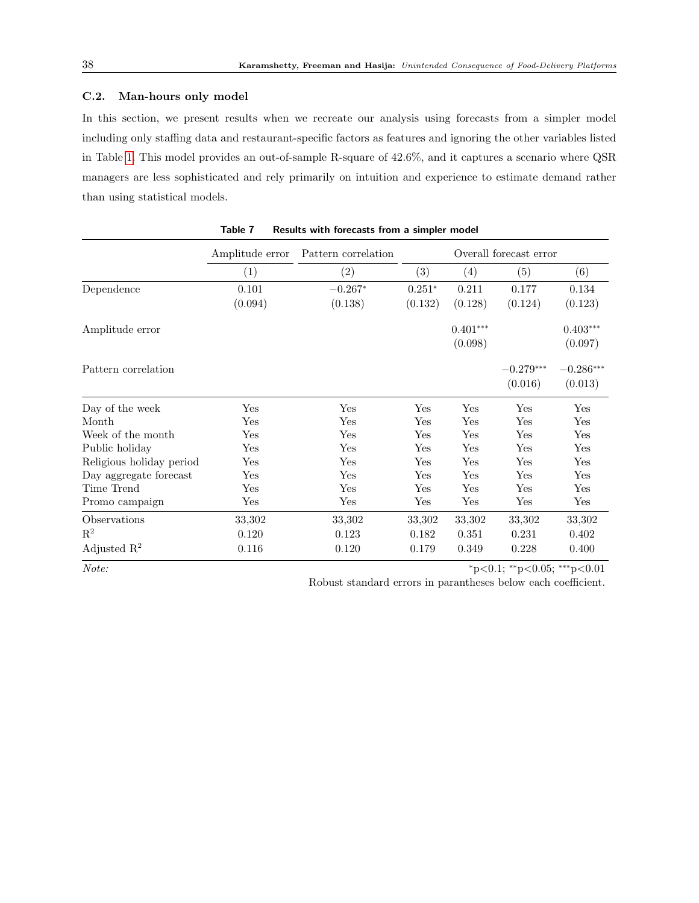### C.2. Man-hours only model

In this section, we present results when we recreate our analysis using forecasts from a simpler model including only staffing data and restaurant-specific factors as features and ignoring the other variables listed in Table 1. This model provides an out-of-sample R-square of 42.6%, and it captures a scenario where QSR managers are less sophisticated and rely primarily on intuition and experience to estimate demand rather than using statistical models.

**Table 7 Results with forecasts from a simpler model**

| | Amplitude error | Pattern correlation | Overall forecast error | | | |
|---|---|---|---|---|---|---|
| | (1) | (2) | (3) | (4) | (5) | (6) |
| Dependence | 0.101 | $-0.267^{*}$ | $0.251^{*}$ | 0.211 | 0.177 | 0.134 |
| | (0.094) | (0.138) | (0.132) | (0.128) | (0.124) | (0.123) |
| Amplitude error | | | | $0.401^{***}$ | | $0.403^{***}$ |
| | | | | (0.098) | | (0.097) |
| Pattern correlation | | | | | $-0.279^{***}$ | $-0.286^{***}$ |
| | | | | | (0.016) | (0.013) |
| Day of the week | Yes | Yes | Yes | Yes | Yes | Yes |
| Month | Yes | Yes | Yes | Yes | Yes | Yes |
| Week of the month | Yes | Yes | Yes | Yes | Yes | Yes |
| Public holiday | Yes | Yes | Yes | Yes | Yes | Yes |
| Religious holiday period | Yes | Yes | Yes | Yes | Yes | Yes |
| Day aggregate forecast | Yes | Yes | Yes | Yes | Yes | Yes |
| Time Trend | Yes | Yes | Yes | Yes | Yes | Yes |
| Promo campaign | Yes | Yes | Yes | Yes | Yes | Yes |
| Observations | 33,302 | 33,302 | 33,302 | 33,302 | 33,302 | 33,302 |
| $R^2$ | 0.120 | 0.123 | 0.182 | 0.351 | 0.231 | 0.402 |
| Adjusted $R^2$ | 0.116 | 0.120 | 0.179 | 0.349 | 0.228 | 0.400 |

*Note:* $^{*}p<0.1$; $^{**}p<0.05$; $^{***}p<0.01$

Robust standard errors in parantheses below each coefficient.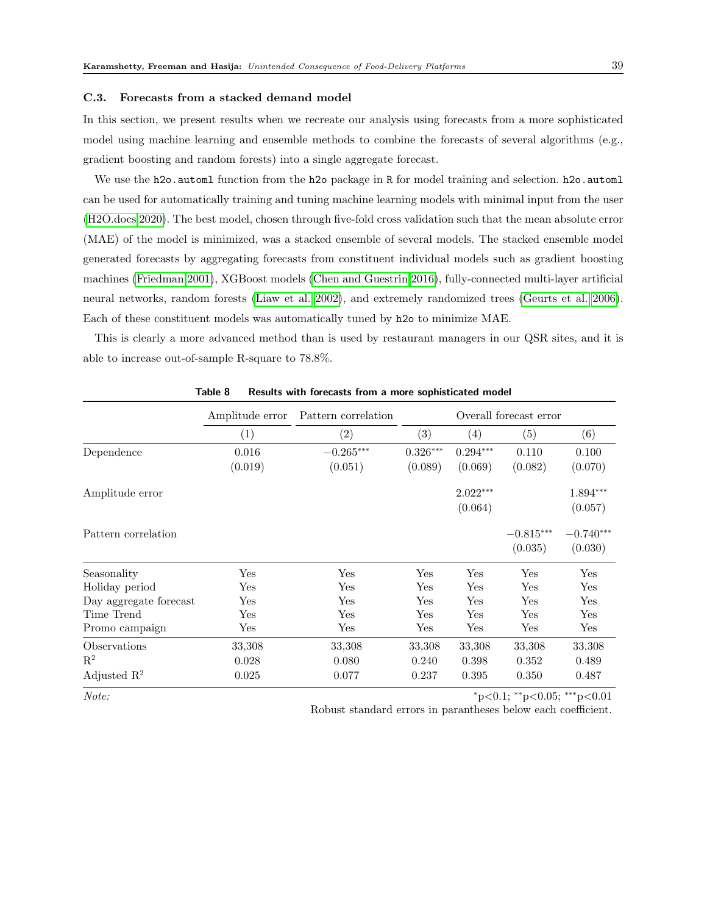### C.3. Forecasts from a stacked demand model

In this section, we present results when we recreate our analysis using forecasts from a more sophisticated model using machine learning and ensemble methods to combine the forecasts of several algorithms (e.g., gradient boosting and random forests) into a single aggregate forecast.

We use the `h2o.automl` function from the `h2o` package in `R` for model training and selection. `h2o.automl` can be used for automatically training and tuning machine learning models with minimal input from the user (H2O.docs 2020). The best model, chosen through five-fold cross validation such that the mean absolute error (MAE) of the model is minimized, was a stacked ensemble of several models. The stacked ensemble model generated forecasts by aggregating forecasts from constituent individual models such as gradient boosting machines (Friedman 2001), XGBoost models (Chen and Guestrin 2016), fully-connected multi-layer artificial neural networks, random forests (Liaw et al. 2002), and extremely randomized trees (Geurts et al. 2006). Each of these constituent models was automatically tuned by `h2o` to minimize MAE.

This is clearly a more advanced method than is used by restaurant managers in our QSR sites, and it is able to increase out-of-sample R-square to 78.8%.

**Table 8 Results with forecasts from a more sophisticated model**

| | Amplitude error | Pattern correlation | Overall forecast error | | | |
|---|---|---|---|---|---|---|
| | (1) | (2) | (3) | (4) | (5) | (6) |
| Dependence | 0.016 | $-0.265^{***}$ | $0.326^{***}$ | $0.294^{***}$ | 0.110 | 0.100 |
| | (0.019) | (0.051) | (0.089) | (0.069) | (0.082) | (0.070) |
| Amplitude error | | | | $2.022^{***}$ | | $1.894^{***}$ |
| | | | | (0.064) | | (0.057) |
| Pattern correlation | | | | | $-0.815^{***}$ | $-0.740^{***}$ |
| | | | | | (0.035) | (0.030) |
| Seasonality | Yes | Yes | Yes | Yes | Yes | Yes |
| Holiday period | Yes | Yes | Yes | Yes | Yes | Yes |
| Day aggregate forecast | Yes | Yes | Yes | Yes | Yes | Yes |
| Time Trend | Yes | Yes | Yes | Yes | Yes | Yes |
| Promo campaign | Yes | Yes | Yes | Yes | Yes | Yes |
| Observations | 33,308 | 33,308 | 33,308 | 33,308 | 33,308 | 33,308 |
| $R^2$ | 0.028 | 0.080 | 0.240 | 0.398 | 0.352 | 0.489 |
| Adjusted $R^2$ | 0.025 | 0.077 | 0.237 | 0.395 | 0.350 | 0.487 |

*Note:* $^{*}$p<0.1; $^{**}$p<0.05; $^{***}$p<0.01

Robust standard errors in parantheses below each coefficient.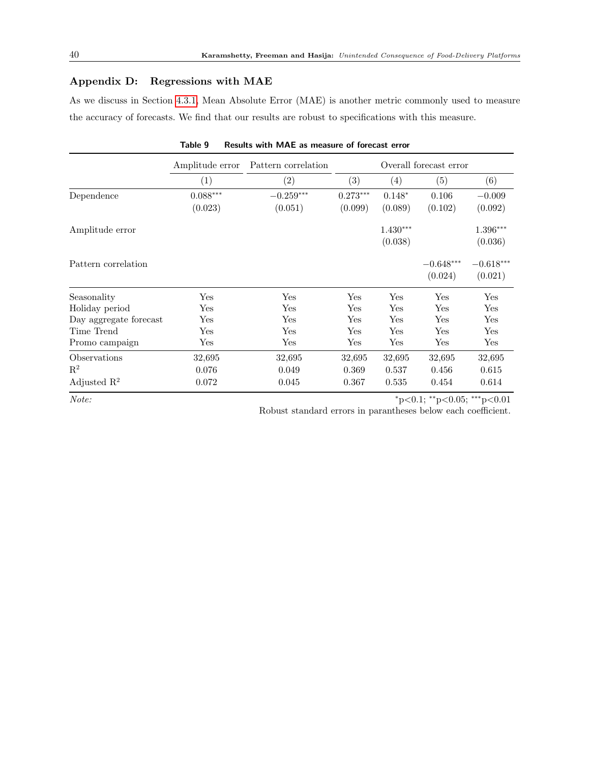## Appendix D: Regressions with MAE

As we discuss in Section 4.3.1, Mean Absolute Error (MAE) is another metric commonly used to measure the accuracy of forecasts. We find that our results are robust to specifications with this measure.

**Table 9 Results with MAE as measure of forecast error**

| | Amplitude error | Pattern correlation | Overall forecast error | | | |
|---|---|---|---|---|---|---|
| | (1) | (2) | (3) | (4) | (5) | (6) |
| Dependence | $0.088^{***}$ | $-0.259^{***}$ | $0.273^{***}$ | $0.148^{*}$ | 0.106 | $-0.009$ |
| | (0.023) | (0.051) | (0.099) | (0.089) | (0.102) | (0.092) |
| Amplitude error | | | | $1.430^{***}$ | | $1.396^{***}$ |
| | | | | (0.038) | | (0.036) |
| Pattern correlation | | | | | $-0.648^{***}$ | $-0.618^{***}$ |
| | | | | | (0.024) | (0.021) |
| Seasonality | Yes | Yes | Yes | Yes | Yes | Yes |
| Holiday period | Yes | Yes | Yes | Yes | Yes | Yes |
| Day aggregate forecast | Yes | Yes | Yes | Yes | Yes | Yes |
| Time Trend | Yes | Yes | Yes | Yes | Yes | Yes |
| Promo campaign | Yes | Yes | Yes | Yes | Yes | Yes |
| Observations | 32,695 | 32,695 | 32,695 | 32,695 | 32,695 | 32,695 |
| $R^2$ | 0.076 | 0.049 | 0.369 | 0.537 | 0.456 | 0.615 |
| Adjusted $R^2$ | 0.072 | 0.045 | 0.367 | 0.535 | 0.454 | 0.614 |

*Note:* $^{*}p<0.1$; $^{**}p<0.05$; $^{***}p<0.01$

Robust standard errors in parantheses below each coefficient.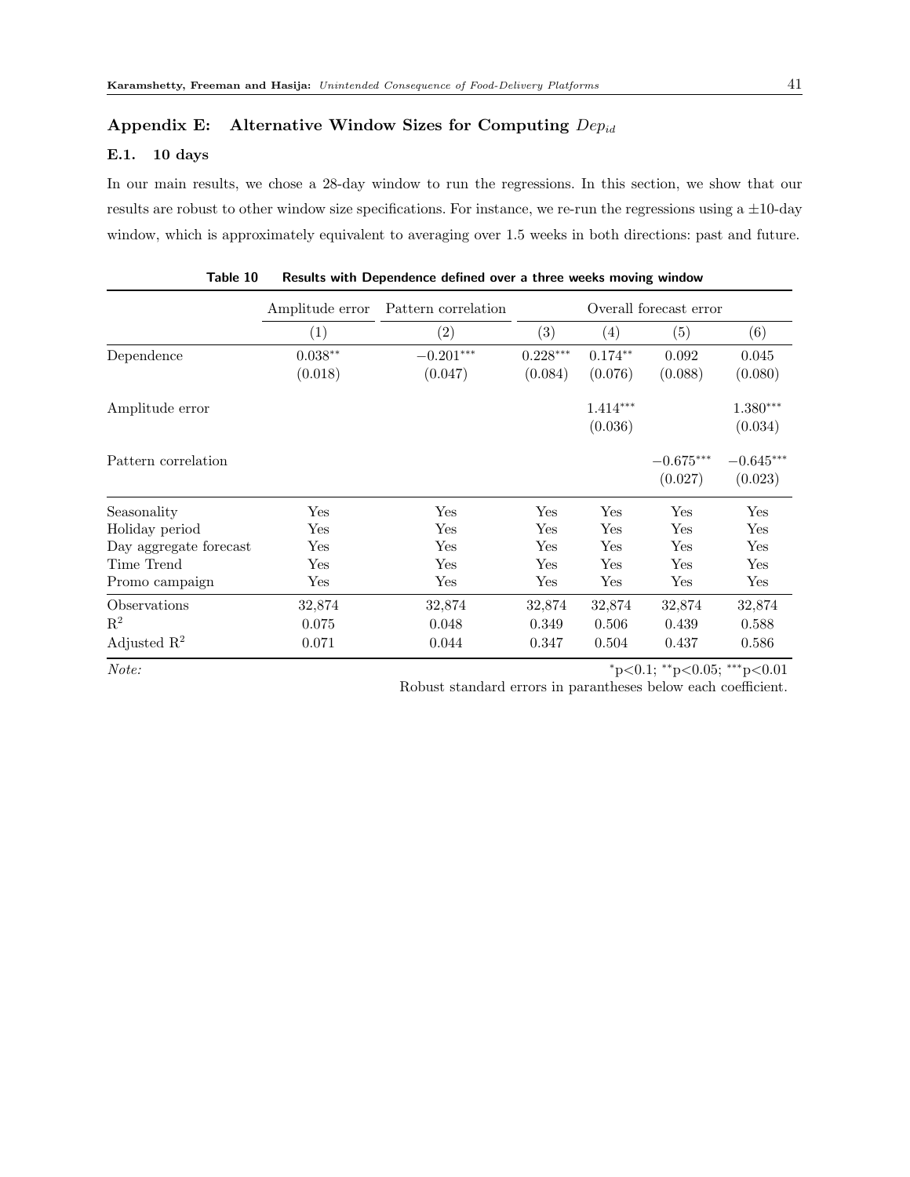## Appendix E: Alternative Window Sizes for Computing $Dep_{id}$

### E.1. 10 days

In our main results, we chose a 28-day window to run the regressions. In this section, we show that our results are robust to other window size specifications. For instance, we re-run the regressions using a $\pm 10$-day window, which is approximately equivalent to averaging over 1.5 weeks in both directions: past and future.

**Table 10 Results with Dependence defined over a three weeks moving window**

| | Amplitude error | Pattern correlation | Overall forecast error | | | |
|---|---|---|---|---|---|---|
| | (1) | (2) | (3) | (4) | (5) | (6) |
| Dependence | $0.038^{**}$ | $-0.201^{***}$ | $0.228^{***}$ | $0.174^{**}$ | 0.092 | 0.045 |
| | (0.018) | (0.047) | (0.084) | (0.076) | (0.088) | (0.080) |
| Amplitude error | | | | $1.414^{***}$ | | $1.380^{***}$ |
| | | | | (0.036) | | (0.034) |
| Pattern correlation | | | | | $-0.675^{***}$ | $-0.645^{***}$ |
| | | | | | (0.027) | (0.023) |
| Seasonality | Yes | Yes | Yes | Yes | Yes | Yes |
| Holiday period | Yes | Yes | Yes | Yes | Yes | Yes |
| Day aggregate forecast | Yes | Yes | Yes | Yes | Yes | Yes |
| Time Trend | Yes | Yes | Yes | Yes | Yes | Yes |
| Promo campaign | Yes | Yes | Yes | Yes | Yes | Yes |
| Observations | 32,874 | 32,874 | 32,874 | 32,874 | 32,874 | 32,874 |
| $R^2$ | 0.075 | 0.048 | 0.349 | 0.506 | 0.439 | 0.588 |
| Adjusted $R^2$ | 0.071 | 0.044 | 0.347 | 0.504 | 0.437 | 0.586 |

*Note:* $^{*}p<0.1$; $^{**}p<0.05$; $^{***}p<0.01$
Robust standard errors in parantheses below each coefficient.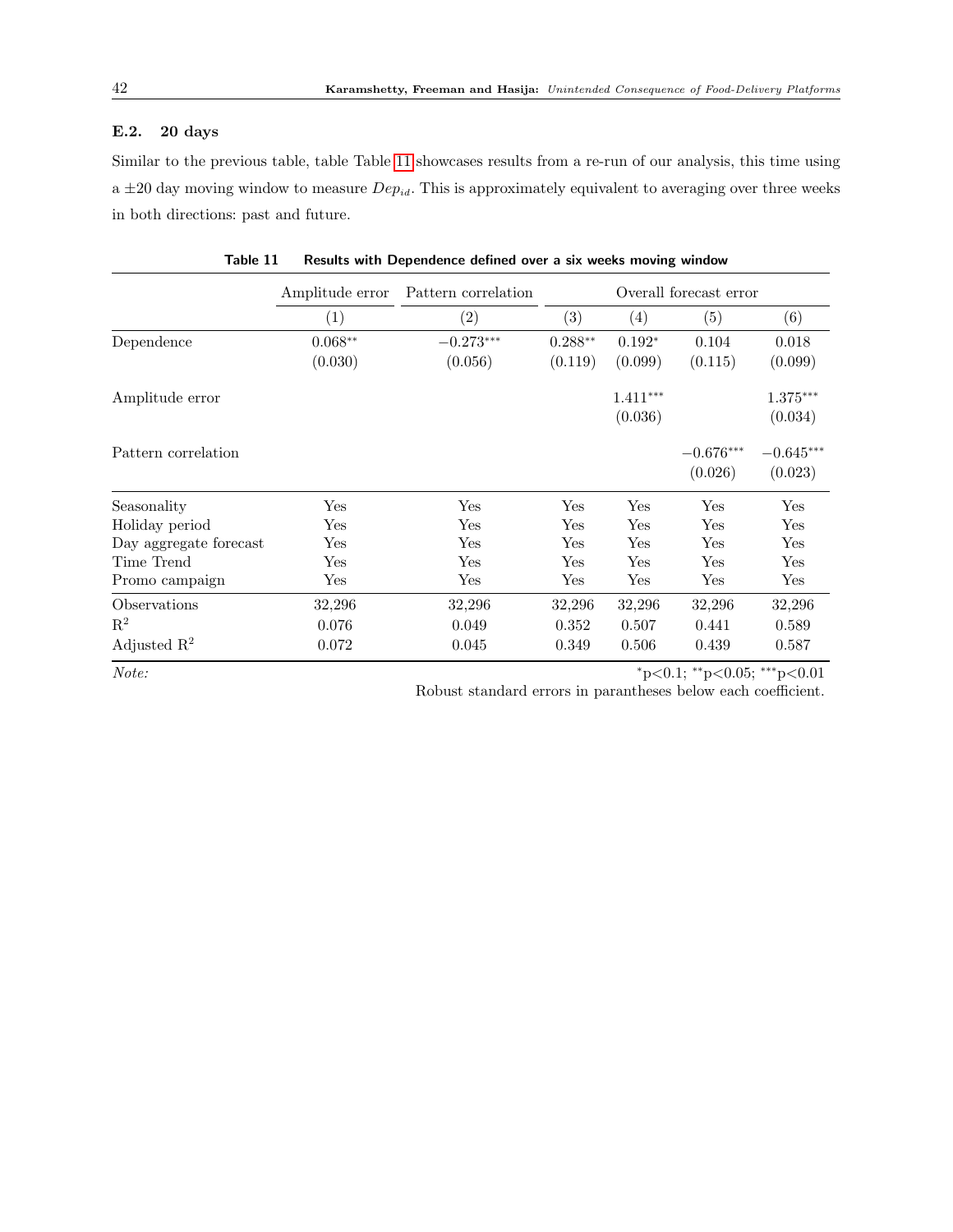### E.2. 20 days

Similar to the previous table, table Table 11 showcases results from a re-run of our analysis, this time using a $\pm 20$ day moving window to measure $Dep_{id}$. This is approximately equivalent to averaging over three weeks in both directions: past and future.

**Table 11 Results with Dependence defined over a six weeks moving window**

| | Amplitude error | Pattern correlation | Overall forecast error | | | |
|---|---|---|---|---|---|---|
| | (1) | (2) | (3) | (4) | (5) | (6) |
| Dependence | $0.068^{**}$ | $-0.273^{***}$ | $0.288^{**}$ | $0.192^{*}$ | 0.104 | 0.018 |
| | (0.030) | (0.056) | (0.119) | (0.099) | (0.115) | (0.099) |
| Amplitude error | | | | $1.411^{***}$ | | $1.375^{***}$ |
| | | | | (0.036) | | (0.034) |
| Pattern correlation | | | | | $-0.676^{***}$ | $-0.645^{***}$ |
| | | | | | (0.026) | (0.023) |
| Seasonality | Yes | Yes | Yes | Yes | Yes | Yes |
| Holiday period | Yes | Yes | Yes | Yes | Yes | Yes |
| Day aggregate forecast | Yes | Yes | Yes | Yes | Yes | Yes |
| Time Trend | Yes | Yes | Yes | Yes | Yes | Yes |
| Promo campaign | Yes | Yes | Yes | Yes | Yes | Yes |
| Observations | 32,296 | 32,296 | 32,296 | 32,296 | 32,296 | 32,296 |
| $R^2$ | 0.076 | 0.049 | 0.352 | 0.507 | 0.441 | 0.589 |
| Adjusted $R^2$ | 0.072 | 0.045 | 0.349 | 0.506 | 0.439 | 0.587 |

*Note:* $^{*}p<0.1$; $^{**}p<0.05$; $^{***}p<0.01$

Robust standard errors in parantheses below each coefficient.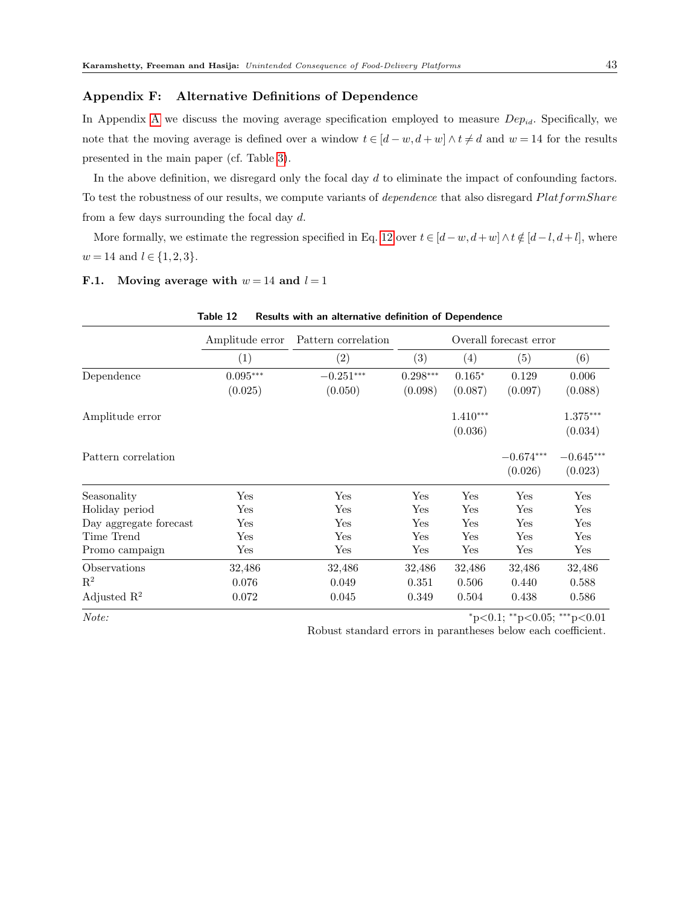## Appendix F: Alternative Definitions of Dependence

In Appendix A we discuss the moving average specification employed to measure $Dep_{id}$. Specifically, we note that the moving average is defined over a window $t \in [d-w, d+w] \wedge t \neq d$ and $w = 14$ for the results presented in the main paper (cf. Table 3).

In the above definition, we disregard only the focal day $d$ to eliminate the impact of confounding factors. To test the robustness of our results, we compute variants of *dependence* that also disregard $PlatformShare$ from a few days surrounding the focal day $d$.

More formally, we estimate the regression specified in Eq. 12 over $t \in [d-w, d+w] \wedge t \notin [d-l, d+l]$, where $w = 14$ and $l \in \{1, 2, 3\}$.

### F.1. Moving average with $w = 14$ and $l = 1$

**Table 12 Results with an alternative definition of Dependence**

| | Amplitude error | Pattern correlation | Overall forecast error | | | |
|---|---|---|---|---|---|---|
| | (1) | (2) | (3) | (4) | (5) | (6) |
| Dependence | 0.095*** | −0.251*** | 0.298*** | 0.165* | 0.129 | 0.006 |
| | (0.025) | (0.050) | (0.098) | (0.087) | (0.097) | (0.088) |
| Amplitude error | | | | 1.410*** | | 1.375*** |
| | | | | (0.036) | | (0.034) |
| Pattern correlation | | | | | −0.674*** | −0.645*** |
| | | | | | (0.026) | (0.023) |
| Seasonality | Yes | Yes | Yes | Yes | Yes | Yes |
| Holiday period | Yes | Yes | Yes | Yes | Yes | Yes |
| Day aggregate forecast | Yes | Yes | Yes | Yes | Yes | Yes |
| Time Trend | Yes | Yes | Yes | Yes | Yes | Yes |
| Promo campaign | Yes | Yes | Yes | Yes | Yes | Yes |
| Observations | 32,486 | 32,486 | 32,486 | 32,486 | 32,486 | 32,486 |
| $R^2$ | 0.076 | 0.049 | 0.351 | 0.506 | 0.440 | 0.588 |
| Adjusted $R^2$ | 0.072 | 0.045 | 0.349 | 0.504 | 0.438 | 0.586 |

*Note:* *p<0.1; **p<0.05; ***p<0.01

Robust standard errors in parantheses below each coefficient.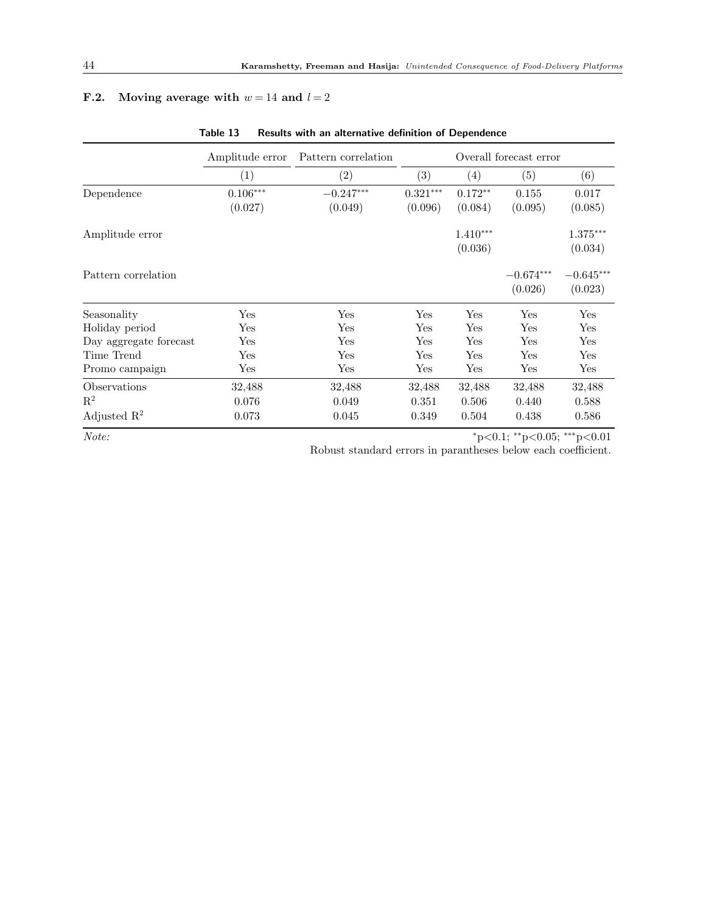### F.2. Moving average with $w = 14$ and $l = 2$

**Table 13 Results with an alternative definition of Dependence**

| | Amplitude error | Pattern correlation | Overall forecast error | | | |
|---|---|---|---|---|---|---|
| | (1) | (2) | (3) | (4) | (5) | (6) |
| Dependence | $0.106^{***}$ | $-0.247^{***}$ | $0.321^{***}$ | $0.172^{**}$ | 0.155 | 0.017 |
| | (0.027) | (0.049) | (0.096) | (0.084) | (0.095) | (0.085) |
| Amplitude error | | | | $1.410^{***}$ | | $1.375^{***}$ |
| | | | | (0.036) | | (0.034) |
| Pattern correlation | | | | | $-0.674^{***}$ | $-0.645^{***}$ |
| | | | | | (0.026) | (0.023) |
| Seasonality | Yes | Yes | Yes | Yes | Yes | Yes |
| Holiday period | Yes | Yes | Yes | Yes | Yes | Yes |
| Day aggregate forecast | Yes | Yes | Yes | Yes | Yes | Yes |
| Time Trend | Yes | Yes | Yes | Yes | Yes | Yes |
| Promo campaign | Yes | Yes | Yes | Yes | Yes | Yes |
| Observations | 32,488 | 32,488 | 32,488 | 32,488 | 32,488 | 32,488 |
| $R^2$ | 0.076 | 0.049 | 0.351 | 0.506 | 0.440 | 0.588 |
| Adjusted $R^2$ | 0.073 | 0.045 | 0.349 | 0.504 | 0.438 | 0.586 |

*Note:* $^{*}$p<0.1; $^{**}$p<0.05; $^{***}$p<0.01

Robust standard errors in parantheses below each coefficient.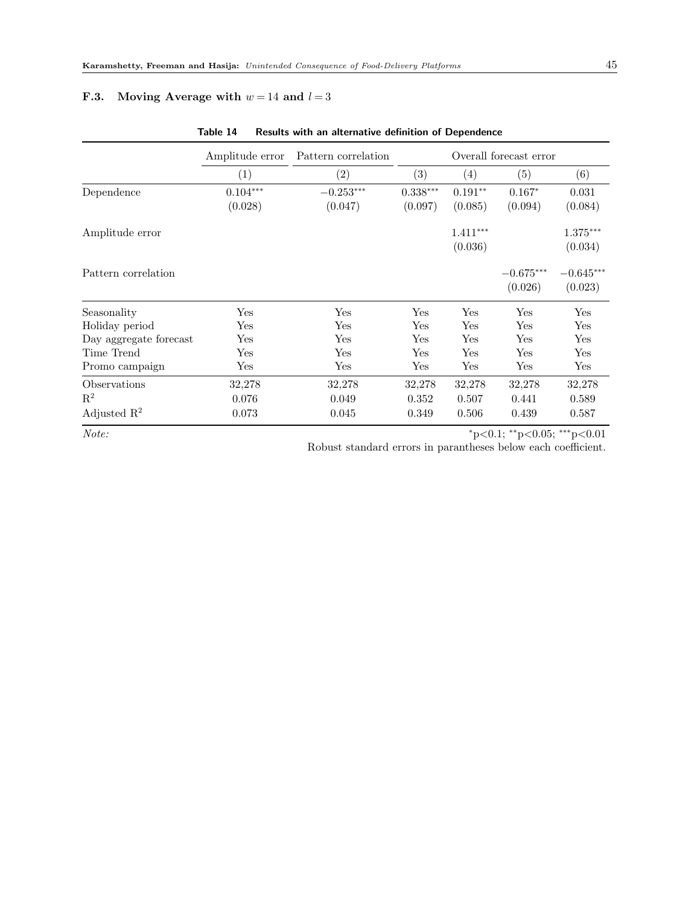### F.3. Moving Average with $w = 14$ and $l = 3$

Table 14 Results with an alternative definition of Dependence

| | Amplitude error | Pattern correlation | Overall forecast error | | | |
|---|---|---|---|---|---|---|
| | (1) | (2) | (3) | (4) | (5) | (6) |
| Dependence | $0.104^{***}$ | $-0.253^{***}$ | $0.338^{***}$ | $0.191^{**}$ | $0.167^{*}$ | 0.031 |
| | (0.028) | (0.047) | (0.097) | (0.085) | (0.094) | (0.084) |
| Amplitude error | | | | $1.411^{***}$ | | $1.375^{***}$ |
| | | | | (0.036) | | (0.034) |
| Pattern correlation | | | | | $-0.675^{***}$ | $-0.645^{***}$ |
| | | | | | (0.026) | (0.023) |
| Seasonality | Yes | Yes | Yes | Yes | Yes | Yes |
| Holiday period | Yes | Yes | Yes | Yes | Yes | Yes |
| Day aggregate forecast | Yes | Yes | Yes | Yes | Yes | Yes |
| Time Trend | Yes | Yes | Yes | Yes | Yes | Yes |
| Promo campaign | Yes | Yes | Yes | Yes | Yes | Yes |
| Observations | 32,278 | 32,278 | 32,278 | 32,278 | 32,278 | 32,278 |
| $R^2$ | 0.076 | 0.049 | 0.352 | 0.507 | 0.441 | 0.589 |
| Adjusted $R^2$ | 0.073 | 0.045 | 0.349 | 0.506 | 0.439 | 0.587 |

*Note:* $^{*}p<0.1$; $^{**}p<0.05$; $^{***}p<0.01$

Robust standard errors in parantheses below each coefficient.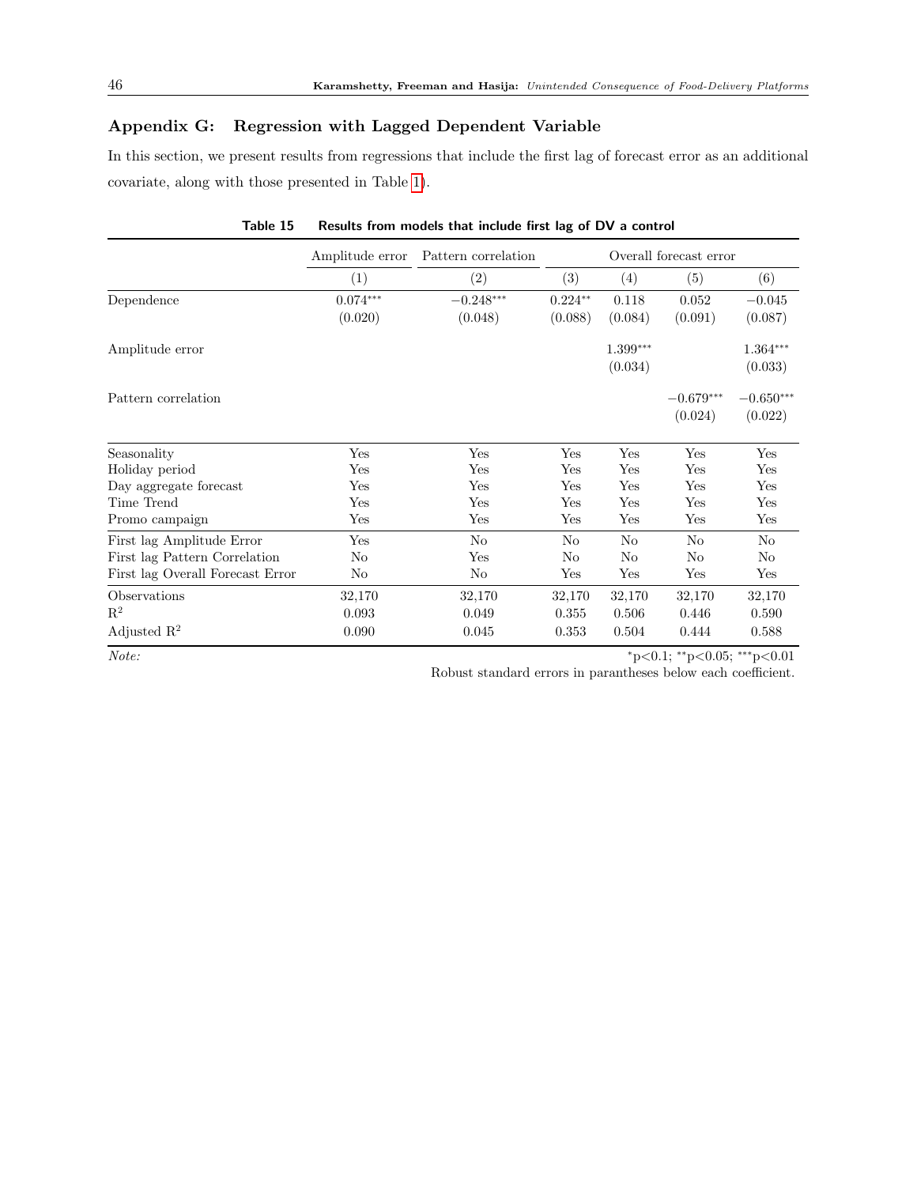## Appendix G: Regression with Lagged Dependent Variable

In this section, we present results from regressions that include the first lag of forecast error as an additional covariate, along with those presented in Table 1).

**Table 15 Results from models that include first lag of DV a control**

| | Amplitude error | Pattern correlation | Overall forecast error | | | |
|---|---|---|---|---|---|---|
| | (1) | (2) | (3) | (4) | (5) | (6) |
| Dependence | 0.074*** | −0.248*** | 0.224** | 0.118 | 0.052 | −0.045 |
| | (0.020) | (0.048) | (0.088) | (0.084) | (0.091) | (0.087) |
| Amplitude error | | | | 1.399*** | | 1.364*** |
| | | | | (0.034) | | (0.033) |
| Pattern correlation | | | | | −0.679*** | −0.650*** |
| | | | | | (0.024) | (0.022) |
| Seasonality | Yes | Yes | Yes | Yes | Yes | Yes |
| Holiday period | Yes | Yes | Yes | Yes | Yes | Yes |
| Day aggregate forecast | Yes | Yes | Yes | Yes | Yes | Yes |
| Time Trend | Yes | Yes | Yes | Yes | Yes | Yes |
| Promo campaign | Yes | Yes | Yes | Yes | Yes | Yes |
| First lag Amplitude Error | Yes | No | No | No | No | No |
| First lag Pattern Correlation | No | Yes | No | No | No | No |
| First lag Overall Forecast Error | No | No | Yes | Yes | Yes | Yes |
| Observations | 32,170 | 32,170 | 32,170 | 32,170 | 32,170 | 32,170 |
| $R^2$ | 0.093 | 0.049 | 0.355 | 0.506 | 0.446 | 0.590 |
| Adjusted $R^2$ | 0.090 | 0.045 | 0.353 | 0.504 | 0.444 | 0.588 |

*Note:* *p<0.1; **p<0.05; ***p<0.01

Robust standard errors in parantheses below each coefficient.